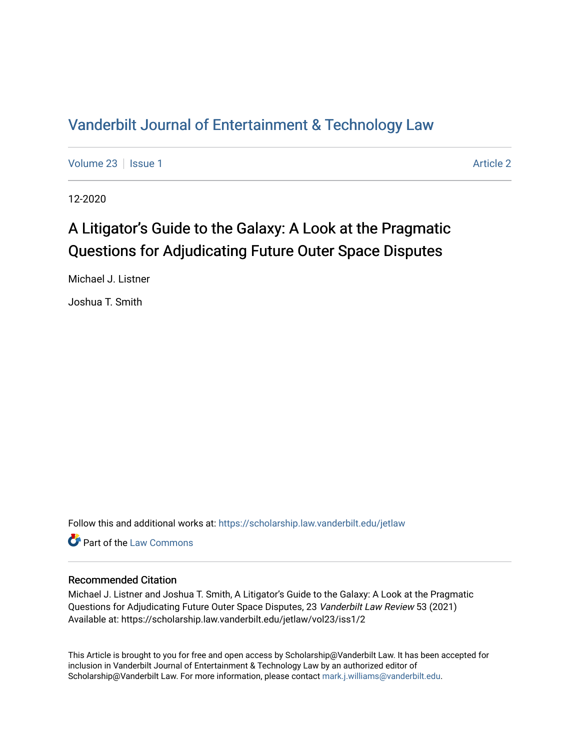# Vanderbilt Journal of Entertainment & Technology Law

Volume 23 | Issue 1 | Article 2

12-2020

## A Litigator's Guide to the Galaxy: A Look at the Pragmatic Questions for Adjudicating Future Outer Space Disputes

Michael J. Listner

Joshua T. Smith

Follow this and additional works at: https://scholarship.law.vanderbilt.edu/jetlaw

Part of the Law Commons

### Recommended Citation

Michael J. Listner and Joshua T. Smith, A Litigator's Guide to the Galaxy: A Look at the Pragmatic Questions for Adjudicating Future Outer Space Disputes, 23 *Vanderbilt Law Review* 53 (2021)
Available at: https://scholarship.law.vanderbilt.edu/jetlaw/vol23/iss1/2

This Article is brought to you for free and open access by Scholarship@Vanderbilt Law. It has been accepted for inclusion in Vanderbilt Journal of Entertainment & Technology Law by an authorized editor of Scholarship@Vanderbilt Law. For more information, please contact mark.j.williams@vanderbilt.edu.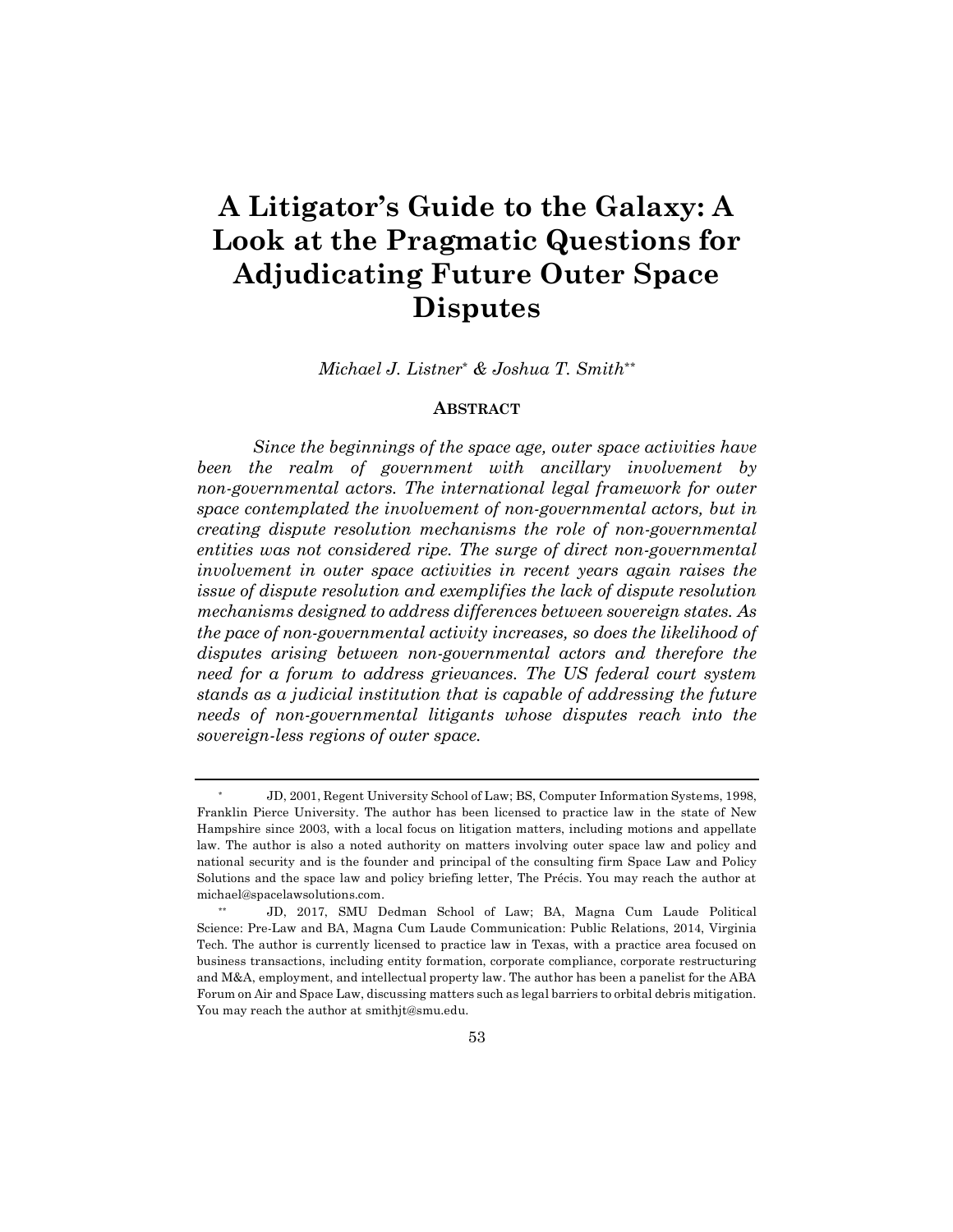# A Litigator's Guide to the Galaxy: A Look at the Pragmatic Questions for Adjudicating Future Outer Space Disputes

*Michael J. Listner[*] & Joshua T. Smith[**]*

## ABSTRACT

*Since the beginnings of the space age, outer space activities have been the realm of government with ancillary involvement by non-governmental actors. The international legal framework for outer space contemplated the involvement of non-governmental actors, but in creating dispute resolution mechanisms the role of non-governmental entities was not considered ripe. The surge of direct non-governmental involvement in outer space activities in recent years again raises the issue of dispute resolution and exemplifies the lack of dispute resolution mechanisms designed to address differences between sovereign states. As the pace of non-governmental activity increases, so does the likelihood of disputes arising between non-governmental actors and therefore the need for a forum to address grievances. The US federal court system stands as a judicial institution that is capable of addressing the future needs of non-governmental litigants whose disputes reach into the sovereign-less regions of outer space.*

---

[*] JD, 2001, Regent University School of Law; BS, Computer Information Systems, 1998, Franklin Pierce University. The author has been licensed to practice law in the state of New Hampshire since 2003, with a local focus on litigation matters, including motions and appellate law. The author is also a noted authority on matters involving outer space law and policy and national security and is the founder and principal of the consulting firm Space Law and Policy Solutions and the space law and policy briefing letter, The Précis. You may reach the author at michael@spacelawsolutions.com.

[**] JD, 2017, SMU Dedman School of Law; BA, Magna Cum Laude Political Science: Pre-Law and BA, Magna Cum Laude Communication: Public Relations, 2014, Virginia Tech. The author is currently licensed to practice law in Texas, with a practice area focused on business transactions, including entity formation, corporate compliance, corporate restructuring and M&A, employment, and intellectual property law. The author has been a panelist for the ABA Forum on Air and Space Law, discussing matters such as legal barriers to orbital debris mitigation. You may reach the author at smithjt@smu.edu.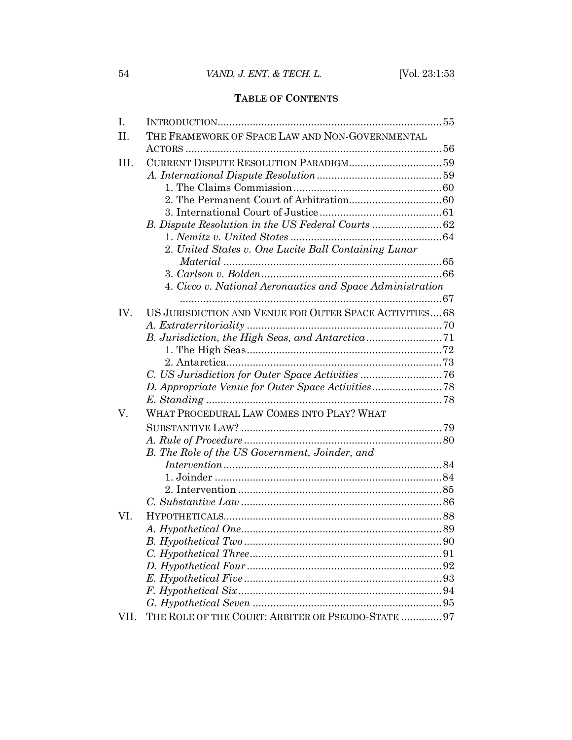**TABLE OF CONTENTS**

I. INTRODUCTION.....55

II. THE FRAMEWORK OF SPACE LAW AND NON-GOVERNMENTAL ACTORS.....56

III. CURRENT DISPUTE RESOLUTION PARADIGM.....59

- *A. International Dispute Resolution*.....59
  - 1. The Claims Commission.....60
  - 2. The Permanent Court of Arbitration.....60
  - 3. International Court of Justice.....61
- *B. Dispute Resolution in the US Federal Courts*.....62
  - 1. *Nemitz v. United States*.....64
  - 2. *United States v. One Lucite Ball Containing Lunar Material*.....65
  - 3. *Carlson v. Bolden*.....66
  - 4. *Cicco v. National Aeronautics and Space Administration*.....67

IV. US JURISDICTION AND VENUE FOR OUTER SPACE ACTIVITIES.....68

- *A. Extraterritoriality*.....70
- *B. Jurisdiction, the High Seas, and Antarctica*.....71
  - 1. The High Seas.....72
  - 2. Antarctica.....73
- *C. US Jurisdiction for Outer Space Activities*.....76
- *D. Appropriate Venue for Outer Space Activities*.....78
- *E. Standing*.....78

V. WHAT PROCEDURAL LAW COMES INTO PLAY? WHAT SUBSTANTIVE LAW?.....79

- *A. Rule of Procedure*.....80
- *B. The Role of the US Government, Joinder, and Intervention*.....84
  - 1. Joinder.....84
  - 2. Intervention.....85
- *C. Substantive Law*.....86

VI. HYPOTHETICALS.....88

- *A. Hypothetical One*.....89
- *B. Hypothetical Two*.....90
- *C. Hypothetical Three*.....91
- *D. Hypothetical Four*.....92
- *E. Hypothetical Five*.....93
- *F. Hypothetical Six*.....94
- *G. Hypothetical Seven*.....95

VII. THE ROLE OF THE COURT: ARBITER OR PSEUDO-STATE.....97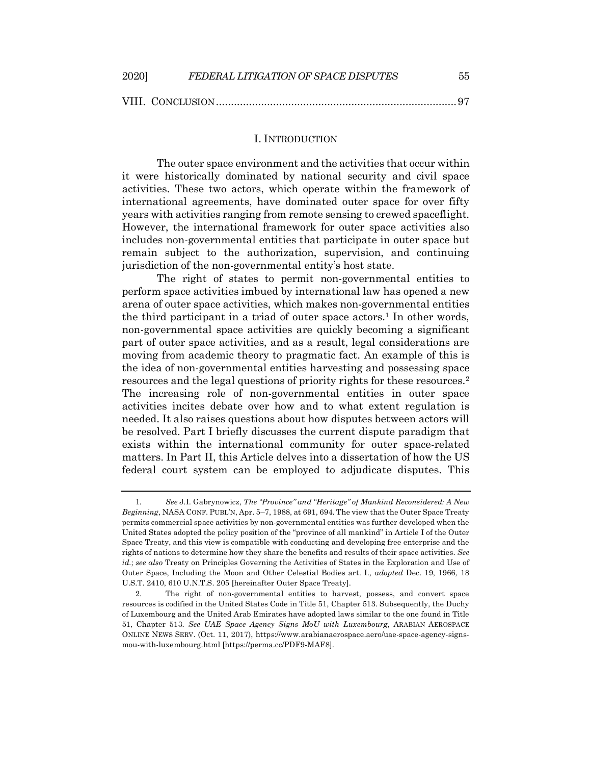VIII. CONCLUSION ................................................................................ 97

## I. INTRODUCTION

The outer space environment and the activities that occur within it were historically dominated by national security and civil space activities. These two actors, which operate within the framework of international agreements, have dominated outer space for over fifty years with activities ranging from remote sensing to crewed spaceflight. However, the international framework for outer space activities also includes non-governmental entities that participate in outer space but remain subject to the authorization, supervision, and continuing jurisdiction of the non-governmental entity's host state.

The right of states to permit non-governmental entities to perform space activities imbued by international law has opened a new arena of outer space activities, which makes non-governmental entities the third participant in a triad of outer space actors.[1] In other words, non-governmental space activities are quickly becoming a significant part of outer space activities, and as a result, legal considerations are moving from academic theory to pragmatic fact. An example of this is the idea of non-governmental entities harvesting and possessing space resources and the legal questions of priority rights for these resources.[2] The increasing role of non-governmental entities in outer space activities incites debate over how and to what extent regulation is needed. It also raises questions about how disputes between actors will be resolved. Part I briefly discusses the current dispute paradigm that exists within the international community for outer space-related matters. In Part II, this Article delves into a dissertation of how the US federal court system can be employed to adjudicate disputes. This

---

1. *See* J.I. Gabrynowicz, *The "Province" and "Heritage" of Mankind Reconsidered: A New Beginning*, NASA CONF. PUBL'N, Apr. 5–7, 1988, at 691, 694. The view that the Outer Space Treaty permits commercial space activities by non-governmental entities was further developed when the United States adopted the policy position of the "province of all mankind" in Article I of the Outer Space Treaty, and this view is compatible with conducting and developing free enterprise and the rights of nations to determine how they share the benefits and results of their space activities. *See id.*; *see also* Treaty on Principles Governing the Activities of States in the Exploration and Use of Outer Space, Including the Moon and Other Celestial Bodies art. I., *adopted* Dec. 19, 1966, 18 U.S.T. 2410, 610 U.N.T.S. 205 [hereinafter Outer Space Treaty].

2. The right of non-governmental entities to harvest, possess, and convert space resources is codified in the United States Code in Title 51, Chapter 513. Subsequently, the Duchy of Luxembourg and the United Arab Emirates have adopted laws similar to the one found in Title 51, Chapter 513. *See UAE Space Agency Signs MoU with Luxembourg*, ARABIAN AEROSPACE ONLINE NEWS SERV. (Oct. 11, 2017), https://www.arabianaerospace.aero/uae-space-agency-signs-mou-with-luxembourg.html [https://perma.cc/PDF9-MAF8].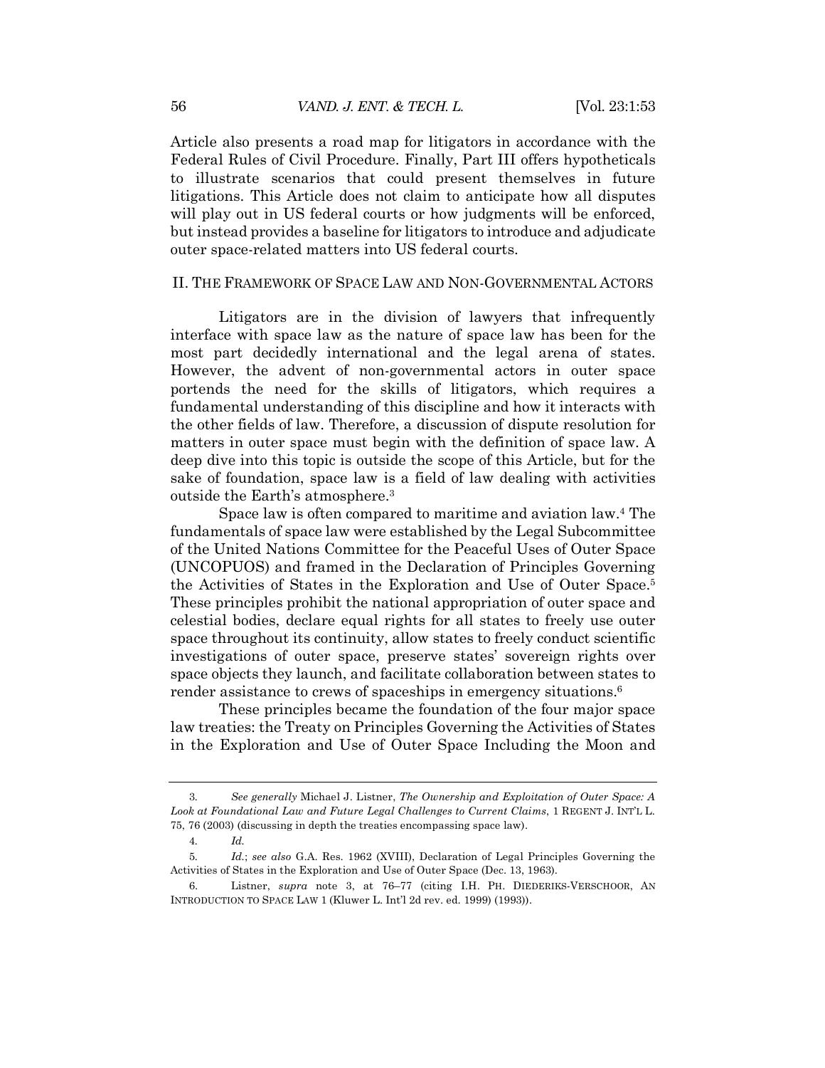Article also presents a road map for litigators in accordance with the Federal Rules of Civil Procedure. Finally, Part III offers hypotheticals to illustrate scenarios that could present themselves in future litigations. This Article does not claim to anticipate how all disputes will play out in US federal courts or how judgments will be enforced, but instead provides a baseline for litigators to introduce and adjudicate outer space-related matters into US federal courts.

## II. THE FRAMEWORK OF SPACE LAW AND NON-GOVERNMENTAL ACTORS

Litigators are in the division of lawyers that infrequently interface with space law as the nature of space law has been for the most part decidedly international and the legal arena of states. However, the advent of non-governmental actors in outer space portends the need for the skills of litigators, which requires a fundamental understanding of this discipline and how it interacts with the other fields of law. Therefore, a discussion of dispute resolution for matters in outer space must begin with the definition of space law. A deep dive into this topic is outside the scope of this Article, but for the sake of foundation, space law is a field of law dealing with activities outside the Earth's atmosphere.[3]

Space law is often compared to maritime and aviation law.[4] The fundamentals of space law were established by the Legal Subcommittee of the United Nations Committee for the Peaceful Uses of Outer Space (UNCOPUOS) and framed in the Declaration of Principles Governing the Activities of States in the Exploration and Use of Outer Space.[5] These principles prohibit the national appropriation of outer space and celestial bodies, declare equal rights for all states to freely use outer space throughout its continuity, allow states to freely conduct scientific investigations of outer space, preserve states' sovereign rights over space objects they launch, and facilitate collaboration between states to render assistance to crews of spaceships in emergency situations.[6]

These principles became the foundation of the four major space law treaties: the Treaty on Principles Governing the Activities of States in the Exploration and Use of Outer Space Including the Moon and

---

3. *See generally* Michael J. Listner, *The Ownership and Exploitation of Outer Space: A Look at Foundational Law and Future Legal Challenges to Current Claims*, 1 REGENT J. INT'L L. 75, 76 (2003) (discussing in depth the treaties encompassing space law).

4. *Id.*

5. *Id.*; *see also* G.A. Res. 1962 (XVIII), Declaration of Legal Principles Governing the Activities of States in the Exploration and Use of Outer Space (Dec. 13, 1963).

6. Listner, *supra* note 3, at 76–77 (citing I.H. PH. DIEDERIKS-VERSCHOOR, AN INTRODUCTION TO SPACE LAW 1 (Kluwer L. Int'l 2d rev. ed. 1999) (1993)).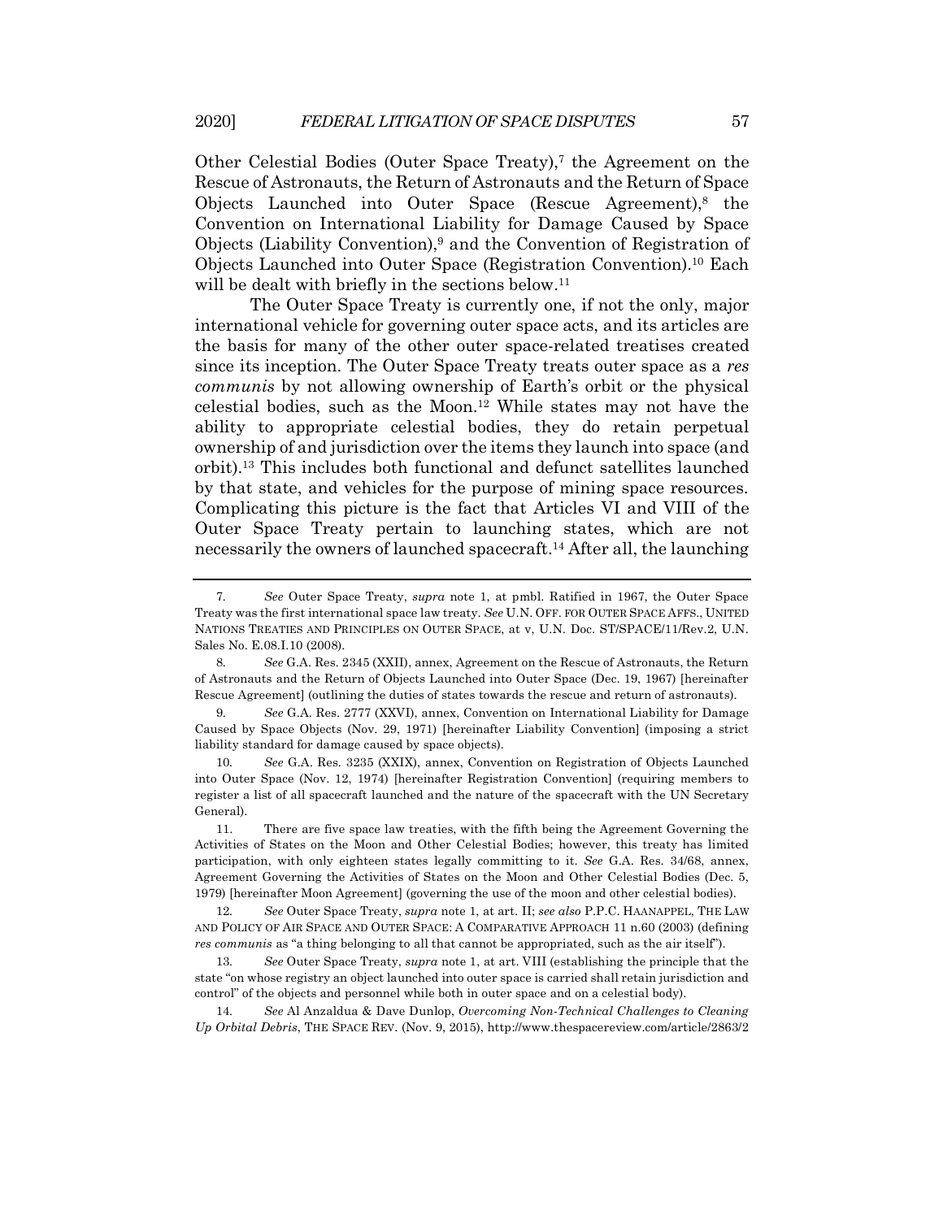Other Celestial Bodies (Outer Space Treaty),[7] the Agreement on the Rescue of Astronauts, the Return of Astronauts and the Return of Space Objects Launched into Outer Space (Rescue Agreement),[8] the Convention on International Liability for Damage Caused by Space Objects (Liability Convention),[9] and the Convention of Registration of Objects Launched into Outer Space (Registration Convention).[10] Each will be dealt with briefly in the sections below.[11]

The Outer Space Treaty is currently one, if not the only, major international vehicle for governing outer space acts, and its articles are the basis for many of the other outer space-related treatises created since its inception. The Outer Space Treaty treats outer space as a *res communis* by not allowing ownership of Earth's orbit or the physical celestial bodies, such as the Moon.[12] While states may not have the ability to appropriate celestial bodies, they do retain perpetual ownership of and jurisdiction over the items they launch into space (and orbit).[13] This includes both functional and defunct satellites launched by that state, and vehicles for the purpose of mining space resources. Complicating this picture is the fact that Articles VI and VIII of the Outer Space Treaty pertain to launching states, which are not necessarily the owners of launched spacecraft.[14] After all, the launching

---

7. *See* Outer Space Treaty, *supra* note 1, at pmbl. Ratified in 1967, the Outer Space Treaty was the first international space law treaty. *See* U.N. OFF. FOR OUTER SPACE AFFS., UNITED NATIONS TREATIES AND PRINCIPLES ON OUTER SPACE, at v, U.N. Doc. ST/SPACE/11/Rev.2, U.N. Sales No. E.08.I.10 (2008).

8. *See* G.A. Res. 2345 (XXII), annex, Agreement on the Rescue of Astronauts, the Return of Astronauts and the Return of Objects Launched into Outer Space (Dec. 19, 1967) [hereinafter Rescue Agreement] (outlining the duties of states towards the rescue and return of astronauts).

9. *See* G.A. Res. 2777 (XXVI), annex, Convention on International Liability for Damage Caused by Space Objects (Nov. 29, 1971) [hereinafter Liability Convention] (imposing a strict liability standard for damage caused by space objects).

10. *See* G.A. Res. 3235 (XXIX), annex, Convention on Registration of Objects Launched into Outer Space (Nov. 12, 1974) [hereinafter Registration Convention] (requiring members to register a list of all spacecraft launched and the nature of the spacecraft with the UN Secretary General).

11. There are five space law treaties, with the fifth being the Agreement Governing the Activities of States on the Moon and Other Celestial Bodies; however, this treaty has limited participation, with only eighteen states legally committing to it. *See* G.A. Res. 34/68, annex, Agreement Governing the Activities of States on the Moon and Other Celestial Bodies (Dec. 5, 1979) [hereinafter Moon Agreement] (governing the use of the moon and other celestial bodies).

12. *See* Outer Space Treaty, *supra* note 1, at art. II; *see also* P.P.C. HAANAPPEL, THE LAW AND POLICY OF AIR SPACE AND OUTER SPACE: A COMPARATIVE APPROACH 11 n.60 (2003) (defining *res communis* as "a thing belonging to all that cannot be appropriated, such as the air itself").

13. *See* Outer Space Treaty, *supra* note 1, at art. VIII (establishing the principle that the state "on whose registry an object launched into outer space is carried shall retain jurisdiction and control" of the objects and personnel while both in outer space and on a celestial body).

14. *See* Al Anzaldua & Dave Dunlop, *Overcoming Non-Technical Challenges to Cleaning Up Orbital Debris*, THE SPACE REV. (Nov. 9, 2015), http://www.thespacereview.com/article/2863/2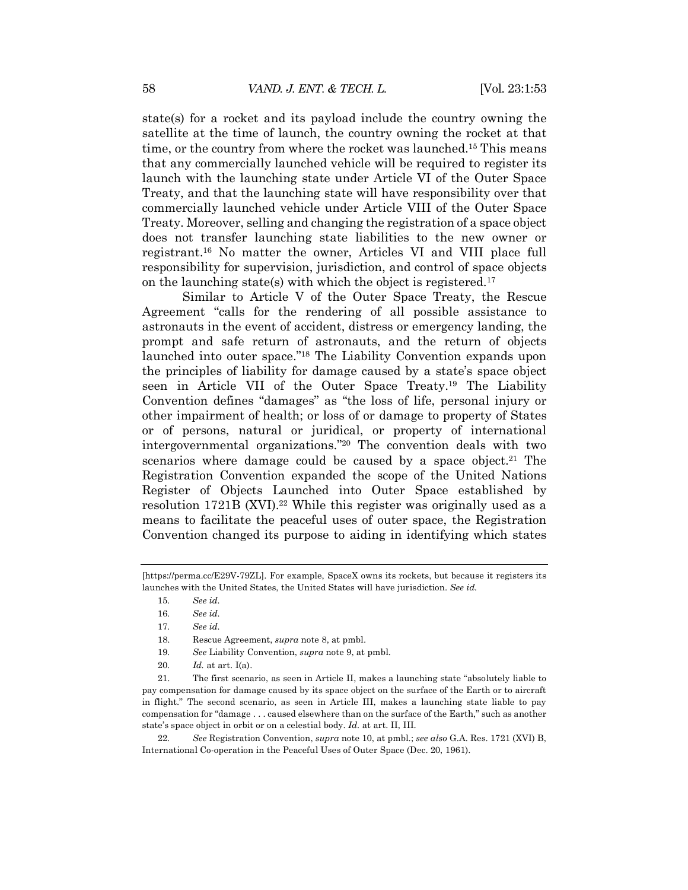state(s) for a rocket and its payload include the country owning the satellite at the time of launch, the country owning the rocket at that time, or the country from where the rocket was launched.[15] This means that any commercially launched vehicle will be required to register its launch with the launching state under Article VI of the Outer Space Treaty, and that the launching state will have responsibility over that commercially launched vehicle under Article VIII of the Outer Space Treaty. Moreover, selling and changing the registration of a space object does not transfer launching state liabilities to the new owner or registrant.[16] No matter the owner, Articles VI and VIII place full responsibility for supervision, jurisdiction, and control of space objects on the launching state(s) with which the object is registered.[17]

Similar to Article V of the Outer Space Treaty, the Rescue Agreement "calls for the rendering of all possible assistance to astronauts in the event of accident, distress or emergency landing, the prompt and safe return of astronauts, and the return of objects launched into outer space."[18] The Liability Convention expands upon the principles of liability for damage caused by a state's space object seen in Article VII of the Outer Space Treaty.[19] The Liability Convention defines "damages" as "the loss of life, personal injury or other impairment of health; or loss of or damage to property of States or of persons, natural or juridical, or property of international intergovernmental organizations."[20] The convention deals with two scenarios where damage could be caused by a space object.[21] The Registration Convention expanded the scope of the United Nations Register of Objects Launched into Outer Space established by resolution 1721B (XVI).[22] While this register was originally used as a means to facilitate the peaceful uses of outer space, the Registration Convention changed its purpose to aiding in identifying which states

---

[https://perma.cc/E29V-79ZL]. For example, SpaceX owns its rockets, but because it registers its launches with the United States, the United States will have jurisdiction. *See id.*

15. *See id.*

16. *See id.*

17. *See id.*

18. Rescue Agreement, *supra* note 8, at pmbl.

19. *See* Liability Convention, *supra* note 9, at pmbl.

20. *Id.* at art. I(a).

21. The first scenario, as seen in Article II, makes a launching state "absolutely liable to pay compensation for damage caused by its space object on the surface of the Earth or to aircraft in flight." The second scenario, as seen in Article III, makes a launching state liable to pay compensation for "damage . . . caused elsewhere than on the surface of the Earth," such as another state's space object in orbit or on a celestial body. *Id.* at art. II, III.

22. *See* Registration Convention, *supra* note 10, at pmbl.; *see also* G.A. Res. 1721 (XVI) B, International Co-operation in the Peaceful Uses of Outer Space (Dec. 20, 1961).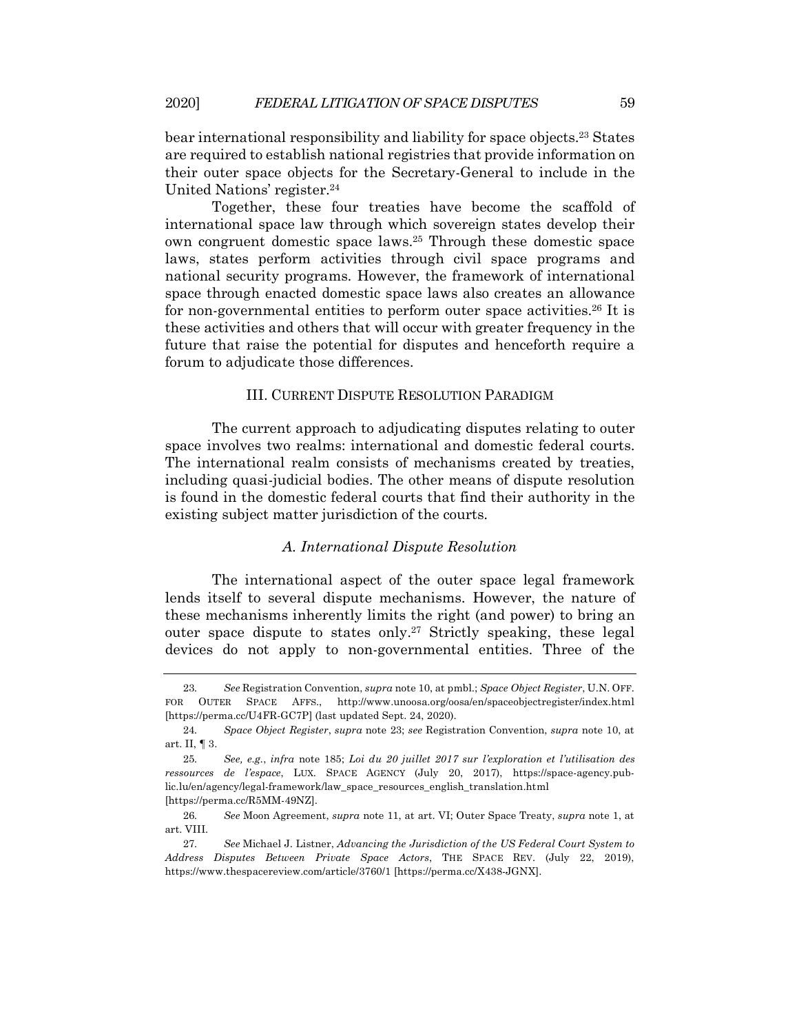bear international responsibility and liability for space objects.[23] States are required to establish national registries that provide information on their outer space objects for the Secretary-General to include in the United Nations' register.[24]

Together, these four treaties have become the scaffold of international space law through which sovereign states develop their own congruent domestic space laws.[25] Through these domestic space laws, states perform activities through civil space programs and national security programs. However, the framework of international space through enacted domestic space laws also creates an allowance for non-governmental entities to perform outer space activities.[26] It is these activities and others that will occur with greater frequency in the future that raise the potential for disputes and henceforth require a forum to adjudicate those differences.

## III. CURRENT DISPUTE RESOLUTION PARADIGM

The current approach to adjudicating disputes relating to outer space involves two realms: international and domestic federal courts. The international realm consists of mechanisms created by treaties, including quasi-judicial bodies. The other means of dispute resolution is found in the domestic federal courts that find their authority in the existing subject matter jurisdiction of the courts.

### *A. International Dispute Resolution*

The international aspect of the outer space legal framework lends itself to several dispute mechanisms. However, the nature of these mechanisms inherently limits the right (and power) to bring an outer space dispute to states only.[27] Strictly speaking, these legal devices do not apply to non-governmental entities. Three of the

---

23. *See* Registration Convention, *supra* note 10, at pmbl.; *Space Object Register*, U.N. OFF. FOR OUTER SPACE AFFS., http://www.unoosa.org/oosa/en/spaceobjectregister/index.html [https://perma.cc/U4FR-GC7P] (last updated Sept. 24, 2020).

24. *Space Object Register*, *supra* note 23; *see* Registration Convention, *supra* note 10, at art. II, ¶ 3.

25. *See, e.g.*, *infra* note 185; *Loi du 20 juillet 2017 sur l'exploration et l'utilisation des ressources de l'espace*, LUX. SPACE AGENCY (July 20, 2017), https://space-agency.public.lu/en/agency/legal-framework/law_space_resources_english_translation.html [https://perma.cc/R5MM-49NZ].

26. *See* Moon Agreement, *supra* note 11, at art. VI; Outer Space Treaty, *supra* note 1, at art. VIII.

27. *See* Michael J. Listner, *Advancing the Jurisdiction of the US Federal Court System to Address Disputes Between Private Space Actors*, THE SPACE REV. (July 22, 2019), https://www.thespacereview.com/article/3760/1 [https://perma.cc/X438-JGNX].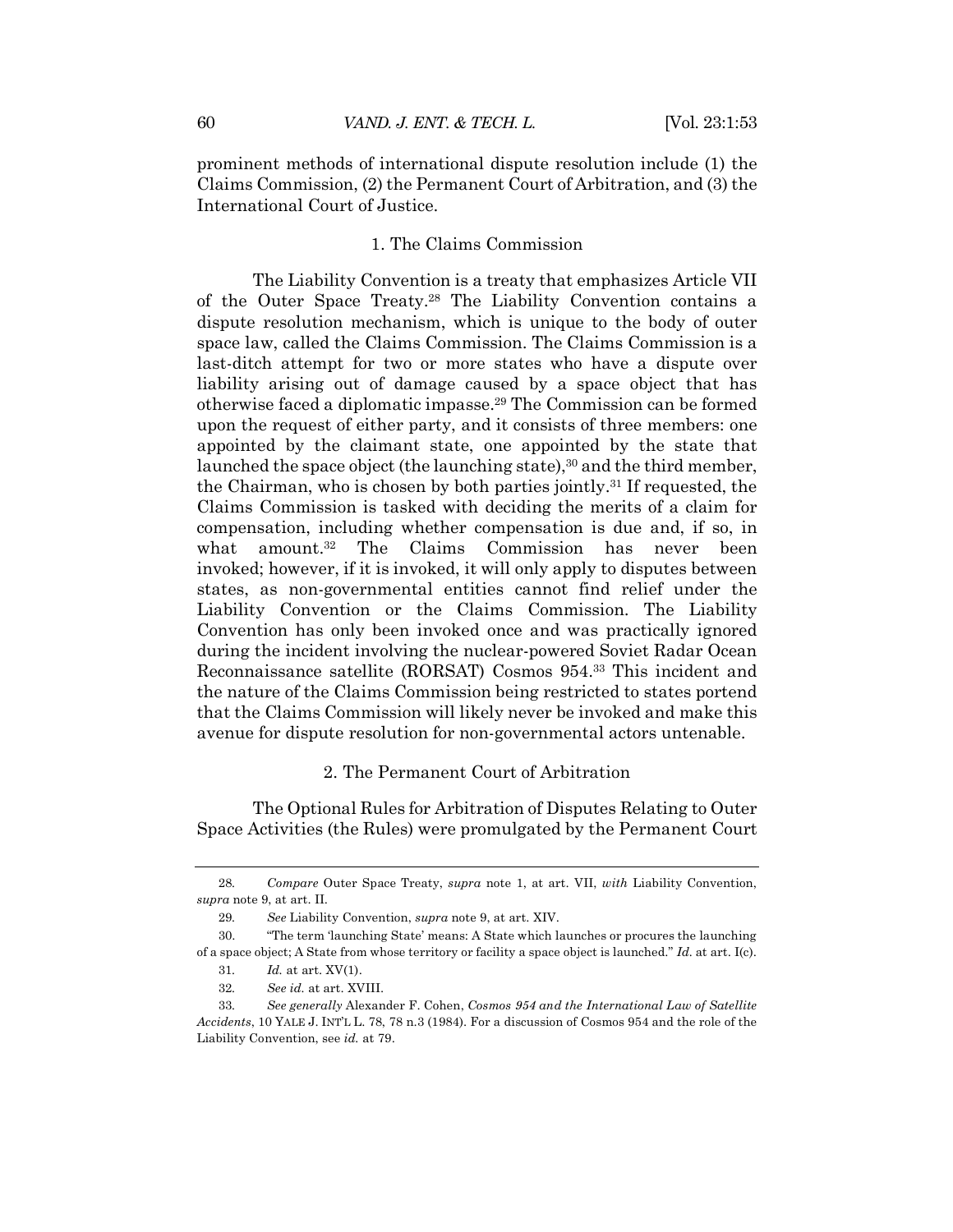prominent methods of international dispute resolution include (1) the Claims Commission, (2) the Permanent Court of Arbitration, and (3) the International Court of Justice.

### 1. The Claims Commission

The Liability Convention is a treaty that emphasizes Article VII of the Outer Space Treaty.[28] The Liability Convention contains a dispute resolution mechanism, which is unique to the body of outer space law, called the Claims Commission. The Claims Commission is a last-ditch attempt for two or more states who have a dispute over liability arising out of damage caused by a space object that has otherwise faced a diplomatic impasse.[29] The Commission can be formed upon the request of either party, and it consists of three members: one appointed by the claimant state, one appointed by the state that launched the space object (the launching state),[30] and the third member, the Chairman, who is chosen by both parties jointly.[31] If requested, the Claims Commission is tasked with deciding the merits of a claim for compensation, including whether compensation is due and, if so, in what amount.[32] The Claims Commission has never been invoked; however, if it is invoked, it will only apply to disputes between states, as non-governmental entities cannot find relief under the Liability Convention or the Claims Commission. The Liability Convention has only been invoked once and was practically ignored during the incident involving the nuclear-powered Soviet Radar Ocean Reconnaissance satellite (RORSAT) Cosmos 954.[33] This incident and the nature of the Claims Commission being restricted to states portend that the Claims Commission will likely never be invoked and make this avenue for dispute resolution for non-governmental actors untenable.

### 2. The Permanent Court of Arbitration

The Optional Rules for Arbitration of Disputes Relating to Outer Space Activities (the Rules) were promulgated by the Permanent Court

---

28. *Compare* Outer Space Treaty, *supra* note 1, at art. VII, *with* Liability Convention, *supra* note 9, at art. II.

29. *See* Liability Convention, *supra* note 9, at art. XIV.

30. "The term 'launching State' means: A State which launches or procures the launching of a space object; A State from whose territory or facility a space object is launched." *Id.* at art. I(c).

31. *Id.* at art. XV(1).

32. *See id.* at art. XVIII.

33. *See generally* Alexander F. Cohen, *Cosmos 954 and the International Law of Satellite Accidents*, 10 YALE J. INT'L L. 78, 78 n.3 (1984). For a discussion of Cosmos 954 and the role of the Liability Convention, see *id.* at 79.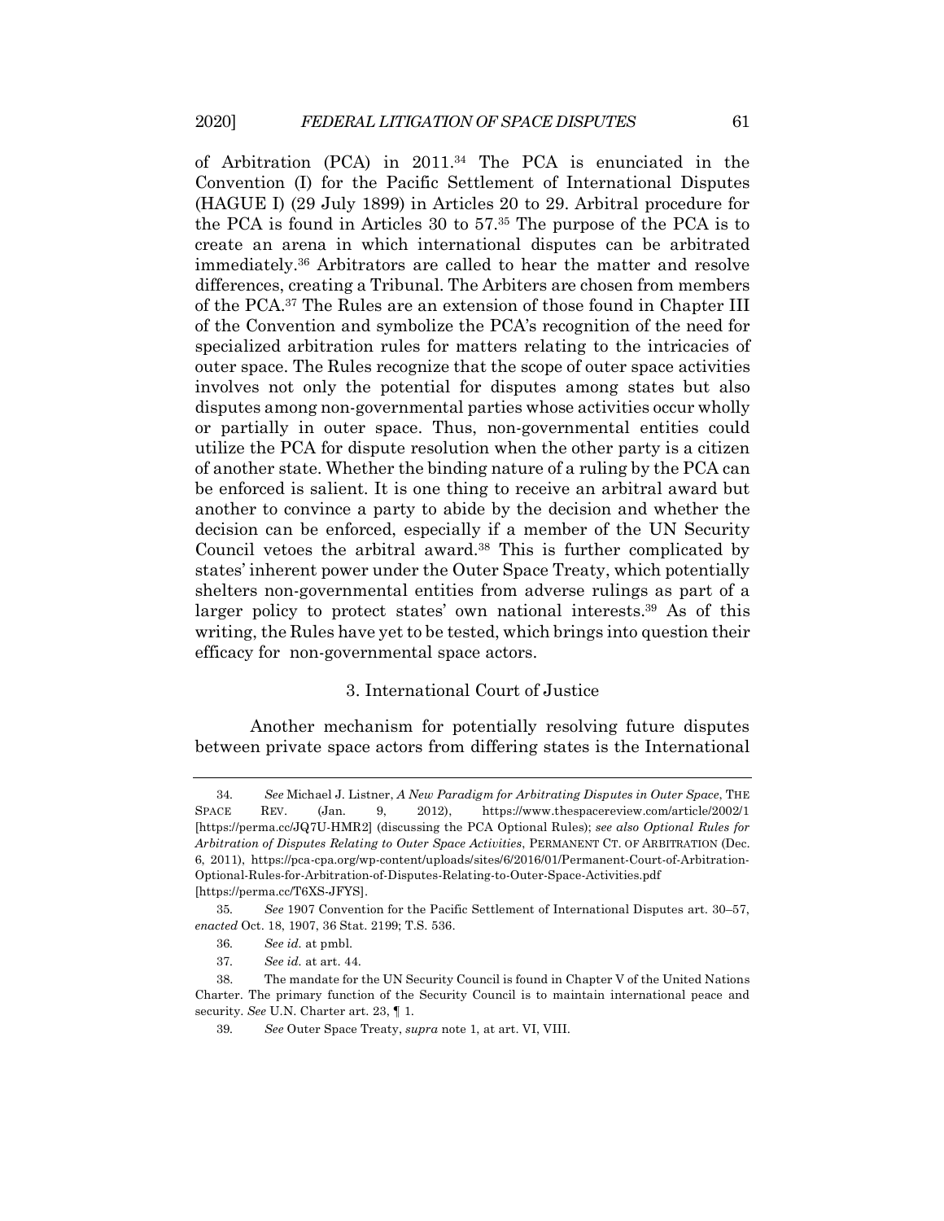of Arbitration (PCA) in 2011.[34] The PCA is enunciated in the Convention (I) for the Pacific Settlement of International Disputes (HAGUE I) (29 July 1899) in Articles 20 to 29. Arbitral procedure for the PCA is found in Articles 30 to 57.[35] The purpose of the PCA is to create an arena in which international disputes can be arbitrated immediately.[36] Arbitrators are called to hear the matter and resolve differences, creating a Tribunal. The Arbiters are chosen from members of the PCA.[37] The Rules are an extension of those found in Chapter III of the Convention and symbolize the PCA's recognition of the need for specialized arbitration rules for matters relating to the intricacies of outer space. The Rules recognize that the scope of outer space activities involves not only the potential for disputes among states but also disputes among non-governmental parties whose activities occur wholly or partially in outer space. Thus, non-governmental entities could utilize the PCA for dispute resolution when the other party is a citizen of another state. Whether the binding nature of a ruling by the PCA can be enforced is salient. It is one thing to receive an arbitral award but another to convince a party to abide by the decision and whether the decision can be enforced, especially if a member of the UN Security Council vetoes the arbitral award.[38] This is further complicated by states' inherent power under the Outer Space Treaty, which potentially shelters non-governmental entities from adverse rulings as part of a larger policy to protect states' own national interests.[39] As of this writing, the Rules have yet to be tested, which brings into question their efficacy for non-governmental space actors.

### 3. International Court of Justice

Another mechanism for potentially resolving future disputes between private space actors from differing states is the International

---

34. *See* Michael J. Listner, *A New Paradigm for Arbitrating Disputes in Outer Space*, THE SPACE REV. (Jan. 9, 2012), https://www.thespacereview.com/article/2002/1 [https://perma.cc/JQ7U-HMR2] (discussing the PCA Optional Rules); *see also Optional Rules for Arbitration of Disputes Relating to Outer Space Activities*, PERMANENT CT. OF ARBITRATION (Dec. 6, 2011), https://pca-cpa.org/wp-content/uploads/sites/6/2016/01/Permanent-Court-of-Arbitration-Optional-Rules-for-Arbitration-of-Disputes-Relating-to-Outer-Space-Activities.pdf [https://perma.cc/T6XS-JFYS].

35. *See* 1907 Convention for the Pacific Settlement of International Disputes art. 30–57, *enacted* Oct. 18, 1907, 36 Stat. 2199; T.S. 536.

36. *See id.* at pmbl.

37. *See id.* at art. 44.

38. The mandate for the UN Security Council is found in Chapter V of the United Nations Charter. The primary function of the Security Council is to maintain international peace and security. *See* U.N. Charter art. 23, ¶ 1.

39. *See* Outer Space Treaty, *supra* note 1, at art. VI, VIII.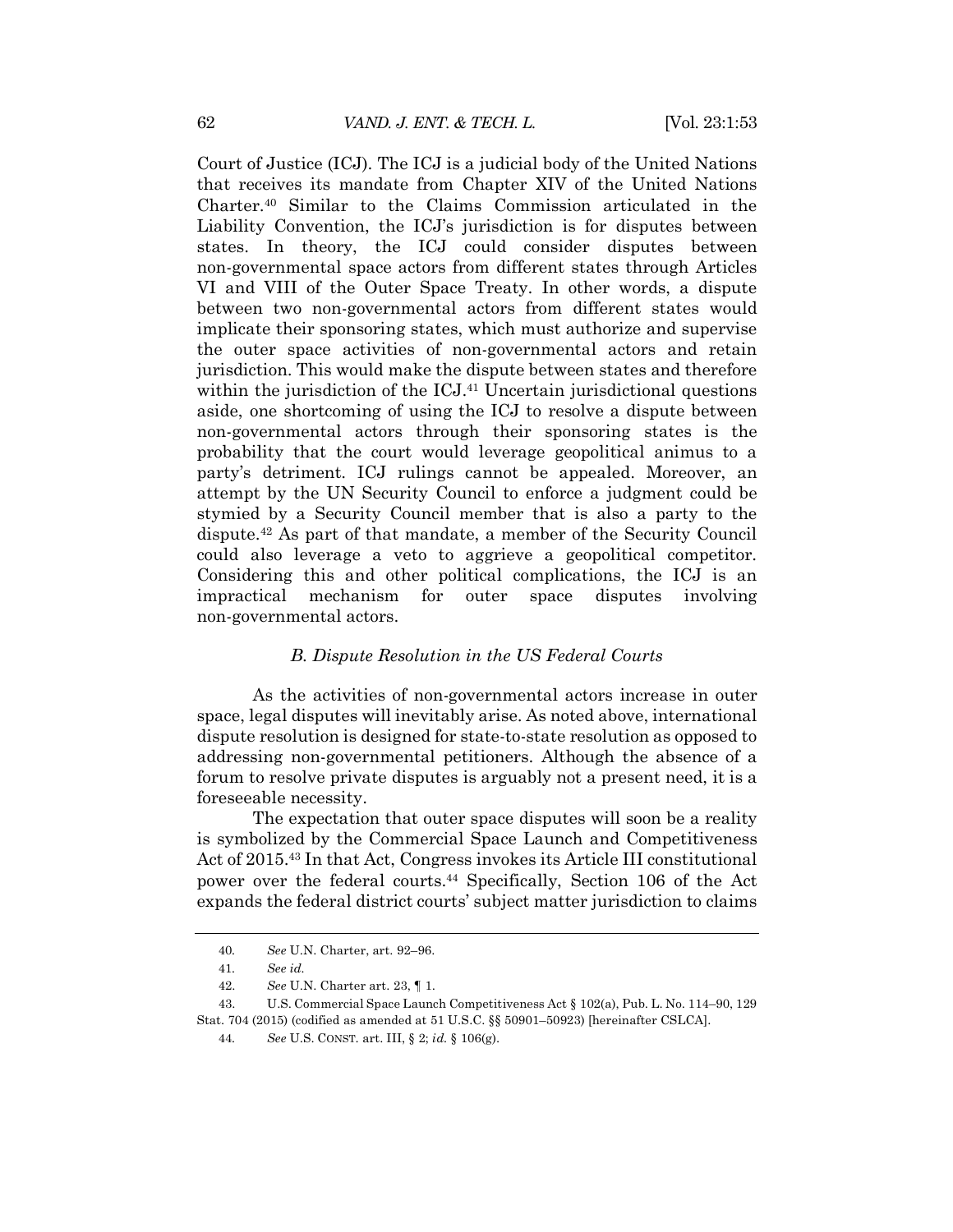Court of Justice (ICJ). The ICJ is a judicial body of the United Nations that receives its mandate from Chapter XIV of the United Nations Charter.[40] Similar to the Claims Commission articulated in the Liability Convention, the ICJ's jurisdiction is for disputes between states. In theory, the ICJ could consider disputes between non-governmental space actors from different states through Articles VI and VIII of the Outer Space Treaty. In other words, a dispute between two non-governmental actors from different states would implicate their sponsoring states, which must authorize and supervise the outer space activities of non-governmental actors and retain jurisdiction. This would make the dispute between states and therefore within the jurisdiction of the ICJ.[41] Uncertain jurisdictional questions aside, one shortcoming of using the ICJ to resolve a dispute between non-governmental actors through their sponsoring states is the probability that the court would leverage geopolitical animus to a party's detriment. ICJ rulings cannot be appealed. Moreover, an attempt by the UN Security Council to enforce a judgment could be stymied by a Security Council member that is also a party to the dispute.[42] As part of that mandate, a member of the Security Council could also leverage a veto to aggrieve a geopolitical competitor. Considering this and other political complications, the ICJ is an impractical mechanism for outer space disputes involving non-governmental actors.

### *B. Dispute Resolution in the US Federal Courts*

As the activities of non-governmental actors increase in outer space, legal disputes will inevitably arise. As noted above, international dispute resolution is designed for state-to-state resolution as opposed to addressing non-governmental petitioners. Although the absence of a forum to resolve private disputes is arguably not a present need, it is a foreseeable necessity.

The expectation that outer space disputes will soon be a reality is symbolized by the Commercial Space Launch and Competitiveness Act of 2015.[43] In that Act, Congress invokes its Article III constitutional power over the federal courts.[44] Specifically, Section 106 of the Act expands the federal district courts' subject matter jurisdiction to claims

---

40. *See* U.N. Charter, art. 92–96.

41. *See id.*

42. *See* U.N. Charter art. 23, ¶ 1.

43. U.S. Commercial Space Launch Competitiveness Act § 102(a), Pub. L. No. 114–90, 129 Stat. 704 (2015) (codified as amended at 51 U.S.C. §§ 50901–50923) [hereinafter CSLCA].

44. *See* U.S. CONST. art. III, § 2; *id.* § 106(g).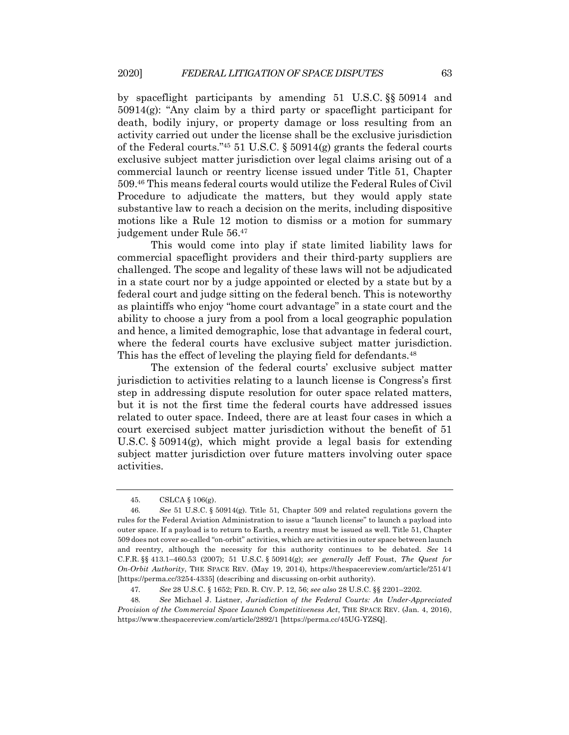by spaceflight participants by amending 51 U.S.C. §§ 50914 and 50914(g): "Any claim by a third party or spaceflight participant for death, bodily injury, or property damage or loss resulting from an activity carried out under the license shall be the exclusive jurisdiction of the Federal courts."[45] 51 U.S.C. § 50914(g) grants the federal courts exclusive subject matter jurisdiction over legal claims arising out of a commercial launch or reentry license issued under Title 51, Chapter 509.[46] This means federal courts would utilize the Federal Rules of Civil Procedure to adjudicate the matters, but they would apply state substantive law to reach a decision on the merits, including dispositive motions like a Rule 12 motion to dismiss or a motion for summary judgement under Rule 56.[47]

This would come into play if state limited liability laws for commercial spaceflight providers and their third-party suppliers are challenged. The scope and legality of these laws will not be adjudicated in a state court nor by a judge appointed or elected by a state but by a federal court and judge sitting on the federal bench. This is noteworthy as plaintiffs who enjoy "home court advantage" in a state court and the ability to choose a jury from a pool from a local geographic population and hence, a limited demographic, lose that advantage in federal court, where the federal courts have exclusive subject matter jurisdiction. This has the effect of leveling the playing field for defendants.[48]

The extension of the federal courts' exclusive subject matter jurisdiction to activities relating to a launch license is Congress's first step in addressing dispute resolution for outer space related matters, but it is not the first time the federal courts have addressed issues related to outer space. Indeed, there are at least four cases in which a court exercised subject matter jurisdiction without the benefit of 51 U.S.C. § 50914(g), which might provide a legal basis for extending subject matter jurisdiction over future matters involving outer space activities.

---

45. CSLCA § 106(g).

46. *See* 51 U.S.C. § 50914(g). Title 51, Chapter 509 and related regulations govern the rules for the Federal Aviation Administration to issue a "launch license" to launch a payload into outer space. If a payload is to return to Earth, a reentry must be issued as well. Title 51, Chapter 509 does not cover so-called "on-orbit" activities, which are activities in outer space between launch and reentry, although the necessity for this authority continues to be debated. *See* 14 C.F.R. §§ 413.1–460.53 (2007); 51 U.S.C. § 50914(g); *see generally* Jeff Foust, *The Quest for On-Orbit Authority*, THE SPACE REV. (May 19, 2014), https://thespacereview.com/article/2514/1 [https://perma.cc/3254-4335] (describing and discussing on-orbit authority).

47. *See* 28 U.S.C. § 1652; FED. R. CIV. P. 12, 56; *see also* 28 U.S.C. §§ 2201–2202.

48. *See* Michael J. Listner, *Jurisdiction of the Federal Courts: An Under-Appreciated Provision of the Commercial Space Launch Competitiveness Act*, THE SPACE REV. (Jan. 4, 2016), https://www.thespacereview.com/article/2892/1 [https://perma.cc/45UG-YZSQ].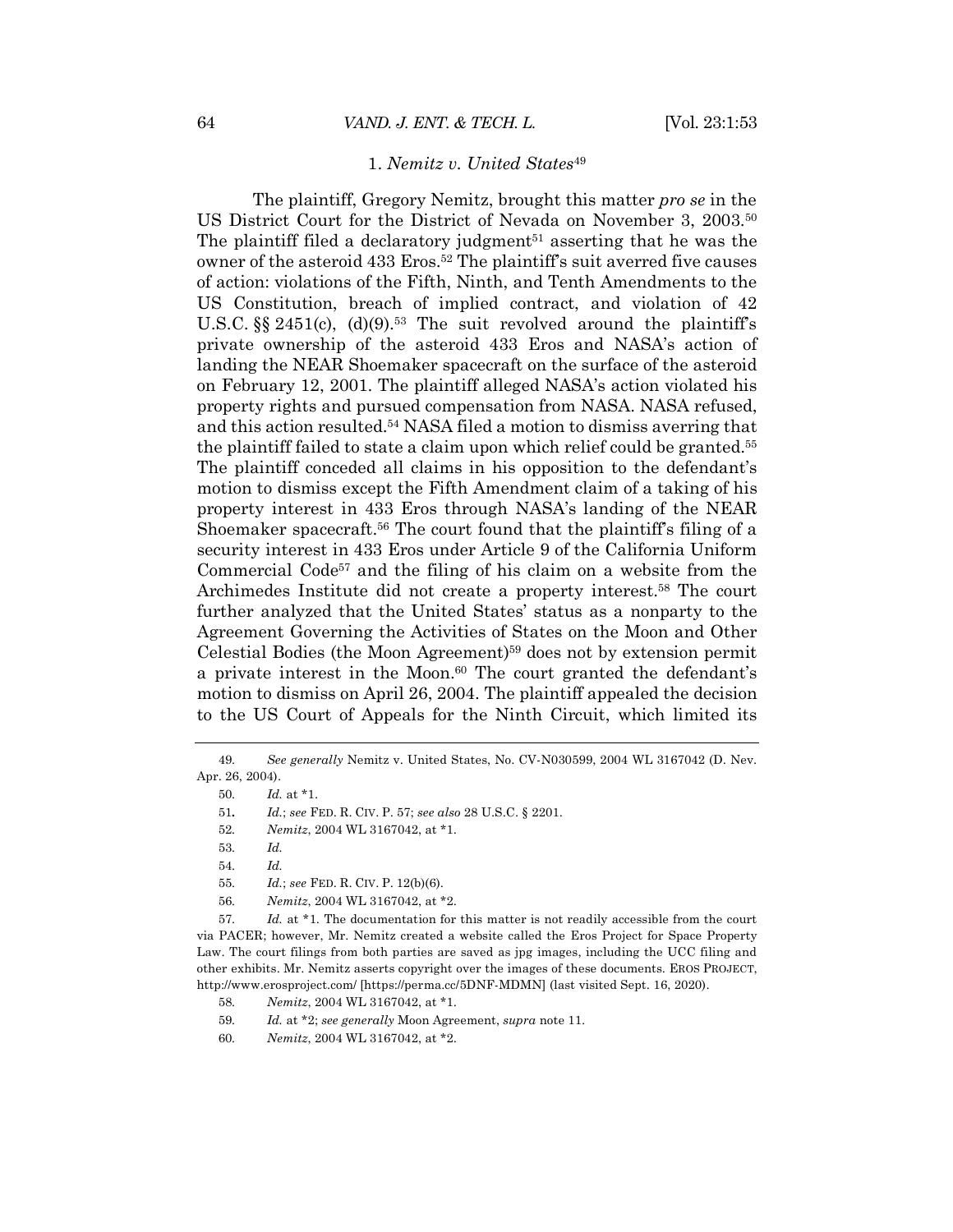### 1. *Nemitz v. United States*[49]

The plaintiff, Gregory Nemitz, brought this matter *pro se* in the US District Court for the District of Nevada on November 3, 2003.[50] The plaintiff filed a declaratory judgment[51] asserting that he was the owner of the asteroid 433 Eros.[52] The plaintiff's suit averred five causes of action: violations of the Fifth, Ninth, and Tenth Amendments to the US Constitution, breach of implied contract, and violation of 42 U.S.C. §§ 2451(c), (d)(9).[53] The suit revolved around the plaintiff's private ownership of the asteroid 433 Eros and NASA's action of landing the NEAR Shoemaker spacecraft on the surface of the asteroid on February 12, 2001. The plaintiff alleged NASA's action violated his property rights and pursued compensation from NASA. NASA refused, and this action resulted.[54] NASA filed a motion to dismiss averring that the plaintiff failed to state a claim upon which relief could be granted.[55] The plaintiff conceded all claims in his opposition to the defendant's motion to dismiss except the Fifth Amendment claim of a taking of his property interest in 433 Eros through NASA's landing of the NEAR Shoemaker spacecraft.[56] The court found that the plaintiff's filing of a security interest in 433 Eros under Article 9 of the California Uniform Commercial Code[57] and the filing of his claim on a website from the Archimedes Institute did not create a property interest.[58] The court further analyzed that the United States' status as a nonparty to the Agreement Governing the Activities of States on the Moon and Other Celestial Bodies (the Moon Agreement)[59] does not by extension permit a private interest in the Moon.[60] The court granted the defendant's motion to dismiss on April 26, 2004. The plaintiff appealed the decision to the US Court of Appeals for the Ninth Circuit, which limited its

---

49. *See generally* Nemitz v. United States, No. CV-N030599, 2004 WL 3167042 (D. Nev. Apr. 26, 2004).

50. *Id.* at *1.

51. *Id.*; *see* FED. R. CIV. P. 57; *see also* 28 U.S.C. § 2201.

52. *Nemitz*, 2004 WL 3167042, at *1.

53. *Id.*

54. *Id.*

55. *Id.*; *see* FED. R. CIV. P. 12(b)(6).

56. *Nemitz*, 2004 WL 3167042, at *2.

57. *Id.* at *1. The documentation for this matter is not readily accessible from the court via PACER; however, Mr. Nemitz created a website called the Eros Project for Space Property Law. The court filings from both parties are saved as jpg images, including the UCC filing and other exhibits. Mr. Nemitz asserts copyright over the images of these documents. EROS PROJECT, http://www.erosproject.com/ [https://perma.cc/5DNF-MDMN] (last visited Sept. 16, 2020).

58. *Nemitz*, 2004 WL 3167042, at *1.

59. *Id.* at *2; *see generally* Moon Agreement, *supra* note 11.

60. *Nemitz*, 2004 WL 3167042, at *2.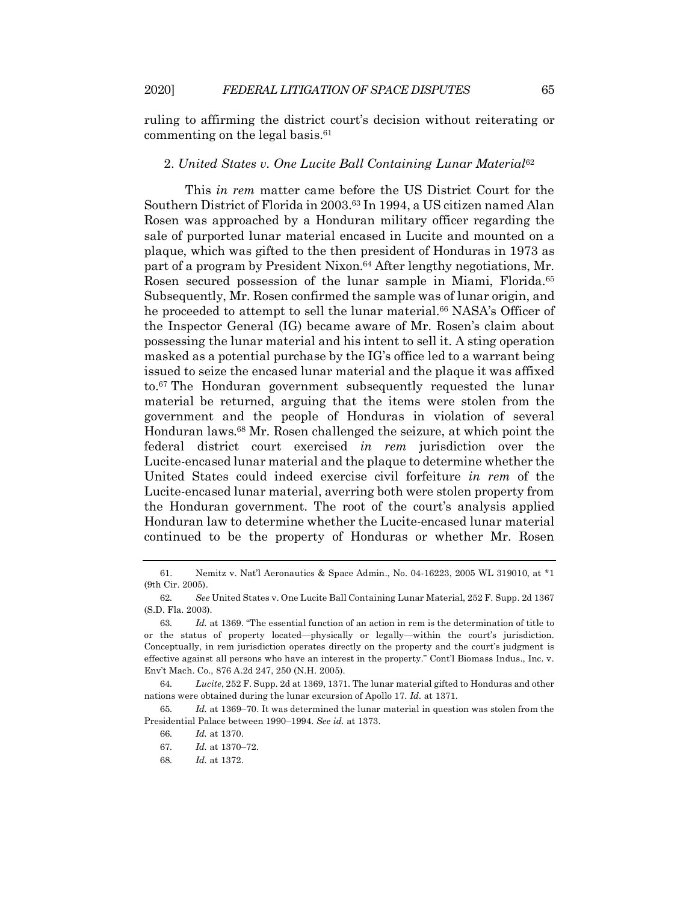ruling to affirming the district court's decision without reiterating or commenting on the legal basis.[61]

### 2. *United States v. One Lucite Ball Containing Lunar Material*[62]

This *in rem* matter came before the US District Court for the Southern District of Florida in 2003.[63] In 1994, a US citizen named Alan Rosen was approached by a Honduran military officer regarding the sale of purported lunar material encased in Lucite and mounted on a plaque, which was gifted to the then president of Honduras in 1973 as part of a program by President Nixon.[64] After lengthy negotiations, Mr. Rosen secured possession of the lunar sample in Miami, Florida.[65] Subsequently, Mr. Rosen confirmed the sample was of lunar origin, and he proceeded to attempt to sell the lunar material.[66] NASA's Officer of the Inspector General (IG) became aware of Mr. Rosen's claim about possessing the lunar material and his intent to sell it. A sting operation masked as a potential purchase by the IG's office led to a warrant being issued to seize the encased lunar material and the plaque it was affixed to.[67] The Honduran government subsequently requested the lunar material be returned, arguing that the items were stolen from the government and the people of Honduras in violation of several Honduran laws.[68] Mr. Rosen challenged the seizure, at which point the federal district court exercised *in rem* jurisdiction over the Lucite-encased lunar material and the plaque to determine whether the United States could indeed exercise civil forfeiture *in rem* of the Lucite-encased lunar material, averring both were stolen property from the Honduran government. The root of the court's analysis applied Honduran law to determine whether the Lucite-encased lunar material continued to be the property of Honduras or whether Mr. Rosen

---

61. Nemitz v. Nat'l Aeronautics & Space Admin., No. 04-16223, 2005 WL 319010, at *1 (9th Cir. 2005).

62. *See* United States v. One Lucite Ball Containing Lunar Material, 252 F. Supp. 2d 1367 (S.D. Fla. 2003).

63. *Id.* at 1369. "The essential function of an action in rem is the determination of title to or the status of property located—physically or legally—within the court's jurisdiction. Conceptually, in rem jurisdiction operates directly on the property and the court's judgment is effective against all persons who have an interest in the property." Cont'l Biomass Indus., Inc. v. Env't Mach. Co., 876 A.2d 247, 250 (N.H. 2005).

64. *Lucite*, 252 F. Supp. 2d at 1369, 1371. The lunar material gifted to Honduras and other nations were obtained during the lunar excursion of Apollo 17. *Id.* at 1371.

65. *Id.* at 1369–70. It was determined the lunar material in question was stolen from the Presidential Palace between 1990–1994. *See id.* at 1373.

66. *Id.* at 1370.

67. *Id.* at 1370–72.

68. *Id.* at 1372.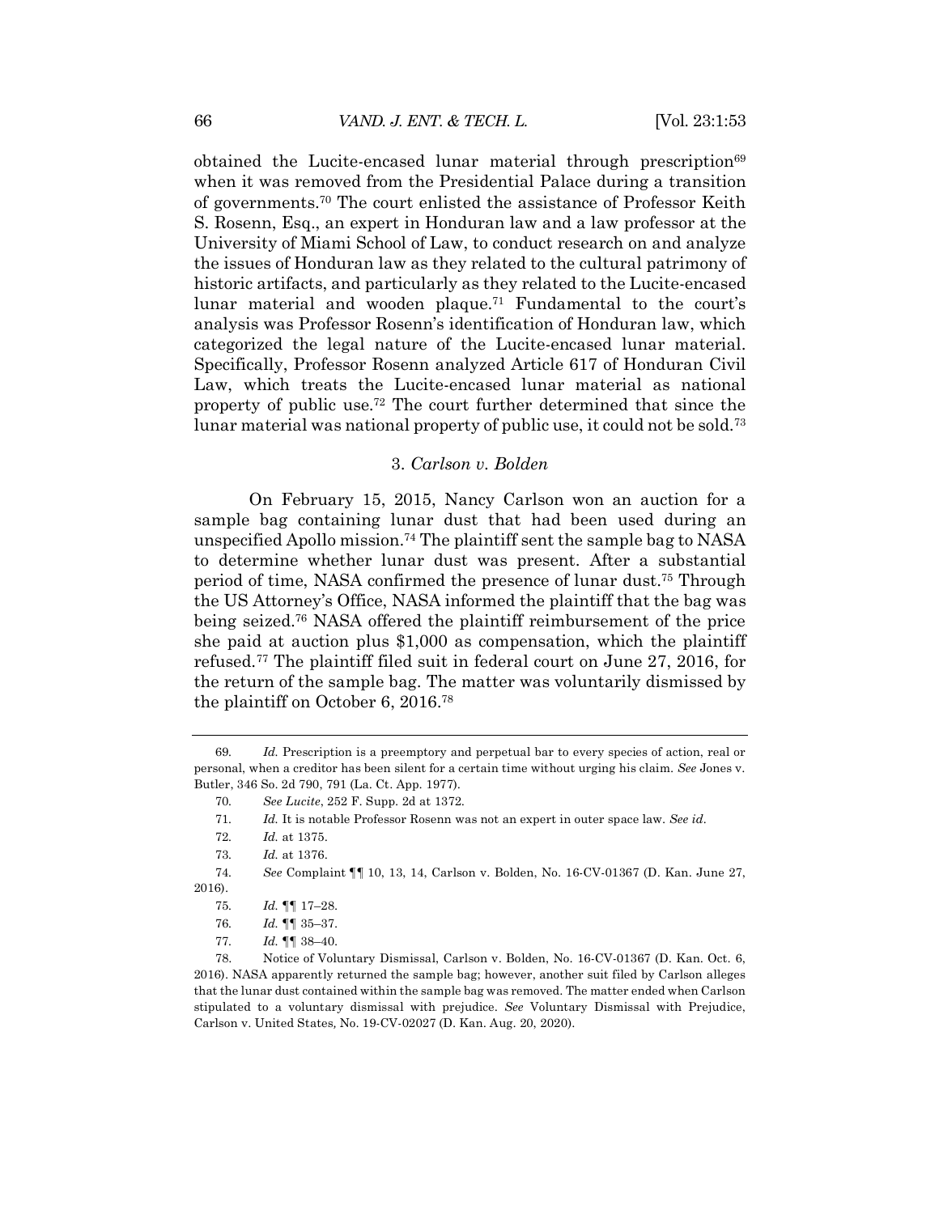obtained the Lucite-encased lunar material through prescription[69] when it was removed from the Presidential Palace during a transition of governments.[70] The court enlisted the assistance of Professor Keith S. Rosenn, Esq., an expert in Honduran law and a law professor at the University of Miami School of Law, to conduct research on and analyze the issues of Honduran law as they related to the cultural patrimony of historic artifacts, and particularly as they related to the Lucite-encased lunar material and wooden plaque.[71] Fundamental to the court's analysis was Professor Rosenn's identification of Honduran law, which categorized the legal nature of the Lucite-encased lunar material. Specifically, Professor Rosenn analyzed Article 617 of Honduran Civil Law, which treats the Lucite-encased lunar material as national property of public use.[72] The court further determined that since the lunar material was national property of public use, it could not be sold.[73]

### 3. *Carlson v. Bolden*

On February 15, 2015, Nancy Carlson won an auction for a sample bag containing lunar dust that had been used during an unspecified Apollo mission.[74] The plaintiff sent the sample bag to NASA to determine whether lunar dust was present. After a substantial period of time, NASA confirmed the presence of lunar dust.[75] Through the US Attorney's Office, NASA informed the plaintiff that the bag was being seized.[76] NASA offered the plaintiff reimbursement of the price she paid at auction plus $1,000 as compensation, which the plaintiff refused.[77] The plaintiff filed suit in federal court on June 27, 2016, for the return of the sample bag. The matter was voluntarily dismissed by the plaintiff on October 6, 2016.[78]

---

69. *Id.* Prescription is a preemptory and perpetual bar to every species of action, real or personal, when a creditor has been silent for a certain time without urging his claim. *See* Jones v. Butler, 346 So. 2d 790, 791 (La. Ct. App. 1977).

70. *See Lucite*, 252 F. Supp. 2d at 1372.

71. *Id.* It is notable Professor Rosenn was not an expert in outer space law. *See id*.

72. *Id.* at 1375.

73. *Id.* at 1376.

74. *See* Complaint ¶¶ 10, 13, 14, Carlson v. Bolden, No. 16-CV-01367 (D. Kan. June 27, 2016).

75. *Id.* ¶¶ 17–28.

76. *Id.* ¶¶ 35–37.

77. *Id.* ¶¶ 38–40.

78. Notice of Voluntary Dismissal, Carlson v. Bolden, No. 16-CV-01367 (D. Kan. Oct. 6, 2016). NASA apparently returned the sample bag; however, another suit filed by Carlson alleges that the lunar dust contained within the sample bag was removed. The matter ended when Carlson stipulated to a voluntary dismissal with prejudice. *See* Voluntary Dismissal with Prejudice, Carlson v. United States, No. 19-CV-02027 (D. Kan. Aug. 20, 2020).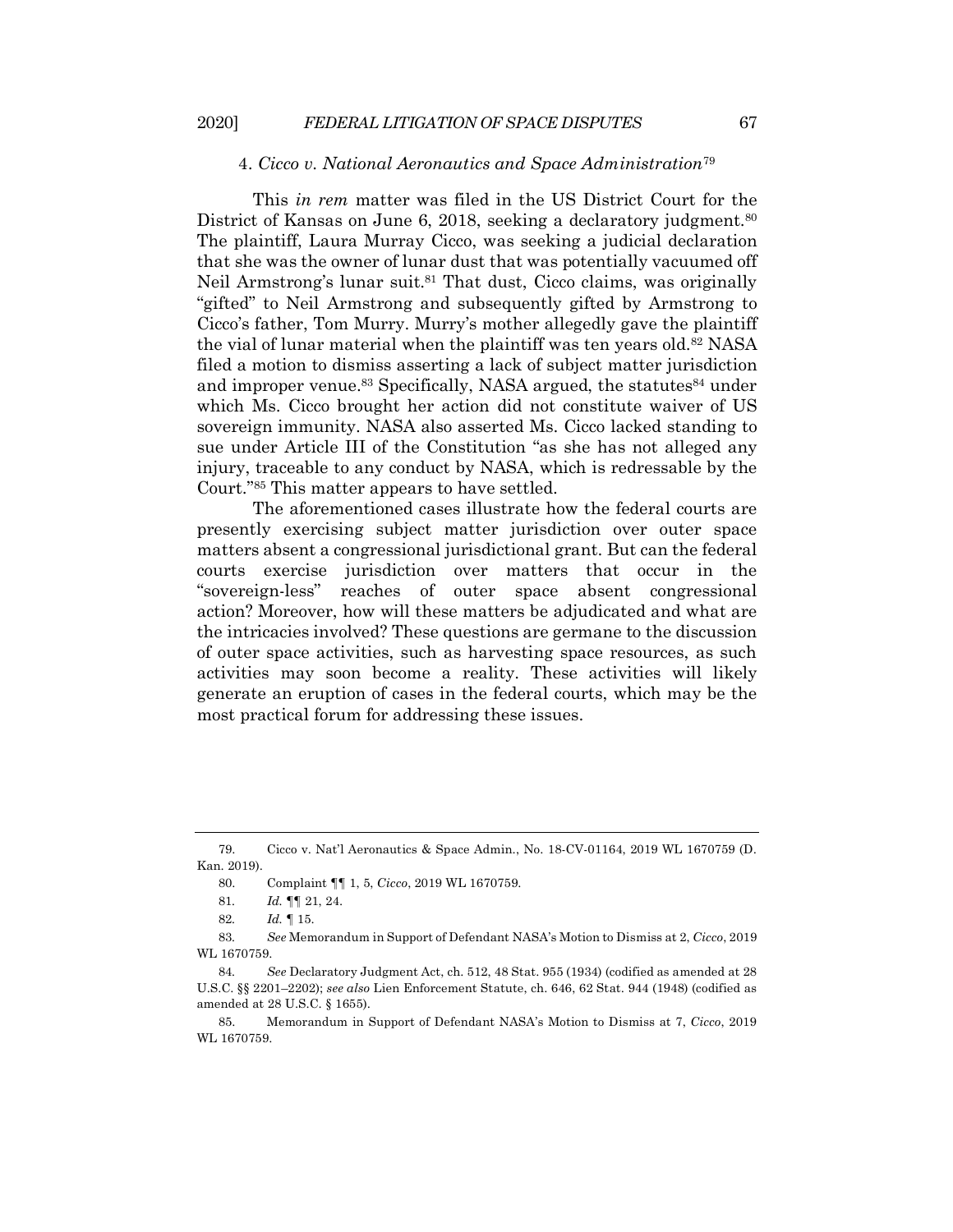#### 4. *Cicco v. National Aeronautics and Space Administration*[79]

This *in rem* matter was filed in the US District Court for the District of Kansas on June 6, 2018, seeking a declaratory judgment.[80] The plaintiff, Laura Murray Cicco, was seeking a judicial declaration that she was the owner of lunar dust that was potentially vacuumed off Neil Armstrong's lunar suit.[81] That dust, Cicco claims, was originally "gifted" to Neil Armstrong and subsequently gifted by Armstrong to Cicco's father, Tom Murry. Murry's mother allegedly gave the plaintiff the vial of lunar material when the plaintiff was ten years old.[82] NASA filed a motion to dismiss asserting a lack of subject matter jurisdiction and improper venue.[83] Specifically, NASA argued, the statutes[84] under which Ms. Cicco brought her action did not constitute waiver of US sovereign immunity. NASA also asserted Ms. Cicco lacked standing to sue under Article III of the Constitution "as she has not alleged any injury, traceable to any conduct by NASA, which is redressable by the Court."[85] This matter appears to have settled.

The aforementioned cases illustrate how the federal courts are presently exercising subject matter jurisdiction over outer space matters absent a congressional jurisdictional grant. But can the federal courts exercise jurisdiction over matters that occur in the "sovereign-less" reaches of outer space absent congressional action? Moreover, how will these matters be adjudicated and what are the intricacies involved? These questions are germane to the discussion of outer space activities, such as harvesting space resources, as such activities may soon become a reality. These activities will likely generate an eruption of cases in the federal courts, which may be the most practical forum for addressing these issues.

---

79. Cicco v. Nat'l Aeronautics & Space Admin., No. 18-CV-01164, 2019 WL 1670759 (D. Kan. 2019).

80. Complaint ¶¶ 1, 5, *Cicco*, 2019 WL 1670759.

81. *Id.* ¶¶ 21, 24.

82. *Id.* ¶ 15.

83. *See* Memorandum in Support of Defendant NASA's Motion to Dismiss at 2, *Cicco*, 2019 WL 1670759.

84. *See* Declaratory Judgment Act, ch. 512, 48 Stat. 955 (1934) (codified as amended at 28 U.S.C. §§ 2201–2202); *see also* Lien Enforcement Statute, ch. 646, 62 Stat. 944 (1948) (codified as amended at 28 U.S.C. § 1655).

85. Memorandum in Support of Defendant NASA's Motion to Dismiss at 7, *Cicco*, 2019 WL 1670759.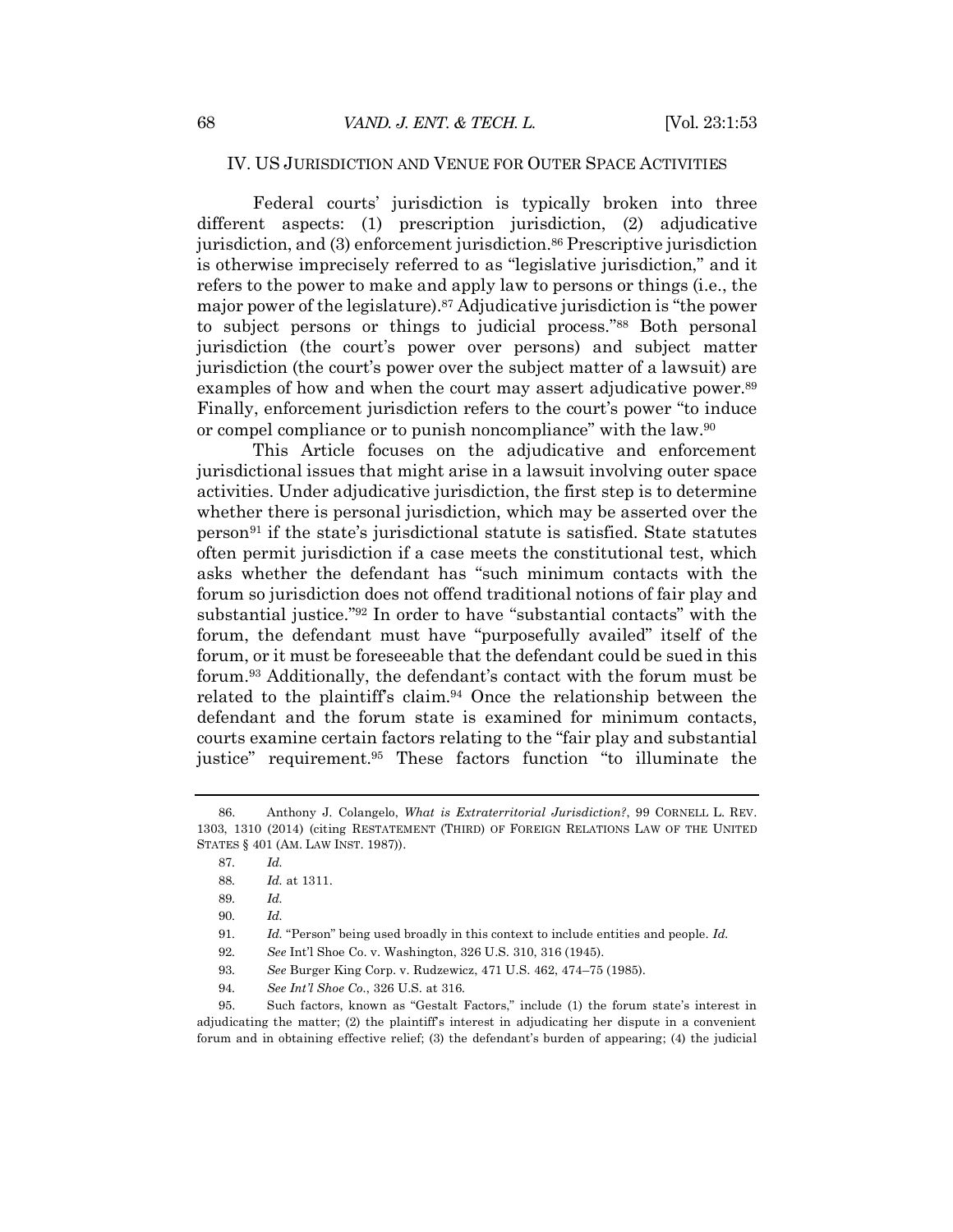## IV. US JURISDICTION AND VENUE FOR OUTER SPACE ACTIVITIES

Federal courts' jurisdiction is typically broken into three different aspects: (1) prescription jurisdiction, (2) adjudicative jurisdiction, and (3) enforcement jurisdiction.[86] Prescriptive jurisdiction is otherwise imprecisely referred to as "legislative jurisdiction," and it refers to the power to make and apply law to persons or things (i.e., the major power of the legislature).[87] Adjudicative jurisdiction is "the power to subject persons or things to judicial process."[88] Both personal jurisdiction (the court's power over persons) and subject matter jurisdiction (the court's power over the subject matter of a lawsuit) are examples of how and when the court may assert adjudicative power.[89] Finally, enforcement jurisdiction refers to the court's power "to induce or compel compliance or to punish noncompliance" with the law.[90]

This Article focuses on the adjudicative and enforcement jurisdictional issues that might arise in a lawsuit involving outer space activities. Under adjudicative jurisdiction, the first step is to determine whether there is personal jurisdiction, which may be asserted over the person[91] if the state's jurisdictional statute is satisfied. State statutes often permit jurisdiction if a case meets the constitutional test, which asks whether the defendant has "such minimum contacts with the forum so jurisdiction does not offend traditional notions of fair play and substantial justice."[92] In order to have "substantial contacts" with the forum, the defendant must have "purposefully availed" itself of the forum, or it must be foreseeable that the defendant could be sued in this forum.[93] Additionally, the defendant's contact with the forum must be related to the plaintiff's claim.[94] Once the relationship between the defendant and the forum state is examined for minimum contacts, courts examine certain factors relating to the "fair play and substantial justice" requirement.[95] These factors function "to illuminate the

---

86. Anthony J. Colangelo, *What is Extraterritorial Jurisdiction?*, 99 CORNELL L. REV. 1303, 1310 (2014) (citing RESTATEMENT (THIRD) OF FOREIGN RELATIONS LAW OF THE UNITED STATES § 401 (AM. LAW INST. 1987)).

87. *Id.*

88. *Id.* at 1311.

89. *Id.*

90. *Id.*

91. *Id.* "Person" being used broadly in this context to include entities and people. *Id.*

92. *See* Int'l Shoe Co. v. Washington, 326 U.S. 310, 316 (1945).

93. *See* Burger King Corp. v. Rudzewicz, 471 U.S. 462, 474–75 (1985).

94. *See Int'l Shoe Co.*, 326 U.S. at 316.

95. Such factors, known as "Gestalt Factors," include (1) the forum state's interest in adjudicating the matter; (2) the plaintiff's interest in adjudicating her dispute in a convenient forum and in obtaining effective relief; (3) the defendant's burden of appearing; (4) the judicial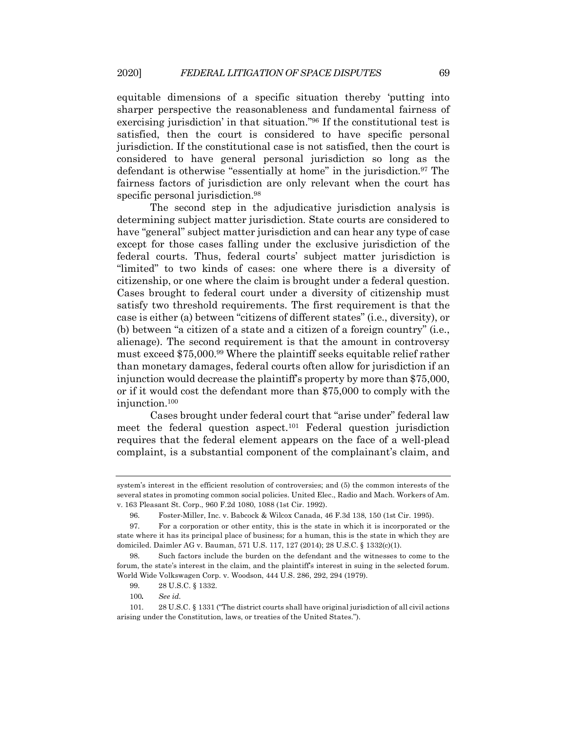equitable dimensions of a specific situation thereby 'putting into sharper perspective the reasonableness and fundamental fairness of exercising jurisdiction' in that situation."[96] If the constitutional test is satisfied, then the court is considered to have specific personal jurisdiction. If the constitutional case is not satisfied, then the court is considered to have general personal jurisdiction so long as the defendant is otherwise "essentially at home" in the jurisdiction.[97] The fairness factors of jurisdiction are only relevant when the court has specific personal jurisdiction.[98]

The second step in the adjudicative jurisdiction analysis is determining subject matter jurisdiction. State courts are considered to have "general" subject matter jurisdiction and can hear any type of case except for those cases falling under the exclusive jurisdiction of the federal courts. Thus, federal courts' subject matter jurisdiction is "limited" to two kinds of cases: one where there is a diversity of citizenship, or one where the claim is brought under a federal question. Cases brought to federal court under a diversity of citizenship must satisfy two threshold requirements. The first requirement is that the case is either (a) between "citizens of different states" (i.e., diversity), or (b) between "a citizen of a state and a citizen of a foreign country" (i.e., alienage). The second requirement is that the amount in controversy must exceed $75,000.[99] Where the plaintiff seeks equitable relief rather than monetary damages, federal courts often allow for jurisdiction if an injunction would decrease the plaintiff's property by more than $75,000, or if it would cost the defendant more than $75,000 to comply with the injunction.[100]

Cases brought under federal court that "arise under" federal law meet the federal question aspect.[101] Federal question jurisdiction requires that the federal element appears on the face of a well-plead complaint, is a substantial component of the complainant's claim, and

---

system's interest in the efficient resolution of controversies; and (5) the common interests of the several states in promoting common social policies. United Elec., Radio and Mach. Workers of Am. v. 163 Pleasant St. Corp., 960 F.2d 1080, 1088 (1st Cir. 1992).

96. Foster-Miller, Inc. v. Babcock & Wilcox Canada, 46 F.3d 138, 150 (1st Cir. 1995).

97. For a corporation or other entity, this is the state in which it is incorporated or the state where it has its principal place of business; for a human, this is the state in which they are domiciled. Daimler AG v. Bauman, 571 U.S. 117, 127 (2014); 28 U.S.C. § 1332(c)(1).

98. Such factors include the burden on the defendant and the witnesses to come to the forum, the state's interest in the claim, and the plaintiff's interest in suing in the selected forum. World Wide Volkswagen Corp. v. Woodson, 444 U.S. 286, 292, 294 (1979).

99. 28 U.S.C. § 1332.

100. *See id.*

101. 28 U.S.C. § 1331 ("The district courts shall have original jurisdiction of all civil actions arising under the Constitution, laws, or treaties of the United States.").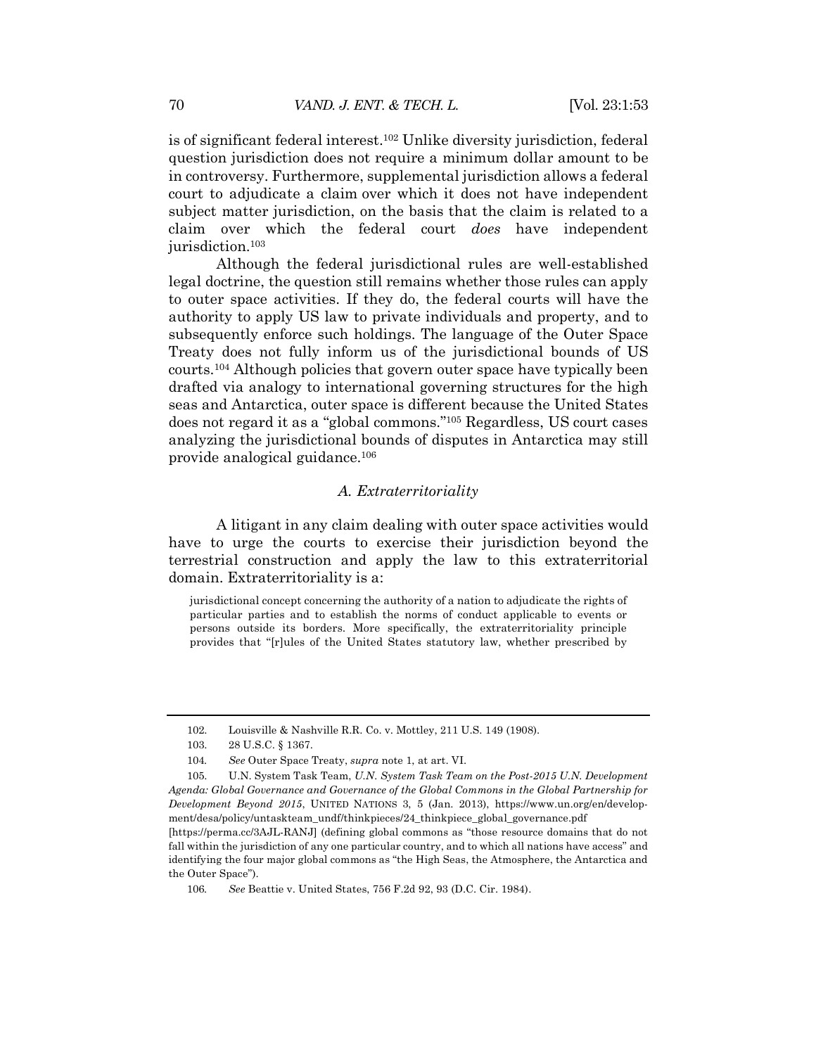is of significant federal interest.[102] Unlike diversity jurisdiction, federal question jurisdiction does not require a minimum dollar amount to be in controversy. Furthermore, supplemental jurisdiction allows a federal court to adjudicate a claim over which it does not have independent subject matter jurisdiction, on the basis that the claim is related to a claim over which the federal court *does* have independent jurisdiction.[103]

Although the federal jurisdictional rules are well-established legal doctrine, the question still remains whether those rules can apply to outer space activities. If they do, the federal courts will have the authority to apply US law to private individuals and property, and to subsequently enforce such holdings. The language of the Outer Space Treaty does not fully inform us of the jurisdictional bounds of US courts.[104] Although policies that govern outer space have typically been drafted via analogy to international governing structures for the high seas and Antarctica, outer space is different because the United States does not regard it as a "global commons."[105] Regardless, US court cases analyzing the jurisdictional bounds of disputes in Antarctica may still provide analogical guidance.[106]

### *A. Extraterritoriality*

A litigant in any claim dealing with outer space activities would have to urge the courts to exercise their jurisdiction beyond the terrestrial construction and apply the law to this extraterritorial domain. Extraterritoriality is a:

> jurisdictional concept concerning the authority of a nation to adjudicate the rights of particular parties and to establish the norms of conduct applicable to events or persons outside its borders. More specifically, the extraterritoriality principle provides that "[r]ules of the United States statutory law, whether prescribed by

---

102. Louisville & Nashville R.R. Co. v. Mottley, 211 U.S. 149 (1908).

103. 28 U.S.C. § 1367.

104. *See* Outer Space Treaty, *supra* note 1, at art. VI.

105. U.N. System Task Team, *U.N. System Task Team on the Post-2015 U.N. Development Agenda: Global Governance and Governance of the Global Commons in the Global Partnership for Development Beyond 2015*, UNITED NATIONS 3, 5 (Jan. 2013), https://www.un.org/en/development/desa/policy/untaskteam_undf/thinkpieces/24_thinkpiece_global_governance.pdf [https://perma.cc/3AJL-RANJ] (defining global commons as "those resource domains that do not fall within the jurisdiction of any one particular country, and to which all nations have access" and identifying the four major global commons as "the High Seas, the Atmosphere, the Antarctica and the Outer Space").

106. *See* Beattie v. United States, 756 F.2d 92, 93 (D.C. Cir. 1984).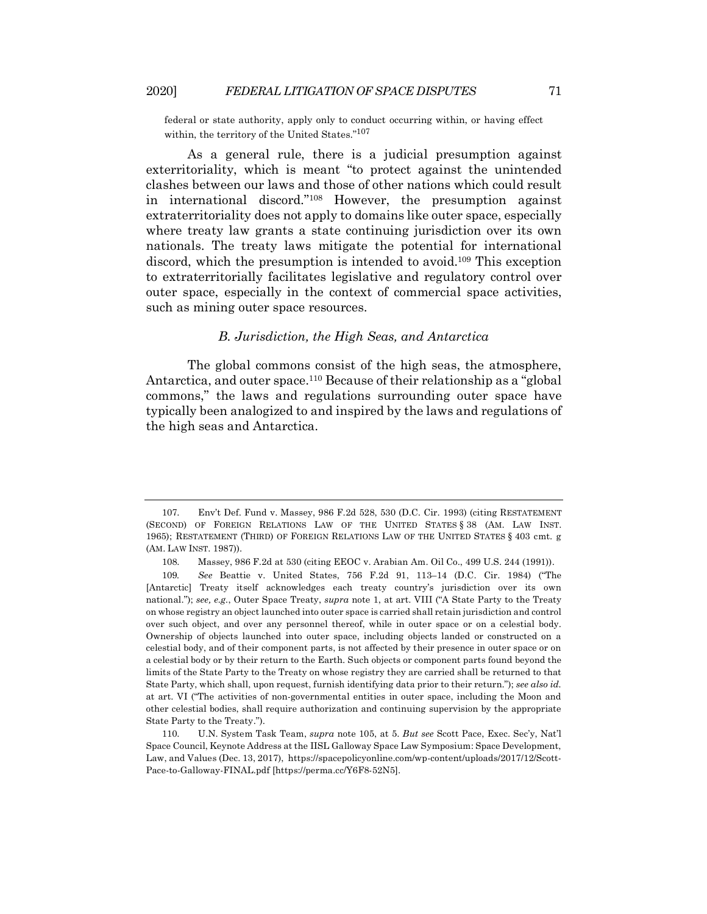federal or state authority, apply only to conduct occurring within, or having effect within, the territory of the United States."[107]

As a general rule, there is a judicial presumption against exterritoriality, which is meant "to protect against the unintended clashes between our laws and those of other nations which could result in international discord."[108] However, the presumption against extraterritoriality does not apply to domains like outer space, especially where treaty law grants a state continuing jurisdiction over its own nationals. The treaty laws mitigate the potential for international discord, which the presumption is intended to avoid.[109] This exception to extraterritorially facilitates legislative and regulatory control over outer space, especially in the context of commercial space activities, such as mining outer space resources.

### *B. Jurisdiction, the High Seas, and Antarctica*

The global commons consist of the high seas, the atmosphere, Antarctica, and outer space.[110] Because of their relationship as a "global commons," the laws and regulations surrounding outer space have typically been analogized to and inspired by the laws and regulations of the high seas and Antarctica.

---

107. Env't Def. Fund v. Massey, 986 F.2d 528, 530 (D.C. Cir. 1993) (citing RESTATEMENT (SECOND) OF FOREIGN RELATIONS LAW OF THE UNITED STATES § 38 (AM. LAW INST. 1965); RESTATEMENT (THIRD) OF FOREIGN RELATIONS LAW OF THE UNITED STATES § 403 cmt. g (AM. LAW INST. 1987)).

108. Massey, 986 F.2d at 530 (citing EEOC v. Arabian Am. Oil Co., 499 U.S. 244 (1991)).

109. *See* Beattie v. United States, 756 F.2d 91, 113–14 (D.C. Cir. 1984) ("The [Antarctic] Treaty itself acknowledges each treaty country's jurisdiction over its own national."); *see, e.g.*, Outer Space Treaty, *supra* note 1, at art. VIII ("A State Party to the Treaty on whose registry an object launched into outer space is carried shall retain jurisdiction and control over such object, and over any personnel thereof, while in outer space or on a celestial body. Ownership of objects launched into outer space, including objects landed or constructed on a celestial body, and of their component parts, is not affected by their presence in outer space or on a celestial body or by their return to the Earth. Such objects or component parts found beyond the limits of the State Party to the Treaty on whose registry they are carried shall be returned to that State Party, which shall, upon request, furnish identifying data prior to their return."); *see also id.* at art. VI ("The activities of non-governmental entities in outer space, including the Moon and other celestial bodies, shall require authorization and continuing supervision by the appropriate State Party to the Treaty.").

110. U.N. System Task Team, *supra* note 105, at 5. *But see* Scott Pace, Exec. Sec'y, Nat'l Space Council, Keynote Address at the IISL Galloway Space Law Symposium: Space Development, Law, and Values (Dec. 13, 2017), https://spacepolicyonline.com/wp-content/uploads/2017/12/Scott-Pace-to-Galloway-FINAL.pdf [https://perma.cc/Y6F8-52N5].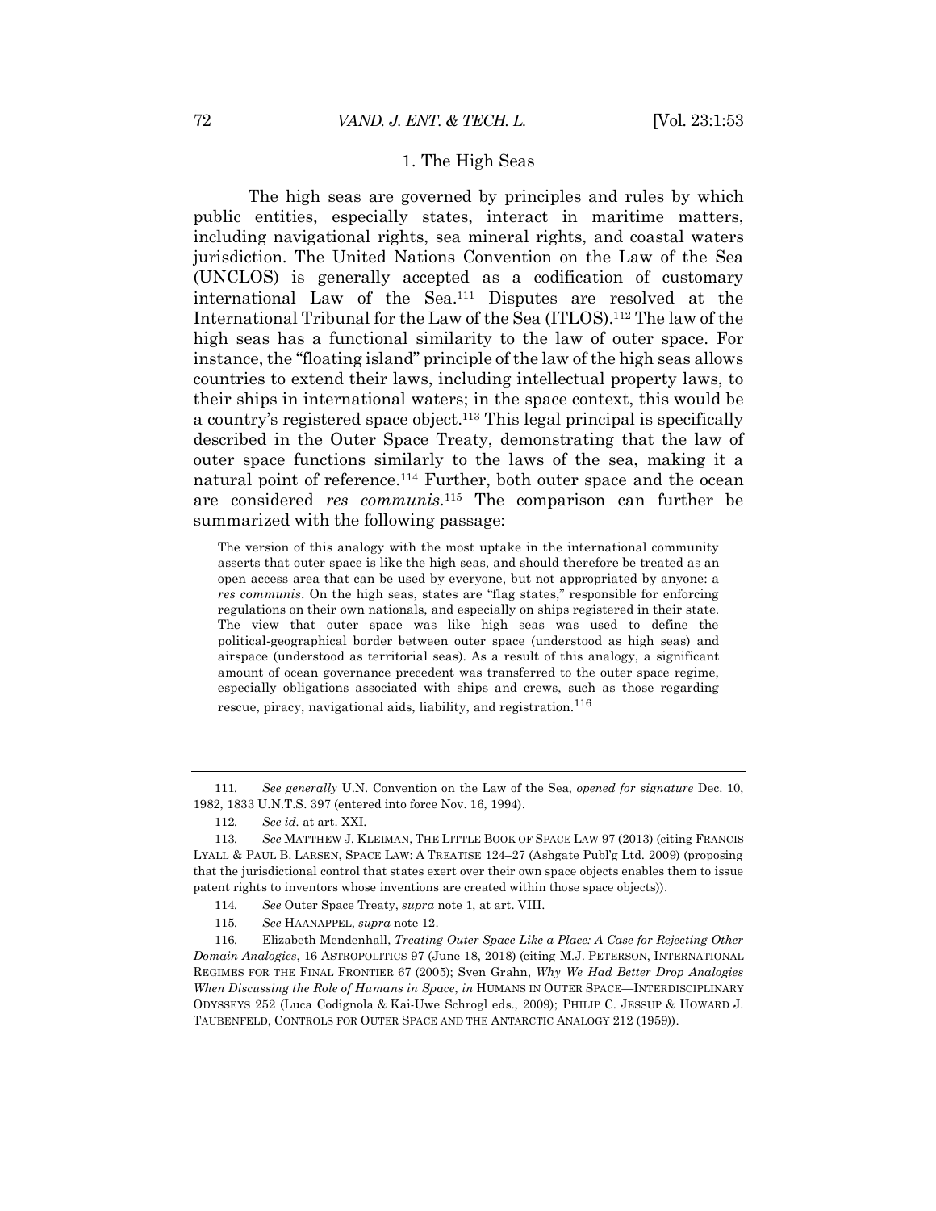### 1. The High Seas

The high seas are governed by principles and rules by which public entities, especially states, interact in maritime matters, including navigational rights, sea mineral rights, and coastal waters jurisdiction. The United Nations Convention on the Law of the Sea (UNCLOS) is generally accepted as a codification of customary international Law of the Sea.[111] Disputes are resolved at the International Tribunal for the Law of the Sea (ITLOS).[112] The law of the high seas has a functional similarity to the law of outer space. For instance, the "floating island" principle of the law of the high seas allows countries to extend their laws, including intellectual property laws, to their ships in international waters; in the space context, this would be a country's registered space object.[113] This legal principal is specifically described in the Outer Space Treaty, demonstrating that the law of outer space functions similarly to the laws of the sea, making it a natural point of reference.[114] Further, both outer space and the ocean are considered *res communis*.[115] The comparison can further be summarized with the following passage:

> The version of this analogy with the most uptake in the international community asserts that outer space is like the high seas, and should therefore be treated as an open access area that can be used by everyone, but not appropriated by anyone: a *res communis*. On the high seas, states are "flag states," responsible for enforcing regulations on their own nationals, and especially on ships registered in their state. The view that outer space was like high seas was used to define the political-geographical border between outer space (understood as high seas) and airspace (understood as territorial seas). As a result of this analogy, a significant amount of ocean governance precedent was transferred to the outer space regime, especially obligations associated with ships and crews, such as those regarding rescue, piracy, navigational aids, liability, and registration.[116]

---

111. *See generally* U.N. Convention on the Law of the Sea, *opened for signature* Dec. 10, 1982, 1833 U.N.T.S. 397 (entered into force Nov. 16, 1994).

112. *See id.* at art. XXI.

113. *See* MATTHEW J. KLEIMAN, THE LITTLE BOOK OF SPACE LAW 97 (2013) (citing FRANCIS LYALL & PAUL B. LARSEN, SPACE LAW: A TREATISE 124–27 (Ashgate Publ'g Ltd. 2009) (proposing that the jurisdictional control that states exert over their own space objects enables them to issue patent rights to inventors whose inventions are created within those space objects)).

114. *See* Outer Space Treaty, *supra* note 1, at art. VIII.

115. *See* HAANAPPEL, *supra* note 12.

116. Elizabeth Mendenhall, *Treating Outer Space Like a Place: A Case for Rejecting Other Domain Analogies*, 16 ASTROPOLITICS 97 (June 18, 2018) (citing M.J. PETERSON, INTERNATIONAL REGIMES FOR THE FINAL FRONTIER 67 (2005); Sven Grahn, *Why We Had Better Drop Analogies When Discussing the Role of Humans in Space*, *in* HUMANS IN OUTER SPACE—INTERDISCIPLINARY ODYSSEYS 252 (Luca Codignola & Kai-Uwe Schrogl eds., 2009); PHILIP C. JESSUP & HOWARD J. TAUBENFELD, CONTROLS FOR OUTER SPACE AND THE ANTARCTIC ANALOGY 212 (1959)).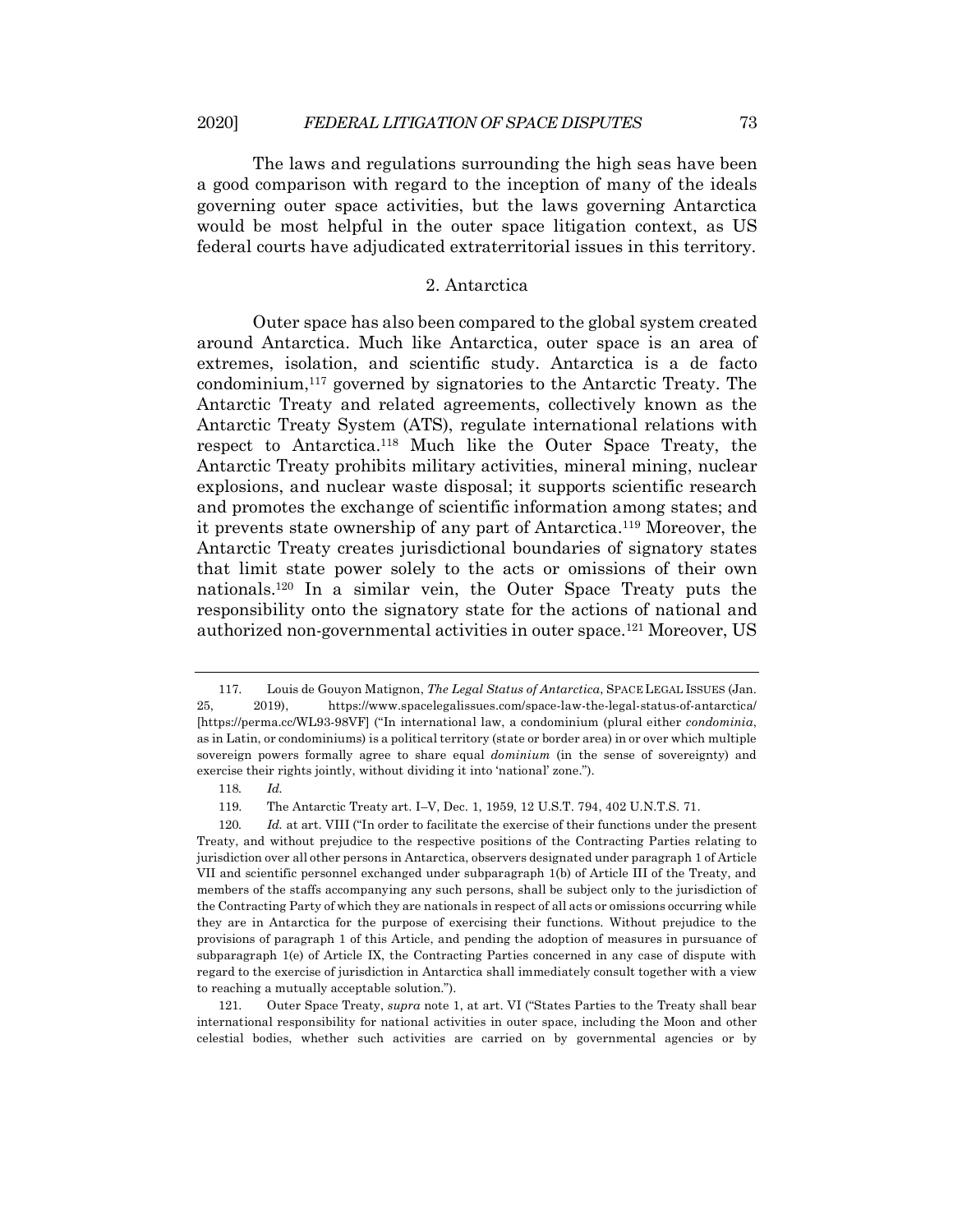The laws and regulations surrounding the high seas have been a good comparison with regard to the inception of many of the ideals governing outer space activities, but the laws governing Antarctica would be most helpful in the outer space litigation context, as US federal courts have adjudicated extraterritorial issues in this territory.

### 2. Antarctica

Outer space has also been compared to the global system created around Antarctica. Much like Antarctica, outer space is an area of extremes, isolation, and scientific study. Antarctica is a de facto condominium,[117] governed by signatories to the Antarctic Treaty. The Antarctic Treaty and related agreements, collectively known as the Antarctic Treaty System (ATS), regulate international relations with respect to Antarctica.[118] Much like the Outer Space Treaty, the Antarctic Treaty prohibits military activities, mineral mining, nuclear explosions, and nuclear waste disposal; it supports scientific research and promotes the exchange of scientific information among states; and it prevents state ownership of any part of Antarctica.[119] Moreover, the Antarctic Treaty creates jurisdictional boundaries of signatory states that limit state power solely to the acts or omissions of their own nationals.[120] In a similar vein, the Outer Space Treaty puts the responsibility onto the signatory state for the actions of national and authorized non-governmental activities in outer space.[121] Moreover, US

---

117. Louis de Gouyon Matignon, *The Legal Status of Antarctica*, SPACE LEGAL ISSUES (Jan. 25, 2019), https://www.spacelegalissues.com/space-law-the-legal-status-of-antarctica/ [https://perma.cc/WL93-98VF] ("In international law, a condominium (plural either *condominia*, as in Latin, or condominiums) is a political territory (state or border area) in or over which multiple sovereign powers formally agree to share equal *dominium* (in the sense of sovereignty) and exercise their rights jointly, without dividing it into 'national' zone.").

118. *Id.*

119. The Antarctic Treaty art. I–V, Dec. 1, 1959, 12 U.S.T. 794, 402 U.N.T.S. 71.

120. *Id.* at art. VIII ("In order to facilitate the exercise of their functions under the present Treaty, and without prejudice to the respective positions of the Contracting Parties relating to jurisdiction over all other persons in Antarctica, observers designated under paragraph 1 of Article VII and scientific personnel exchanged under subparagraph 1(b) of Article III of the Treaty, and members of the staffs accompanying any such persons, shall be subject only to the jurisdiction of the Contracting Party of which they are nationals in respect of all acts or omissions occurring while they are in Antarctica for the purpose of exercising their functions. Without prejudice to the provisions of paragraph 1 of this Article, and pending the adoption of measures in pursuance of subparagraph 1(e) of Article IX, the Contracting Parties concerned in any case of dispute with regard to the exercise of jurisdiction in Antarctica shall immediately consult together with a view to reaching a mutually acceptable solution.").

121. Outer Space Treaty, *supra* note 1, at art. VI ("States Parties to the Treaty shall bear international responsibility for national activities in outer space, including the Moon and other celestial bodies, whether such activities are carried on by governmental agencies or by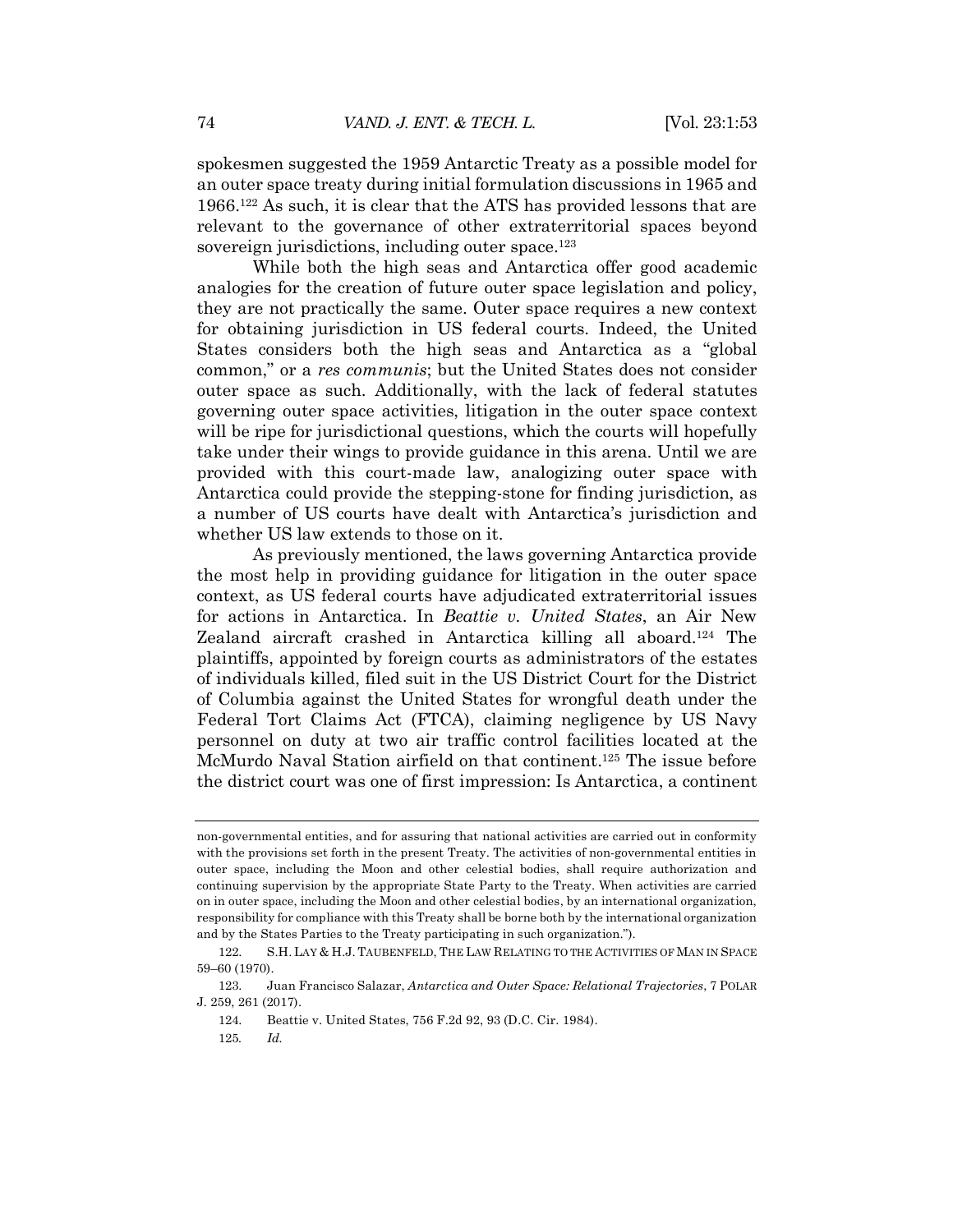spokesmen suggested the 1959 Antarctic Treaty as a possible model for an outer space treaty during initial formulation discussions in 1965 and 1966.[122] As such, it is clear that the ATS has provided lessons that are relevant to the governance of other extraterritorial spaces beyond sovereign jurisdictions, including outer space.[123]

While both the high seas and Antarctica offer good academic analogies for the creation of future outer space legislation and policy, they are not practically the same. Outer space requires a new context for obtaining jurisdiction in US federal courts. Indeed, the United States considers both the high seas and Antarctica as a "global common," or a *res communis*; but the United States does not consider outer space as such. Additionally, with the lack of federal statutes governing outer space activities, litigation in the outer space context will be ripe for jurisdictional questions, which the courts will hopefully take under their wings to provide guidance in this arena. Until we are provided with this court-made law, analogizing outer space with Antarctica could provide the stepping-stone for finding jurisdiction, as a number of US courts have dealt with Antarctica's jurisdiction and whether US law extends to those on it.

As previously mentioned, the laws governing Antarctica provide the most help in providing guidance for litigation in the outer space context, as US federal courts have adjudicated extraterritorial issues for actions in Antarctica. In *Beattie v. United States*, an Air New Zealand aircraft crashed in Antarctica killing all aboard.[124] The plaintiffs, appointed by foreign courts as administrators of the estates of individuals killed, filed suit in the US District Court for the District of Columbia against the United States for wrongful death under the Federal Tort Claims Act (FTCA), claiming negligence by US Navy personnel on duty at two air traffic control facilities located at the McMurdo Naval Station airfield on that continent.[125] The issue before the district court was one of first impression: Is Antarctica, a continent

---

non-governmental entities, and for assuring that national activities are carried out in conformity with the provisions set forth in the present Treaty. The activities of non-governmental entities in outer space, including the Moon and other celestial bodies, shall require authorization and continuing supervision by the appropriate State Party to the Treaty. When activities are carried on in outer space, including the Moon and other celestial bodies, by an international organization, responsibility for compliance with this Treaty shall be borne both by the international organization and by the States Parties to the Treaty participating in such organization.").

122. S.H. LAY & H.J. TAUBENFELD, THE LAW RELATING TO THE ACTIVITIES OF MAN IN SPACE 59–60 (1970).

123. Juan Francisco Salazar, *Antarctica and Outer Space: Relational Trajectories*, 7 POLAR J. 259, 261 (2017).

124. Beattie v. United States, 756 F.2d 92, 93 (D.C. Cir. 1984).

125. *Id.*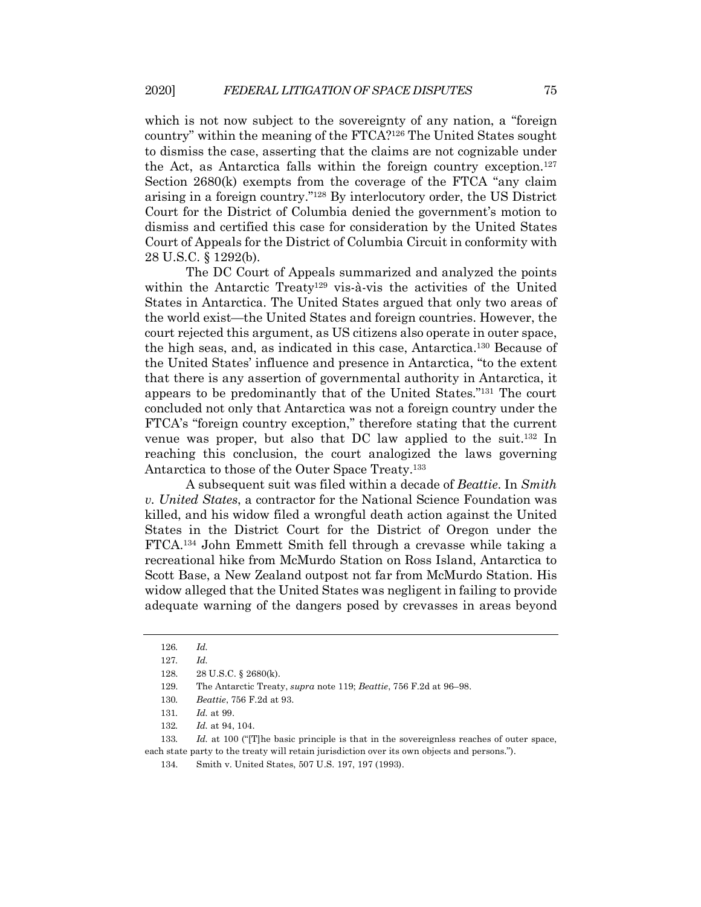which is not now subject to the sovereignty of any nation, a "foreign country" within the meaning of the FTCA?[126] The United States sought to dismiss the case, asserting that the claims are not cognizable under the Act, as Antarctica falls within the foreign country exception.[127] Section 2680(k) exempts from the coverage of the FTCA "any claim arising in a foreign country."[128] By interlocutory order, the US District Court for the District of Columbia denied the government's motion to dismiss and certified this case for consideration by the United States Court of Appeals for the District of Columbia Circuit in conformity with 28 U.S.C. § 1292(b).

The DC Court of Appeals summarized and analyzed the points within the Antarctic Treaty[129] vis-à-vis the activities of the United States in Antarctica. The United States argued that only two areas of the world exist—the United States and foreign countries. However, the court rejected this argument, as US citizens also operate in outer space, the high seas, and, as indicated in this case, Antarctica.[130] Because of the United States' influence and presence in Antarctica, "to the extent that there is any assertion of governmental authority in Antarctica, it appears to be predominantly that of the United States."[131] The court concluded not only that Antarctica was not a foreign country under the FTCA's "foreign country exception," therefore stating that the current venue was proper, but also that DC law applied to the suit.[132] In reaching this conclusion, the court analogized the laws governing Antarctica to those of the Outer Space Treaty.[133]

A subsequent suit was filed within a decade of *Beattie*. In *Smith v. United States*, a contractor for the National Science Foundation was killed, and his widow filed a wrongful death action against the United States in the District Court for the District of Oregon under the FTCA.[134] John Emmett Smith fell through a crevasse while taking a recreational hike from McMurdo Station on Ross Island, Antarctica to Scott Base, a New Zealand outpost not far from McMurdo Station. His widow alleged that the United States was negligent in failing to provide adequate warning of the dangers posed by crevasses in areas beyond

---

126. *Id.*

127. *Id.*

128. 28 U.S.C. § 2680(k).

129. The Antarctic Treaty, *supra* note 119; *Beattie*, 756 F.2d at 96–98.

130. *Beattie*, 756 F.2d at 93.

131. *Id.* at 99.

132. *Id.* at 94, 104.

133. *Id.* at 100 ("[T]he basic principle is that in the sovereignless reaches of outer space, each state party to the treaty will retain jurisdiction over its own objects and persons.").

134. Smith v. United States, 507 U.S. 197, 197 (1993).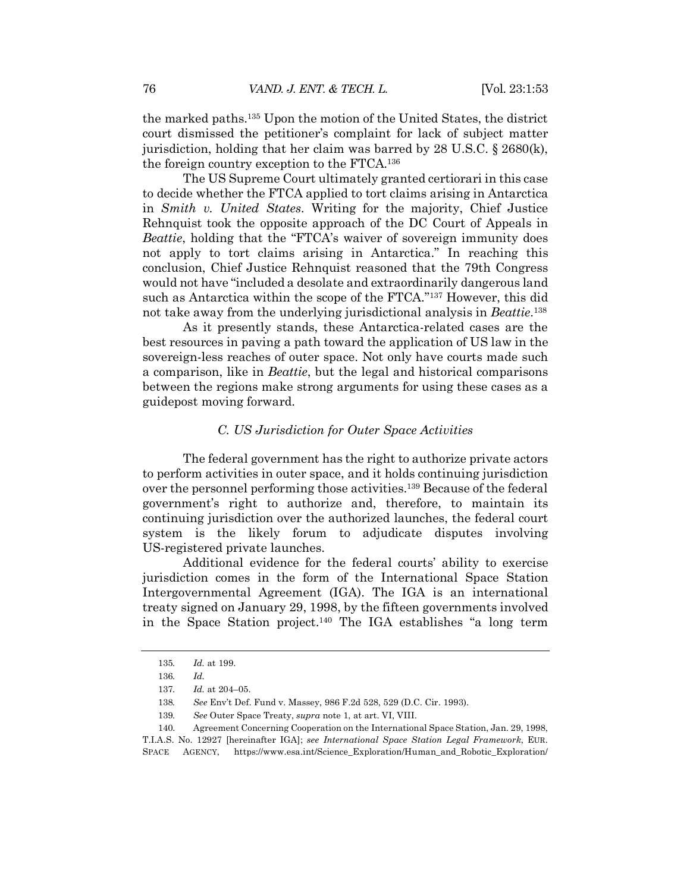the marked paths.[135] Upon the motion of the United States, the district court dismissed the petitioner's complaint for lack of subject matter jurisdiction, holding that her claim was barred by 28 U.S.C. § 2680(k), the foreign country exception to the FTCA.[136]

The US Supreme Court ultimately granted certiorari in this case to decide whether the FTCA applied to tort claims arising in Antarctica in *Smith v. United States*. Writing for the majority, Chief Justice Rehnquist took the opposite approach of the DC Court of Appeals in *Beattie*, holding that the "FTCA's waiver of sovereign immunity does not apply to tort claims arising in Antarctica." In reaching this conclusion, Chief Justice Rehnquist reasoned that the 79th Congress would not have "included a desolate and extraordinarily dangerous land such as Antarctica within the scope of the FTCA."[137] However, this did not take away from the underlying jurisdictional analysis in *Beattie*.[138]

As it presently stands, these Antarctica-related cases are the best resources in paving a path toward the application of US law in the sovereign-less reaches of outer space. Not only have courts made such a comparison, like in *Beattie*, but the legal and historical comparisons between the regions make strong arguments for using these cases as a guidepost moving forward.

### *C. US Jurisdiction for Outer Space Activities*

The federal government has the right to authorize private actors to perform activities in outer space, and it holds continuing jurisdiction over the personnel performing those activities.[139] Because of the federal government's right to authorize and, therefore, to maintain its continuing jurisdiction over the authorized launches, the federal court system is the likely forum to adjudicate disputes involving US-registered private launches.

Additional evidence for the federal courts' ability to exercise jurisdiction comes in the form of the International Space Station Intergovernmental Agreement (IGA). The IGA is an international treaty signed on January 29, 1998, by the fifteen governments involved in the Space Station project.[140] The IGA establishes "a long term

---

135. *Id.* at 199.

136. *Id.*

137. *Id.* at 204–05.

138. *See* Env't Def. Fund v. Massey, 986 F.2d 528, 529 (D.C. Cir. 1993).

139. *See* Outer Space Treaty, *supra* note 1, at art. VI, VIII.

140. Agreement Concerning Cooperation on the International Space Station, Jan. 29, 1998, T.I.A.S. No. 12927 [hereinafter IGA]; *see International Space Station Legal Framework*, EUR. SPACE AGENCY, https://www.esa.int/Science_Exploration/Human_and_Robotic_Exploration/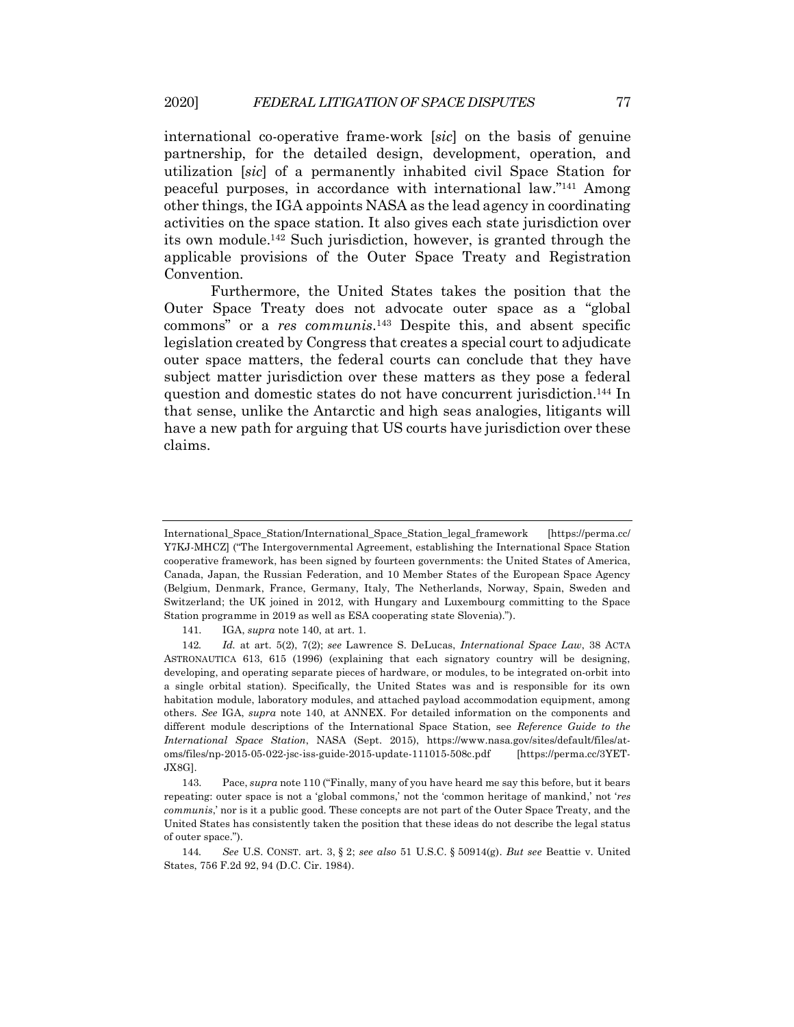international co-operative frame-work [*sic*] on the basis of genuine partnership, for the detailed design, development, operation, and utilization [*sic*] of a permanently inhabited civil Space Station for peaceful purposes, in accordance with international law."[141] Among other things, the IGA appoints NASA as the lead agency in coordinating activities on the space station. It also gives each state jurisdiction over its own module.[142] Such jurisdiction, however, is granted through the applicable provisions of the Outer Space Treaty and Registration Convention.

Furthermore, the United States takes the position that the Outer Space Treaty does not advocate outer space as a "global commons" or a *res communis*.[143] Despite this, and absent specific legislation created by Congress that creates a special court to adjudicate outer space matters, the federal courts can conclude that they have subject matter jurisdiction over these matters as they pose a federal question and domestic states do not have concurrent jurisdiction.[144] In that sense, unlike the Antarctic and high seas analogies, litigants will have a new path for arguing that US courts have jurisdiction over these claims.

---

International_Space_Station/International_Space_Station_legal_framework [https://perma.cc/Y7KJ-MHCZ] ("The Intergovernmental Agreement, establishing the International Space Station cooperative framework, has been signed by fourteen governments: the United States of America, Canada, Japan, the Russian Federation, and 10 Member States of the European Space Agency (Belgium, Denmark, France, Germany, Italy, The Netherlands, Norway, Spain, Sweden and Switzerland; the UK joined in 2012, with Hungary and Luxembourg committing to the Space Station programme in 2019 as well as ESA cooperating state Slovenia).").

141. IGA, *supra* note 140, at art. 1.

142. *Id.* at art. 5(2), 7(2); *see* Lawrence S. DeLucas, *International Space Law*, 38 ACTA ASTRONAUTICA 613, 615 (1996) (explaining that each signatory country will be designing, developing, and operating separate pieces of hardware, or modules, to be integrated on-orbit into a single orbital station). Specifically, the United States was and is responsible for its own habitation module, laboratory modules, and attached payload accommodation equipment, among others. *See* IGA, *supra* note 140, at ANNEX. For detailed information on the components and different module descriptions of the International Space Station, see *Reference Guide to the International Space Station*, NASA (Sept. 2015), https://www.nasa.gov/sites/default/files/atoms/files/np-2015-05-022-jsc-iss-guide-2015-update-111015-508c.pdf [https://perma.cc/3YET-JX8G].

143. Pace, *supra* note 110 ("Finally, many of you have heard me say this before, but it bears repeating: outer space is not a 'global commons,' not the 'common heritage of mankind,' not '*res communis*,' nor is it a public good. These concepts are not part of the Outer Space Treaty, and the United States has consistently taken the position that these ideas do not describe the legal status of outer space.").

144. *See* U.S. CONST. art. 3, § 2; *see also* 51 U.S.C. § 50914(g). *But see* Beattie v. United States, 756 F.2d 92, 94 (D.C. Cir. 1984).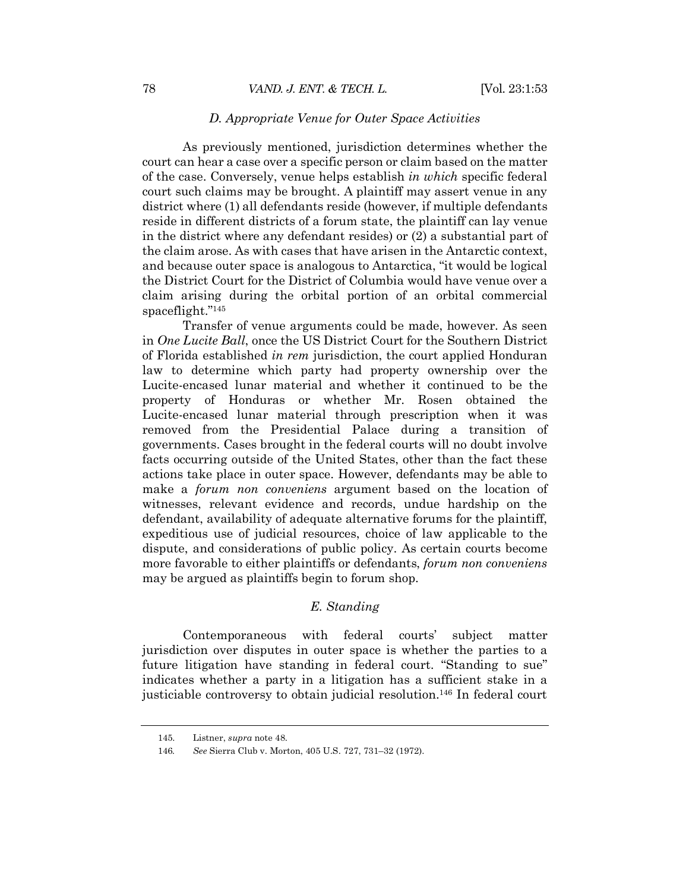### *D. Appropriate Venue for Outer Space Activities*

As previously mentioned, jurisdiction determines whether the court can hear a case over a specific person or claim based on the matter of the case. Conversely, venue helps establish *in which* specific federal court such claims may be brought. A plaintiff may assert venue in any district where (1) all defendants reside (however, if multiple defendants reside in different districts of a forum state, the plaintiff can lay venue in the district where any defendant resides) or (2) a substantial part of the claim arose. As with cases that have arisen in the Antarctic context, and because outer space is analogous to Antarctica, "it would be logical the District Court for the District of Columbia would have venue over a claim arising during the orbital portion of an orbital commercial spaceflight."[145]

Transfer of venue arguments could be made, however. As seen in *One Lucite Ball*, once the US District Court for the Southern District of Florida established *in rem* jurisdiction, the court applied Honduran law to determine which party had property ownership over the Lucite-encased lunar material and whether it continued to be the property of Honduras or whether Mr. Rosen obtained the Lucite-encased lunar material through prescription when it was removed from the Presidential Palace during a transition of governments. Cases brought in the federal courts will no doubt involve facts occurring outside of the United States, other than the fact these actions take place in outer space. However, defendants may be able to make a *forum non conveniens* argument based on the location of witnesses, relevant evidence and records, undue hardship on the defendant, availability of adequate alternative forums for the plaintiff, expeditious use of judicial resources, choice of law applicable to the dispute, and considerations of public policy. As certain courts become more favorable to either plaintiffs or defendants, *forum non conveniens* may be argued as plaintiffs begin to forum shop.

### *E. Standing*

Contemporaneous with federal courts' subject matter jurisdiction over disputes in outer space is whether the parties to a future litigation have standing in federal court. "Standing to sue" indicates whether a party in a litigation has a sufficient stake in a justiciable controversy to obtain judicial resolution.[146] In federal court

---

145. Listner, *supra* note 48.

146. *See* Sierra Club v. Morton, 405 U.S. 727, 731–32 (1972).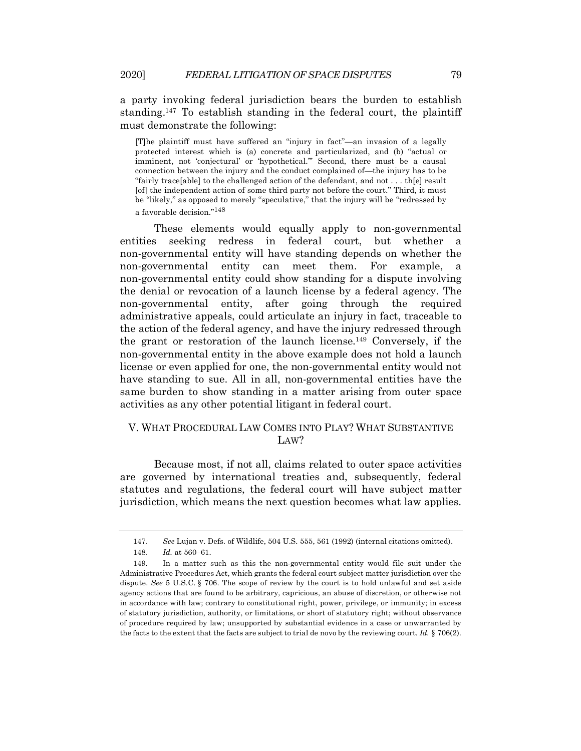a party invoking federal jurisdiction bears the burden to establish standing.[147] To establish standing in the federal court, the plaintiff must demonstrate the following:

> [T]he plaintiff must have suffered an "injury in fact"—an invasion of a legally protected interest which is (a) concrete and particularized, and (b) "actual or imminent, not 'conjectural' or 'hypothetical.'" Second, there must be a causal connection between the injury and the conduct complained of—the injury has to be "fairly trace[able] to the challenged action of the defendant, and not . . . th[e] result [of] the independent action of some third party not before the court." Third, it must be "likely," as opposed to merely "speculative," that the injury will be "redressed by a favorable decision."[148]

These elements would equally apply to non-governmental entities seeking redress in federal court, but whether a non-governmental entity will have standing depends on whether the non-governmental entity can meet them. For example, a non-governmental entity could show standing for a dispute involving the denial or revocation of a launch license by a federal agency. The non-governmental entity, after going through the required administrative appeals, could articulate an injury in fact, traceable to the action of the federal agency, and have the injury redressed through the grant or restoration of the launch license.[149] Conversely, if the non-governmental entity in the above example does not hold a launch license or even applied for one, the non-governmental entity would not have standing to sue. All in all, non-governmental entities have the same burden to show standing in a matter arising from outer space activities as any other potential litigant in federal court.

## V. WHAT PROCEDURAL LAW COMES INTO PLAY? WHAT SUBSTANTIVE LAW?

Because most, if not all, claims related to outer space activities are governed by international treaties and, subsequently, federal statutes and regulations, the federal court will have subject matter jurisdiction, which means the next question becomes what law applies.

---

147. *See* Lujan v. Defs. of Wildlife, 504 U.S. 555, 561 (1992) (internal citations omitted).

148. *Id.* at 560–61.

149. In a matter such as this the non-governmental entity would file suit under the Administrative Procedures Act, which grants the federal court subject matter jurisdiction over the dispute. *See* 5 U.S.C. § 706. The scope of review by the court is to hold unlawful and set aside agency actions that are found to be arbitrary, capricious, an abuse of discretion, or otherwise not in accordance with law; contrary to constitutional right, power, privilege, or immunity; in excess of statutory jurisdiction, authority, or limitations, or short of statutory right; without observance of procedure required by law; unsupported by substantial evidence in a case or unwarranted by the facts to the extent that the facts are subject to trial de novo by the reviewing court. *Id.* § 706(2).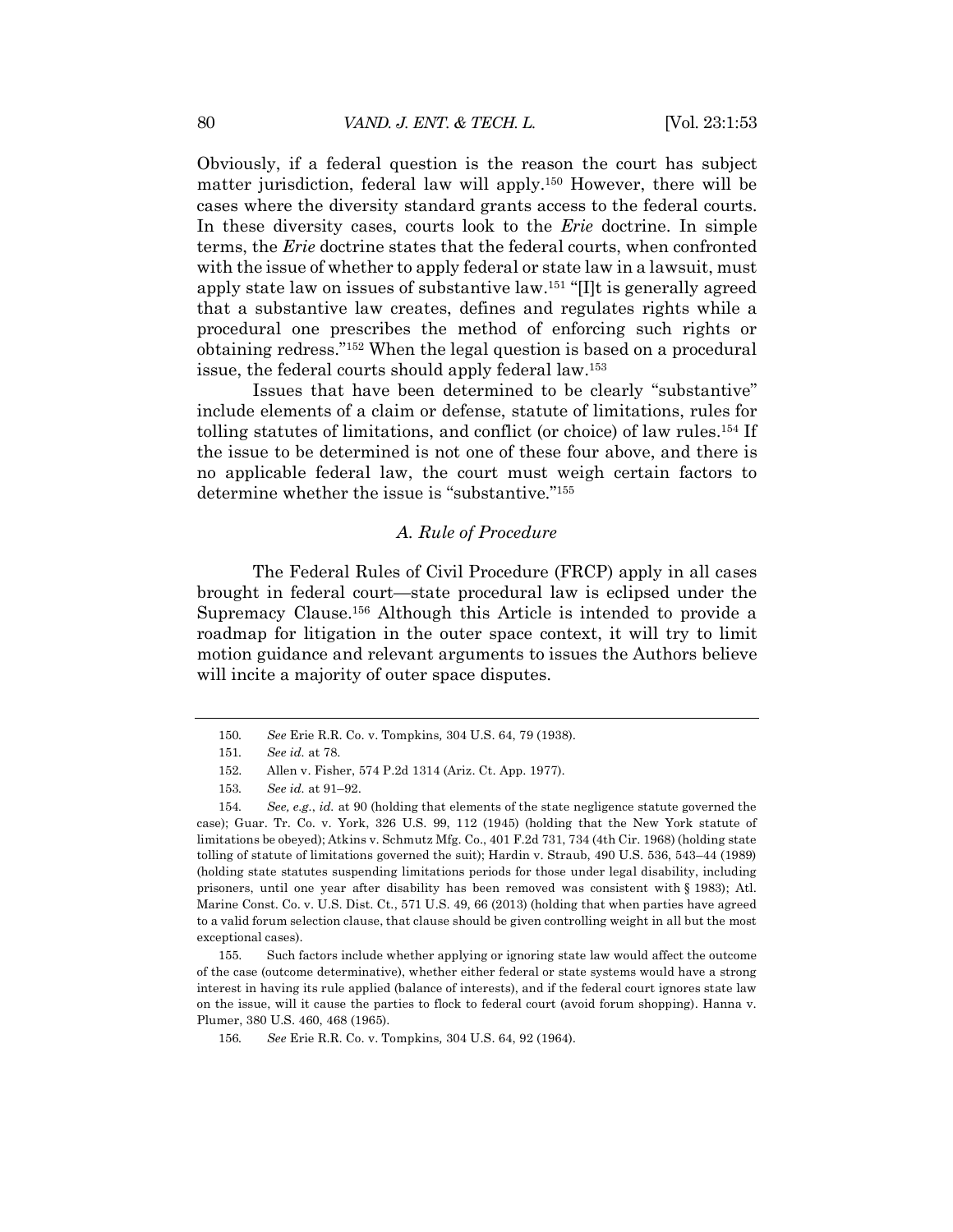Obviously, if a federal question is the reason the court has subject matter jurisdiction, federal law will apply.[150] However, there will be cases where the diversity standard grants access to the federal courts. In these diversity cases, courts look to the *Erie* doctrine. In simple terms, the *Erie* doctrine states that the federal courts, when confronted with the issue of whether to apply federal or state law in a lawsuit, must apply state law on issues of substantive law.[151] "[I]t is generally agreed that a substantive law creates, defines and regulates rights while a procedural one prescribes the method of enforcing such rights or obtaining redress."[152] When the legal question is based on a procedural issue, the federal courts should apply federal law.[153]

Issues that have been determined to be clearly "substantive" include elements of a claim or defense, statute of limitations, rules for tolling statutes of limitations, and conflict (or choice) of law rules.[154] If the issue to be determined is not one of these four above, and there is no applicable federal law, the court must weigh certain factors to determine whether the issue is "substantive."[155]

### *A. Rule of Procedure*

The Federal Rules of Civil Procedure (FRCP) apply in all cases brought in federal court—state procedural law is eclipsed under the Supremacy Clause.[156] Although this Article is intended to provide a roadmap for litigation in the outer space context, it will try to limit motion guidance and relevant arguments to issues the Authors believe will incite a majority of outer space disputes.

---

150. *See* Erie R.R. Co. v. Tompkins*,* 304 U.S. 64, 79 (1938).

151. *See id.* at 78.

152. Allen v. Fisher, 574 P.2d 1314 (Ariz. Ct. App. 1977).

153. *See id.* at 91–92.

154. *See, e.g.*, *id.* at 90 (holding that elements of the state negligence statute governed the case); Guar. Tr. Co. v. York, 326 U.S. 99, 112 (1945) (holding that the New York statute of limitations be obeyed); Atkins v. Schmutz Mfg. Co., 401 F.2d 731, 734 (4th Cir. 1968) (holding state tolling of statute of limitations governed the suit); Hardin v. Straub, 490 U.S. 536, 543–44 (1989) (holding state statutes suspending limitations periods for those under legal disability, including prisoners, until one year after disability has been removed was consistent with § 1983); Atl. Marine Const. Co. v. U.S. Dist. Ct., 571 U.S. 49, 66 (2013) (holding that when parties have agreed to a valid forum selection clause, that clause should be given controlling weight in all but the most exceptional cases).

155. Such factors include whether applying or ignoring state law would affect the outcome of the case (outcome determinative), whether either federal or state systems would have a strong interest in having its rule applied (balance of interests), and if the federal court ignores state law on the issue, will it cause the parties to flock to federal court (avoid forum shopping). Hanna v. Plumer, 380 U.S. 460, 468 (1965).

156. *See* Erie R.R. Co. v. Tompkins*,* 304 U.S. 64, 92 (1964).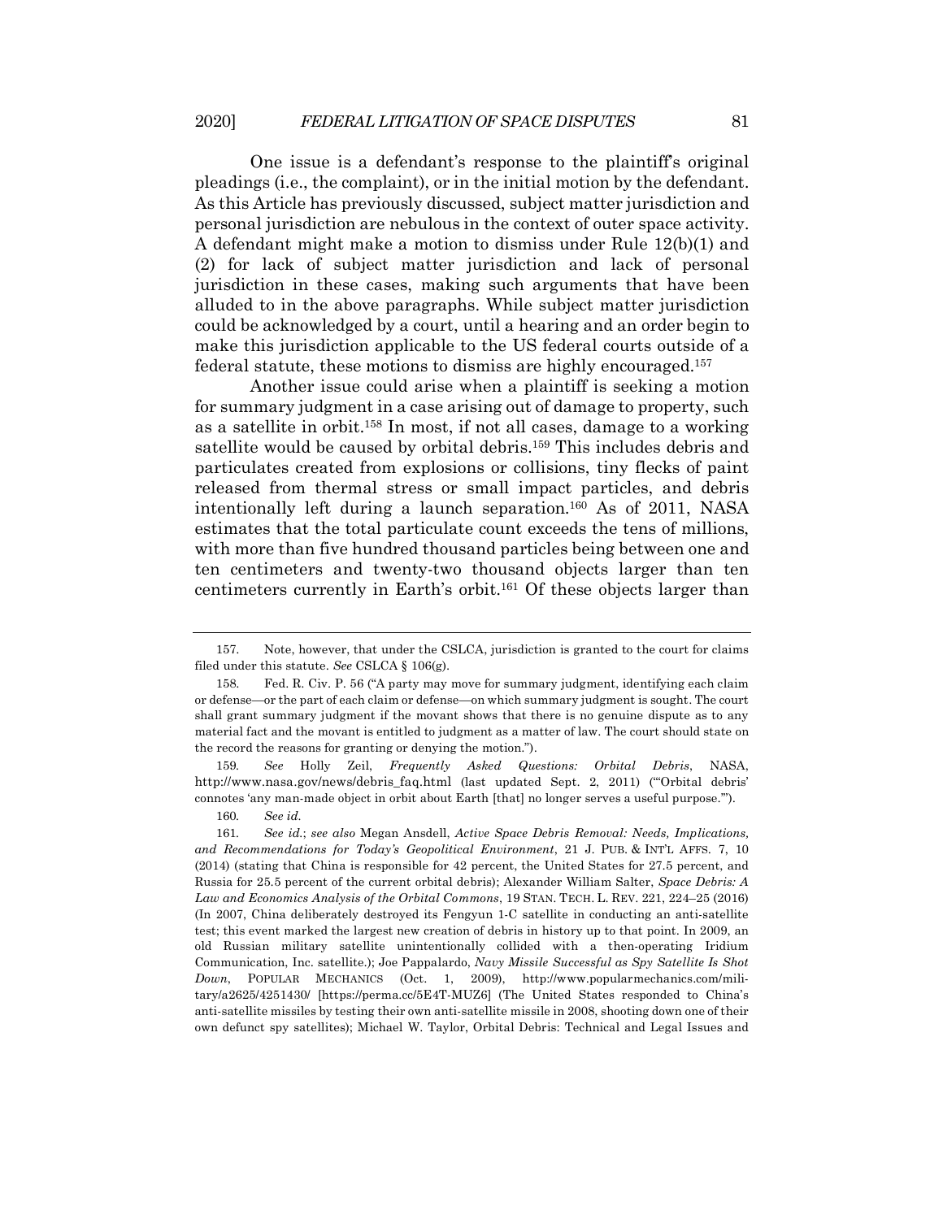One issue is a defendant's response to the plaintiff's original pleadings (i.e., the complaint), or in the initial motion by the defendant. As this Article has previously discussed, subject matter jurisdiction and personal jurisdiction are nebulous in the context of outer space activity. A defendant might make a motion to dismiss under Rule 12(b)(1) and (2) for lack of subject matter jurisdiction and lack of personal jurisdiction in these cases, making such arguments that have been alluded to in the above paragraphs. While subject matter jurisdiction could be acknowledged by a court, until a hearing and an order begin to make this jurisdiction applicable to the US federal courts outside of a federal statute, these motions to dismiss are highly encouraged.[157]

Another issue could arise when a plaintiff is seeking a motion for summary judgment in a case arising out of damage to property, such as a satellite in orbit.[158] In most, if not all cases, damage to a working satellite would be caused by orbital debris.[159] This includes debris and particulates created from explosions or collisions, tiny flecks of paint released from thermal stress or small impact particles, and debris intentionally left during a launch separation.[160] As of 2011, NASA estimates that the total particulate count exceeds the tens of millions, with more than five hundred thousand particles being between one and ten centimeters and twenty-two thousand objects larger than ten centimeters currently in Earth's orbit.[161] Of these objects larger than

---

157. Note, however, that under the CSLCA, jurisdiction is granted to the court for claims filed under this statute. *See* CSLCA § 106(g).

158. Fed. R. Civ. P. 56 ("A party may move for summary judgment, identifying each claim or defense—or the part of each claim or defense—on which summary judgment is sought. The court shall grant summary judgment if the movant shows that there is no genuine dispute as to any material fact and the movant is entitled to judgment as a matter of law. The court should state on the record the reasons for granting or denying the motion.").

159. *See* Holly Zeil, *Frequently Asked Questions: Orbital Debris*, NASA, http://www.nasa.gov/news/debris_faq.html (last updated Sept. 2, 2011) ("'Orbital debris' connotes 'any man-made object in orbit about Earth [that] no longer serves a useful purpose.'").

160. *See id.*

161. *See id.*; *see also* Megan Ansdell, *Active Space Debris Removal: Needs, Implications, and Recommendations for Today's Geopolitical Environment*, 21 J. PUB. & INT'L AFFS. 7, 10 (2014) (stating that China is responsible for 42 percent, the United States for 27.5 percent, and Russia for 25.5 percent of the current orbital debris); Alexander William Salter, *Space Debris: A Law and Economics Analysis of the Orbital Commons*, 19 STAN. TECH. L. REV. 221, 224–25 (2016) (In 2007, China deliberately destroyed its Fengyun 1-C satellite in conducting an anti-satellite test; this event marked the largest new creation of debris in history up to that point. In 2009, an old Russian military satellite unintentionally collided with a then-operating Iridium Communication, Inc. satellite.); Joe Pappalardo, *Navy Missile Successful as Spy Satellite Is Shot Down*, POPULAR MECHANICS (Oct. 1, 2009), http://www.popularmechanics.com/military/a2625/4251430/ [https://perma.cc/5E4T-MUZ6] (The United States responded to China's anti-satellite missiles by testing their own anti-satellite missile in 2008, shooting down one of their own defunct spy satellites); Michael W. Taylor, Orbital Debris: Technical and Legal Issues and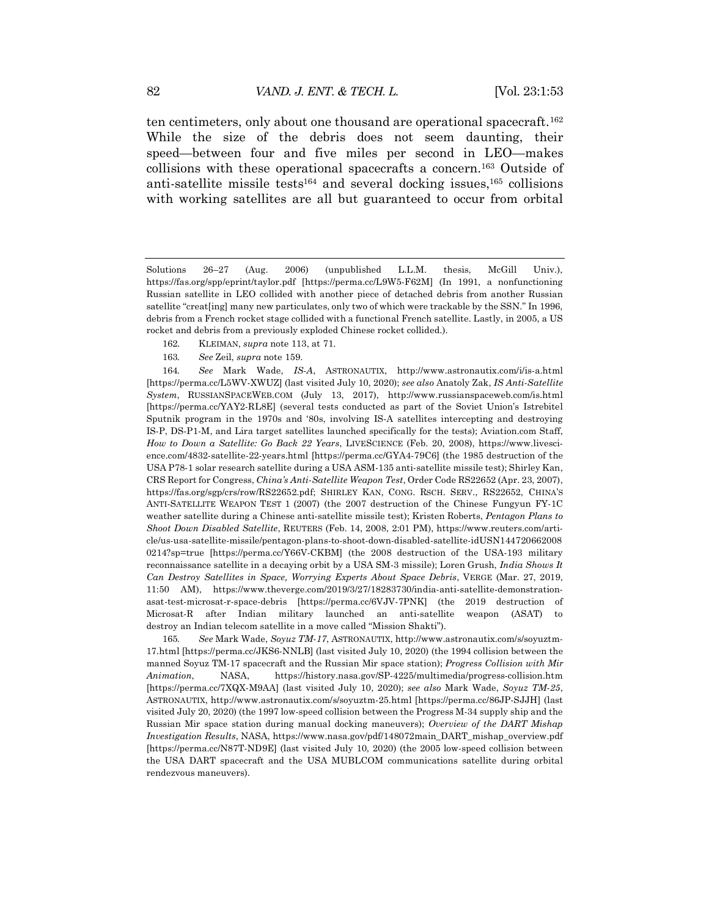ten centimeters, only about one thousand are operational spacecraft.[162] While the size of the debris does not seem daunting, their speed—between four and five miles per second in LEO—makes collisions with these operational spacecrafts a concern.[163] Outside of anti-satellite missile tests[164] and several docking issues,[165] collisions with working satellites are all but guaranteed to occur from orbital

---

Solutions 26–27 (Aug. 2006) (unpublished L.L.M. thesis, McGill Univ.), https://fas.org/spp/eprint/taylor.pdf [https://perma.cc/L9W5-F62M] (In 1991, a nonfunctioning Russian satellite in LEO collided with another piece of detached debris from another Russian satellite "creat[ing] many new particulates, only two of which were trackable by the SSN." In 1996, debris from a French rocket stage collided with a functional French satellite. Lastly, in 2005, a US rocket and debris from a previously exploded Chinese rocket collided.).

162. KLEIMAN, *supra* note 113, at 71.

163. *See* Zeil, *supra* note 159.

164. *See* Mark Wade, *IS-A*, ASTRONAUTIX, http://www.astronautix.com/i/is-a.html [https://perma.cc/L5WV-XWUZ] (last visited July 10, 2020); *see also* Anatoly Zak, *IS Anti-Satellite System*, RUSSIANSPACEWEB.COM (July 13, 2017), http://www.russianspaceweb.com/is.html [https://perma.cc/YAY2-RL8E] (several tests conducted as part of the Soviet Union's Istrebitel Sputnik program in the 1970s and '80s, involving IS-A satellites intercepting and destroying IS-P, DS-P1-M, and Lira target satellites launched specifically for the tests); Aviation.com Staff, *How to Down a Satellite: Go Back 22 Years*, LIVESCIENCE (Feb. 20, 2008), https://www.livescience.com/4832-satellite-22-years.html [https://perma.cc/GYA4-79C6] (the 1985 destruction of the USA P78-1 solar research satellite during a USA ASM-135 anti-satellite missile test); Shirley Kan, CRS Report for Congress, *China's Anti-Satellite Weapon Test*, Order Code RS22652 (Apr. 23, 2007), https://fas.org/sgp/crs/row/RS22652.pdf; SHIRLEY KAN, CONG. RSCH. SERV., RS22652, CHINA'S ANTI-SATELLITE WEAPON TEST 1 (2007) (the 2007 destruction of the Chinese Fungyun FY-1C weather satellite during a Chinese anti-satellite missile test); Kristen Roberts, *Pentagon Plans to Shoot Down Disabled Satellite*, REUTERS (Feb. 14, 2008, 2:01 PM), https://www.reuters.com/article/us-usa-satellite-missile/pentagon-plans-to-shoot-down-disabled-satellite-idUSN1447206620080214?sp=true [https://perma.cc/Y66V-CKBM] (the 2008 destruction of the USA-193 military reconnaissance satellite in a decaying orbit by a USA SM-3 missile); Loren Grush, *India Shows It Can Destroy Satellites in Space, Worrying Experts About Space Debris*, VERGE (Mar. 27, 2019, 11:50 AM), https://www.theverge.com/2019/3/27/18283730/india-anti-satellite-demonstration-asat-test-microsat-r-space-debris [https://perma.cc/6VJV-7PNK] (the 2019 destruction of Microsat-R after Indian military launched an anti-satellite weapon (ASAT) to destroy an Indian telecom satellite in a move called "Mission Shakti").

165. *See* Mark Wade, *Soyuz TM-17*, ASTRONAUTIX, http://www.astronautix.com/s/soyuztm-17.html [https://perma.cc/JKS6-NNLB] (last visited July 10, 2020) (the 1994 collision between the manned Soyuz TM-17 spacecraft and the Russian Mir space station); *Progress Collision with Mir Animation*, NASA, https://history.nasa.gov/SP-4225/multimedia/progress-collision.htm [https://perma.cc/7XQX-M9AA] (last visited July 10, 2020); *see also* Mark Wade, *Soyuz TM-25*, ASTRONAUTIX, http://www.astronautix.com/s/soyuztm-25.html [https://perma.cc/86JP-SJJH] (last visited July 20, 2020) (the 1997 low-speed collision between the Progress M-34 supply ship and the Russian Mir space station during manual docking maneuvers); *Overview of the DART Mishap Investigation Results*, NASA, https://www.nasa.gov/pdf/148072main_DART_mishap_overview.pdf [https://perma.cc/N87T-ND9E] (last visited July 10, 2020) (the 2005 low-speed collision between the USA DART spacecraft and the USA MUBLCOM communications satellite during orbital rendezvous maneuvers).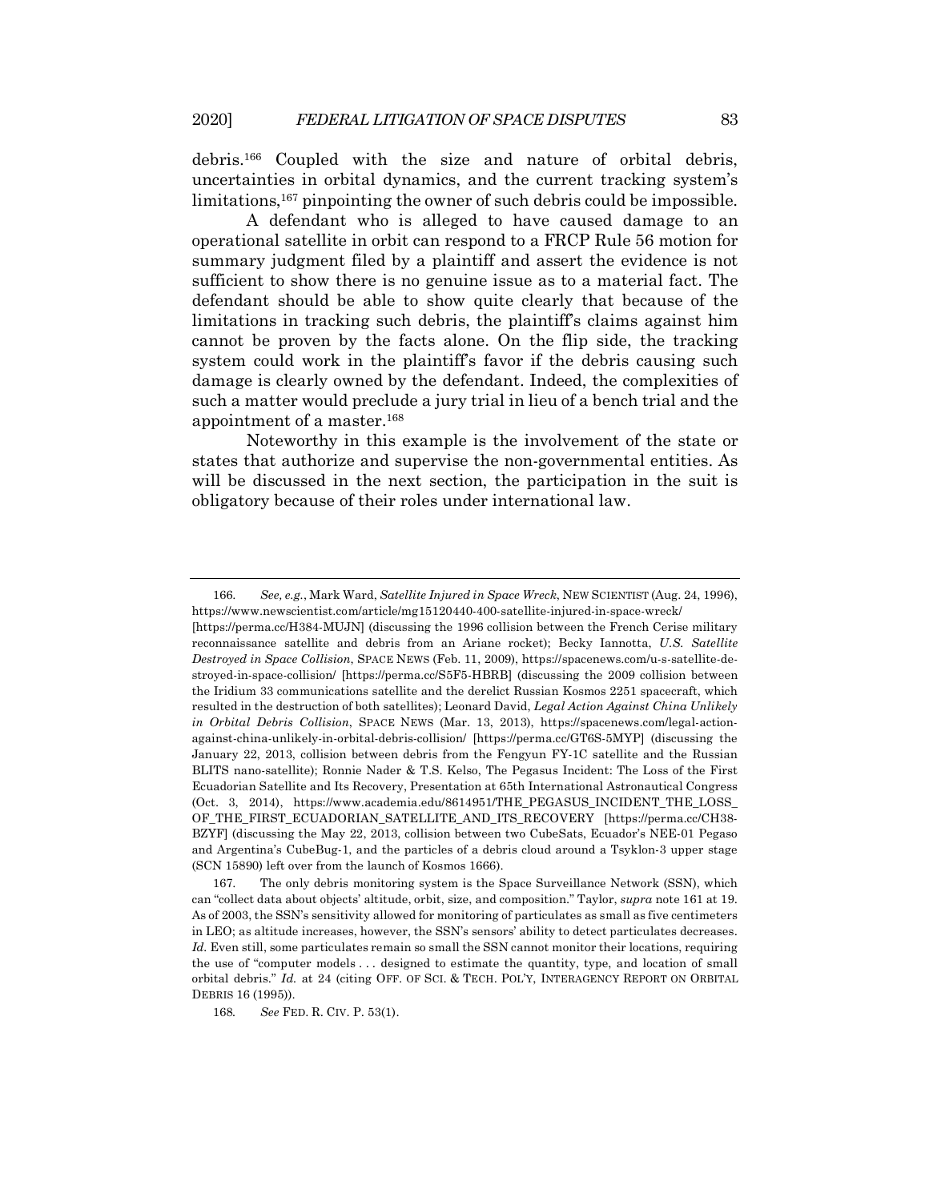debris.[166] Coupled with the size and nature of orbital debris, uncertainties in orbital dynamics, and the current tracking system's limitations,[167] pinpointing the owner of such debris could be impossible.

A defendant who is alleged to have caused damage to an operational satellite in orbit can respond to a FRCP Rule 56 motion for summary judgment filed by a plaintiff and assert the evidence is not sufficient to show there is no genuine issue as to a material fact. The defendant should be able to show quite clearly that because of the limitations in tracking such debris, the plaintiff's claims against him cannot be proven by the facts alone. On the flip side, the tracking system could work in the plaintiff's favor if the debris causing such damage is clearly owned by the defendant. Indeed, the complexities of such a matter would preclude a jury trial in lieu of a bench trial and the appointment of a master.[168]

Noteworthy in this example is the involvement of the state or states that authorize and supervise the non-governmental entities. As will be discussed in the next section, the participation in the suit is obligatory because of their roles under international law.

---

166. *See, e.g.*, Mark Ward, *Satellite Injured in Space Wreck*, NEW SCIENTIST (Aug. 24, 1996), https://www.newscientist.com/article/mg15120440-400-satellite-injured-in-space-wreck/ [https://perma.cc/H384-MUJN] (discussing the 1996 collision between the French Cerise military reconnaissance satellite and debris from an Ariane rocket); Becky Iannotta, *U.S. Satellite Destroyed in Space Collision*, SPACE NEWS (Feb. 11, 2009), https://spacenews.com/u-s-satellite-destroyed-in-space-collision/ [https://perma.cc/S5F5-HBRB] (discussing the 2009 collision between the Iridium 33 communications satellite and the derelict Russian Kosmos 2251 spacecraft, which resulted in the destruction of both satellites); Leonard David, *Legal Action Against China Unlikely in Orbital Debris Collision*, SPACE NEWS (Mar. 13, 2013), https://spacenews.com/legal-action-against-china-unlikely-in-orbital-debris-collision/ [https://perma.cc/GT6S-5MYP] (discussing the January 22, 2013, collision between debris from the Fengyun FY-1C satellite and the Russian BLITS nano-satellite); Ronnie Nader & T.S. Kelso, The Pegasus Incident: The Loss of the First Ecuadorian Satellite and Its Recovery, Presentation at 65th International Astronautical Congress (Oct. 3, 2014), https://www.academia.edu/8614951/THE_PEGASUS_INCIDENT_THE_LOSS_OF_THE_FIRST_ECUADORIAN_SATELLITE_AND_ITS_RECOVERY [https://perma.cc/CH38-BZYF] (discussing the May 22, 2013, collision between two CubeSats, Ecuador's NEE-01 Pegaso and Argentina's CubeBug-1, and the particles of a debris cloud around a Tsyklon-3 upper stage (SCN 15890) left over from the launch of Kosmos 1666).

167. The only debris monitoring system is the Space Surveillance Network (SSN), which can "collect data about objects' altitude, orbit, size, and composition." Taylor, *supra* note 161 at 19. As of 2003, the SSN's sensitivity allowed for monitoring of particulates as small as five centimeters in LEO; as altitude increases, however, the SSN's sensors' ability to detect particulates decreases. *Id.* Even still, some particulates remain so small the SSN cannot monitor their locations, requiring the use of "computer models . . . designed to estimate the quantity, type, and location of small orbital debris." *Id.* at 24 (citing OFF. OF SCI. & TECH. POL'Y, INTERAGENCY REPORT ON ORBITAL DEBRIS 16 (1995)).

168. *See* FED. R. CIV. P. 53(1).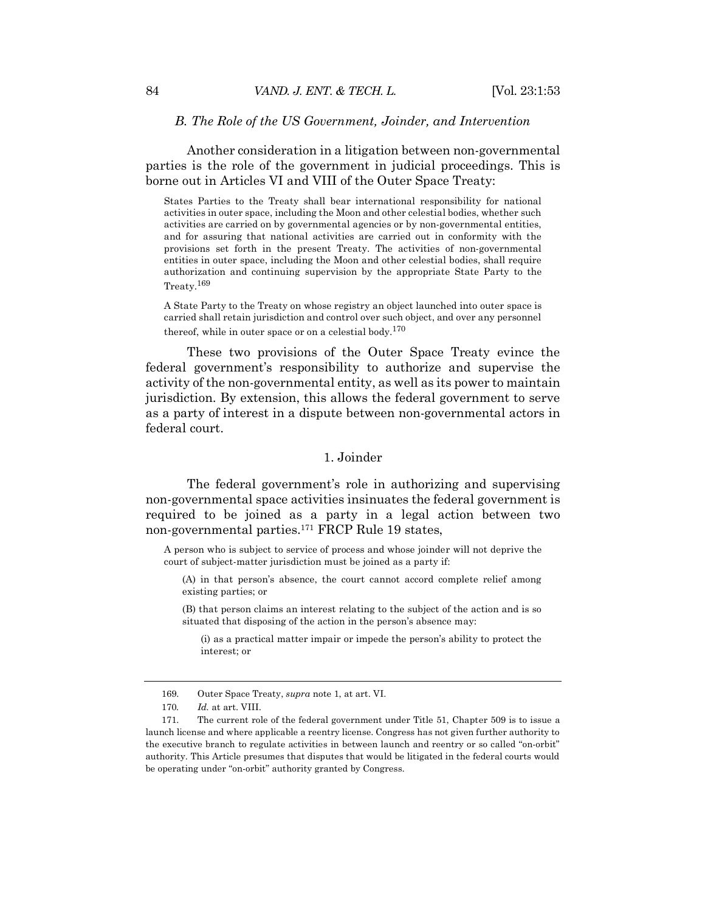### *B. The Role of the US Government, Joinder, and Intervention*

Another consideration in a litigation between non-governmental parties is the role of the government in judicial proceedings. This is borne out in Articles VI and VIII of the Outer Space Treaty:

> States Parties to the Treaty shall bear international responsibility for national activities in outer space, including the Moon and other celestial bodies, whether such activities are carried on by governmental agencies or by non-governmental entities, and for assuring that national activities are carried out in conformity with the provisions set forth in the present Treaty. The activities of non-governmental entities in outer space, including the Moon and other celestial bodies, shall require authorization and continuing supervision by the appropriate State Party to the Treaty.[169]

> A State Party to the Treaty on whose registry an object launched into outer space is carried shall retain jurisdiction and control over such object, and over any personnel thereof, while in outer space or on a celestial body.[170]

These two provisions of the Outer Space Treaty evince the federal government's responsibility to authorize and supervise the activity of the non-governmental entity, as well as its power to maintain jurisdiction. By extension, this allows the federal government to serve as a party of interest in a dispute between non-governmental actors in federal court.

#### 1. Joinder

The federal government's role in authorizing and supervising non-governmental space activities insinuates the federal government is required to be joined as a party in a legal action between two non-governmental parties.[171] FRCP Rule 19 states,

> A person who is subject to service of process and whose joinder will not deprive the court of subject-matter jurisdiction must be joined as a party if:
>
> (A) in that person's absence, the court cannot accord complete relief among existing parties; or
>
> (B) that person claims an interest relating to the subject of the action and is so situated that disposing of the action in the person's absence may:
>
> (i) as a practical matter impair or impede the person's ability to protect the interest; or

---

169. Outer Space Treaty, *supra* note 1, at art. VI.

170. *Id.* at art. VIII.

171. The current role of the federal government under Title 51, Chapter 509 is to issue a launch license and where applicable a reentry license. Congress has not given further authority to the executive branch to regulate activities in between launch and reentry or so called "on-orbit" authority. This Article presumes that disputes that would be litigated in the federal courts would be operating under "on-orbit" authority granted by Congress.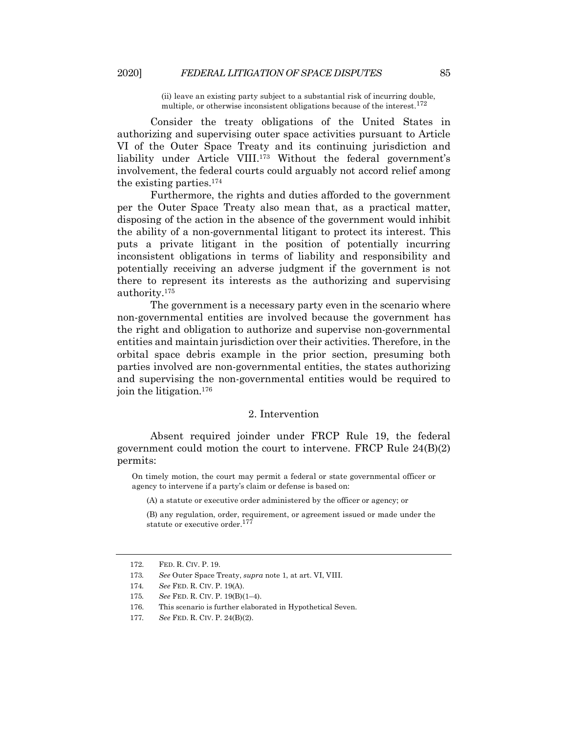> (ii) leave an existing party subject to a substantial risk of incurring double, multiple, or otherwise inconsistent obligations because of the interest.[172]

Consider the treaty obligations of the United States in authorizing and supervising outer space activities pursuant to Article VI of the Outer Space Treaty and its continuing jurisdiction and liability under Article VIII.[173] Without the federal government's involvement, the federal courts could arguably not accord relief among the existing parties.[174]

Furthermore, the rights and duties afforded to the government per the Outer Space Treaty also mean that, as a practical matter, disposing of the action in the absence of the government would inhibit the ability of a non-governmental litigant to protect its interest. This puts a private litigant in the position of potentially incurring inconsistent obligations in terms of liability and responsibility and potentially receiving an adverse judgment if the government is not there to represent its interests as the authorizing and supervising authority.[175]

The government is a necessary party even in the scenario where non-governmental entities are involved because the government has the right and obligation to authorize and supervise non-governmental entities and maintain jurisdiction over their activities. Therefore, in the orbital space debris example in the prior section, presuming both parties involved are non-governmental entities, the states authorizing and supervising the non-governmental entities would be required to join the litigation.[176]

### 2. Intervention

Absent required joinder under FRCP Rule 19, the federal government could motion the court to intervene. FRCP Rule 24(B)(2) permits:

> On timely motion, the court may permit a federal or state governmental officer or agency to intervene if a party's claim or defense is based on:
>
> (A) a statute or executive order administered by the officer or agency; or
>
> (B) any regulation, order, requirement, or agreement issued or made under the statute or executive order.[177]

---

172. FED. R. CIV. P. 19.

173. *See* Outer Space Treaty, *supra* note 1, at art. VI, VIII.

174. *See* FED. R. CIV. P. 19(A).

175. *See* FED. R. CIV. P. 19(B)(1–4).

176. This scenario is further elaborated in Hypothetical Seven.

177. *See* FED. R. CIV. P. 24(B)(2).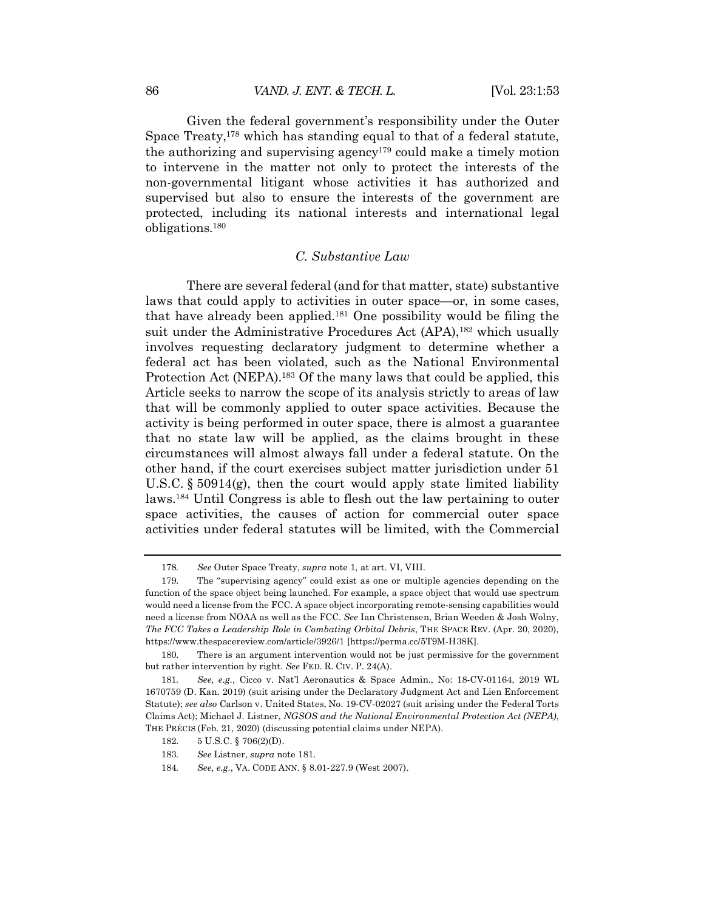Given the federal government's responsibility under the Outer Space Treaty,[178] which has standing equal to that of a federal statute, the authorizing and supervising agency[179] could make a timely motion to intervene in the matter not only to protect the interests of the non-governmental litigant whose activities it has authorized and supervised but also to ensure the interests of the government are protected, including its national interests and international legal obligations.[180]

### *C. Substantive Law*

There are several federal (and for that matter, state) substantive laws that could apply to activities in outer space—or, in some cases, that have already been applied.[181] One possibility would be filing the suit under the Administrative Procedures Act (APA),[182] which usually involves requesting declaratory judgment to determine whether a federal act has been violated, such as the National Environmental Protection Act (NEPA).[183] Of the many laws that could be applied, this Article seeks to narrow the scope of its analysis strictly to areas of law that will be commonly applied to outer space activities. Because the activity is being performed in outer space, there is almost a guarantee that no state law will be applied, as the claims brought in these circumstances will almost always fall under a federal statute. On the other hand, if the court exercises subject matter jurisdiction under 51 U.S.C. § 50914(g), then the court would apply state limited liability laws.[184] Until Congress is able to flesh out the law pertaining to outer space activities, the causes of action for commercial outer space activities under federal statutes will be limited, with the Commercial

---

178. *See* Outer Space Treaty, *supra* note 1, at art. VI, VIII.

179. The "supervising agency" could exist as one or multiple agencies depending on the function of the space object being launched. For example, a space object that would use spectrum would need a license from the FCC. A space object incorporating remote-sensing capabilities would need a license from NOAA as well as the FCC. *See* Ian Christensen, Brian Weeden & Josh Wolny, *The FCC Takes a Leadership Role in Combating Orbital Debris*, THE SPACE REV. (Apr. 20, 2020), https://www.thespacereview.com/article/3926/1 [https://perma.cc/5T9M-H38K].

180. There is an argument intervention would not be just permissive for the government but rather intervention by right. *See* FED. R. CIV. P. 24(A).

181. *See, e.g.*, Cicco v. Nat'l Aeronautics & Space Admin., No: 18-CV-01164, 2019 WL 1670759 (D. Kan. 2019) (suit arising under the Declaratory Judgment Act and Lien Enforcement Statute); *see also* Carlson v. United States, No. 19-CV-02027 (suit arising under the Federal Torts Claims Act); Michael J. Listner, *NGSOS and the National Environmental Protection Act (NEPA)*, THE PRÉCIS (Feb. 21, 2020) (discussing potential claims under NEPA).

182. 5 U.S.C. § 706(2)(D).

183. *See* Listner, *supra* note 181.

184. *See, e.g.*, VA. CODE ANN. § 8.01-227.9 (West 2007).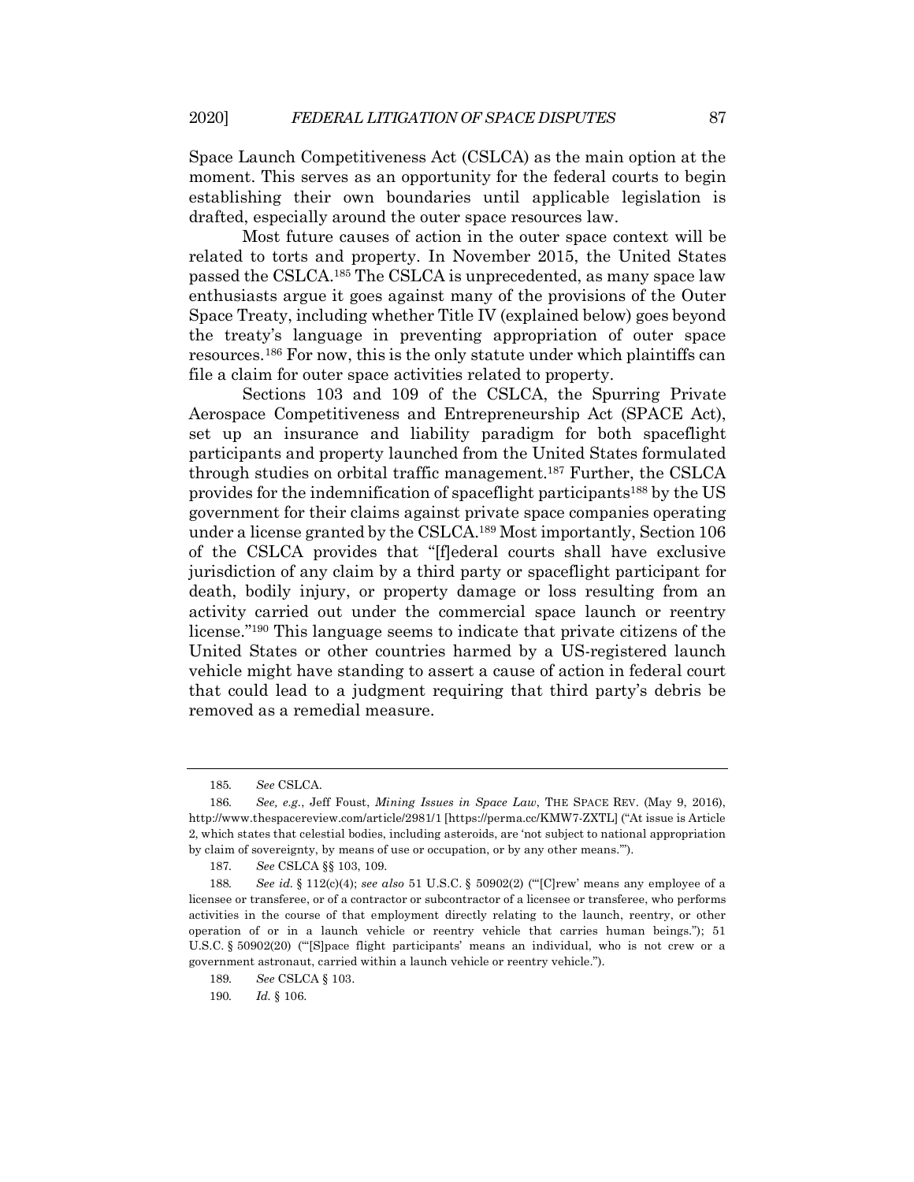Space Launch Competitiveness Act (CSLCA) as the main option at the moment. This serves as an opportunity for the federal courts to begin establishing their own boundaries until applicable legislation is drafted, especially around the outer space resources law.

Most future causes of action in the outer space context will be related to torts and property. In November 2015, the United States passed the CSLCA.[185] The CSLCA is unprecedented, as many space law enthusiasts argue it goes against many of the provisions of the Outer Space Treaty, including whether Title IV (explained below) goes beyond the treaty's language in preventing appropriation of outer space resources.[186] For now, this is the only statute under which plaintiffs can file a claim for outer space activities related to property.

Sections 103 and 109 of the CSLCA, the Spurring Private Aerospace Competitiveness and Entrepreneurship Act (SPACE Act), set up an insurance and liability paradigm for both spaceflight participants and property launched from the United States formulated through studies on orbital traffic management.[187] Further, the CSLCA provides for the indemnification of spaceflight participants[188] by the US government for their claims against private space companies operating under a license granted by the CSLCA.[189] Most importantly, Section 106 of the CSLCA provides that "[f]ederal courts shall have exclusive jurisdiction of any claim by a third party or spaceflight participant for death, bodily injury, or property damage or loss resulting from an activity carried out under the commercial space launch or reentry license."[190] This language seems to indicate that private citizens of the United States or other countries harmed by a US-registered launch vehicle might have standing to assert a cause of action in federal court that could lead to a judgment requiring that third party's debris be removed as a remedial measure.

---

185. *See* CSLCA.

186. *See, e.g.*, Jeff Foust, *Mining Issues in Space Law*, THE SPACE REV. (May 9, 2016), http://www.thespacereview.com/article/2981/1 [https://perma.cc/KMW7-ZXTL] ("At issue is Article 2, which states that celestial bodies, including asteroids, are 'not subject to national appropriation by claim of sovereignty, by means of use or occupation, or by any other means.'").

187. *See* CSLCA §§ 103, 109.

188. *See id.* § 112(c)(4); *see also* 51 U.S.C. § 50902(2) ("'[C]rew' means any employee of a licensee or transferee, or of a contractor or subcontractor of a licensee or transferee, who performs activities in the course of that employment directly relating to the launch, reentry, or other operation of or in a launch vehicle or reentry vehicle that carries human beings."); 51 U.S.C. § 50902(20) ("'[S]pace flight participants' means an individual, who is not crew or a government astronaut, carried within a launch vehicle or reentry vehicle.").

189. *See* CSLCA § 103.

190. *Id.* § 106.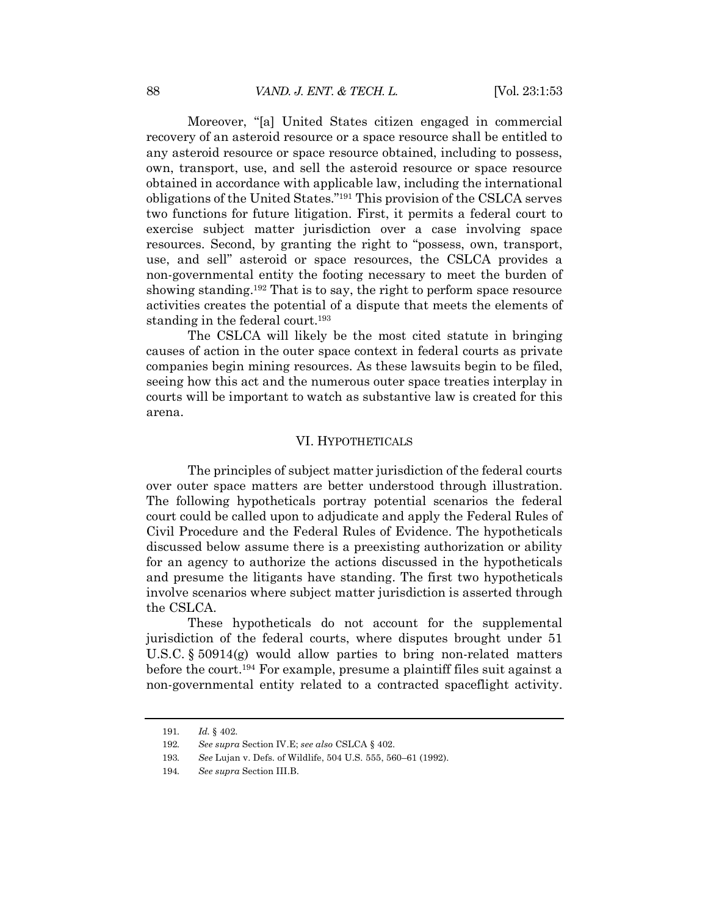Moreover, "[a] United States citizen engaged in commercial recovery of an asteroid resource or a space resource shall be entitled to any asteroid resource or space resource obtained, including to possess, own, transport, use, and sell the asteroid resource or space resource obtained in accordance with applicable law, including the international obligations of the United States."[191] This provision of the CSLCA serves two functions for future litigation. First, it permits a federal court to exercise subject matter jurisdiction over a case involving space resources. Second, by granting the right to "possess, own, transport, use, and sell" asteroid or space resources, the CSLCA provides a non-governmental entity the footing necessary to meet the burden of showing standing.[192] That is to say, the right to perform space resource activities creates the potential of a dispute that meets the elements of standing in the federal court.[193]

The CSLCA will likely be the most cited statute in bringing causes of action in the outer space context in federal courts as private companies begin mining resources. As these lawsuits begin to be filed, seeing how this act and the numerous outer space treaties interplay in courts will be important to watch as substantive law is created for this arena.

## VI. HYPOTHETICALS

The principles of subject matter jurisdiction of the federal courts over outer space matters are better understood through illustration. The following hypotheticals portray potential scenarios the federal court could be called upon to adjudicate and apply the Federal Rules of Civil Procedure and the Federal Rules of Evidence. The hypotheticals discussed below assume there is a preexisting authorization or ability for an agency to authorize the actions discussed in the hypotheticals and presume the litigants have standing. The first two hypotheticals involve scenarios where subject matter jurisdiction is asserted through the CSLCA.

These hypotheticals do not account for the supplemental jurisdiction of the federal courts, where disputes brought under 51 U.S.C. § 50914(g) would allow parties to bring non-related matters before the court.[194] For example, presume a plaintiff files suit against a non-governmental entity related to a contracted spaceflight activity.

---

191. *Id.* § 402.

192. *See supra* Section IV.E; *see also* CSLCA § 402.

193. *See* Lujan v. Defs. of Wildlife, 504 U.S. 555, 560–61 (1992).

194. *See supra* Section III.B.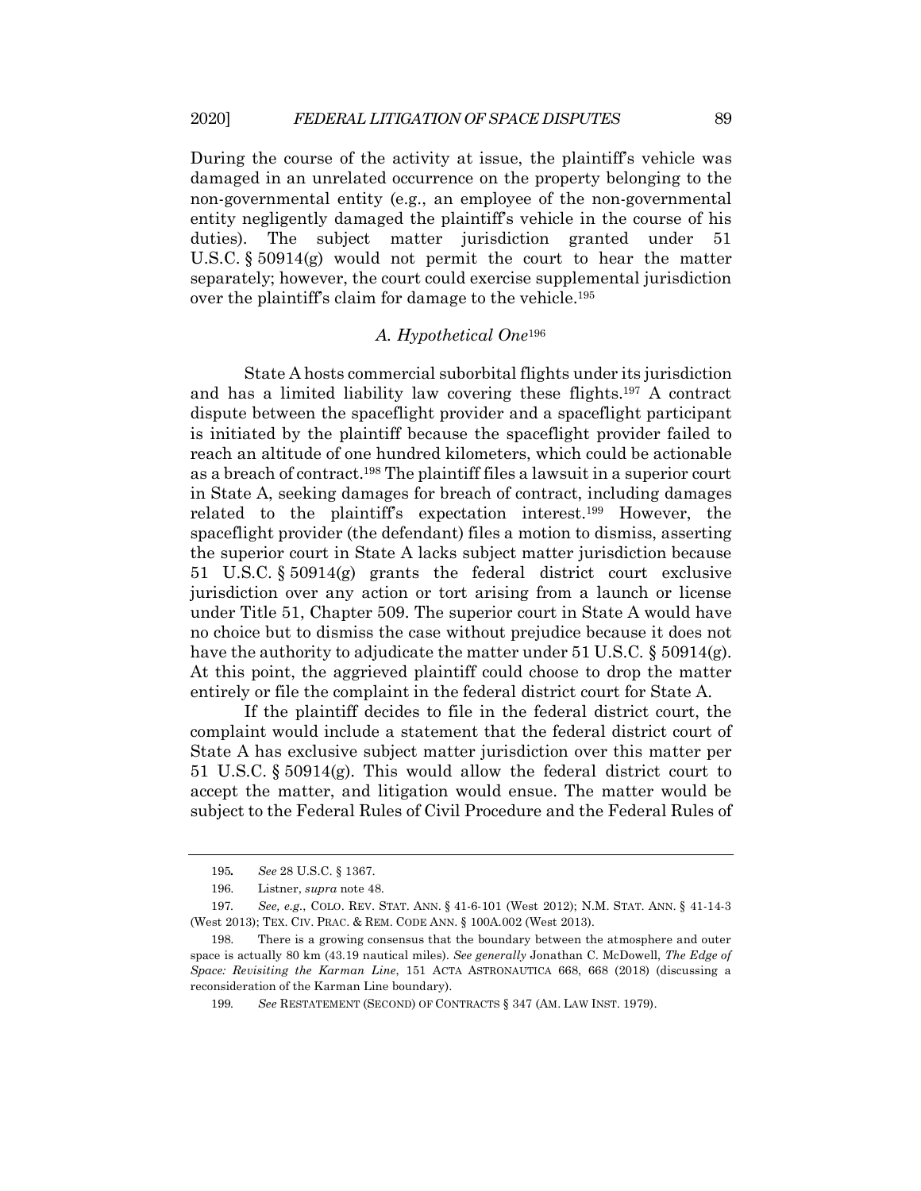During the course of the activity at issue, the plaintiff's vehicle was damaged in an unrelated occurrence on the property belonging to the non-governmental entity (e.g., an employee of the non-governmental entity negligently damaged the plaintiff's vehicle in the course of his duties). The subject matter jurisdiction granted under 51 U.S.C. § 50914(g) would not permit the court to hear the matter separately; however, the court could exercise supplemental jurisdiction over the plaintiff's claim for damage to the vehicle.[195]

### *A. Hypothetical One*[196]

State A hosts commercial suborbital flights under its jurisdiction and has a limited liability law covering these flights.[197] A contract dispute between the spaceflight provider and a spaceflight participant is initiated by the plaintiff because the spaceflight provider failed to reach an altitude of one hundred kilometers, which could be actionable as a breach of contract.[198] The plaintiff files a lawsuit in a superior court in State A, seeking damages for breach of contract, including damages related to the plaintiff's expectation interest.[199] However, the spaceflight provider (the defendant) files a motion to dismiss, asserting the superior court in State A lacks subject matter jurisdiction because 51 U.S.C. § 50914(g) grants the federal district court exclusive jurisdiction over any action or tort arising from a launch or license under Title 51, Chapter 509. The superior court in State A would have no choice but to dismiss the case without prejudice because it does not have the authority to adjudicate the matter under 51 U.S.C. § 50914(g). At this point, the aggrieved plaintiff could choose to drop the matter entirely or file the complaint in the federal district court for State A.

If the plaintiff decides to file in the federal district court, the complaint would include a statement that the federal district court of State A has exclusive subject matter jurisdiction over this matter per 51 U.S.C. § 50914(g). This would allow the federal district court to accept the matter, and litigation would ensue. The matter would be subject to the Federal Rules of Civil Procedure and the Federal Rules of

---

195. *See* 28 U.S.C. § 1367.

196. Listner, *supra* note 48.

197. *See, e.g.*, COLO. REV. STAT. ANN. § 41-6-101 (West 2012); N.M. STAT. ANN. § 41-14-3 (West 2013); TEX. CIV. PRAC. & REM. CODE ANN. § 100A.002 (West 2013).

198. There is a growing consensus that the boundary between the atmosphere and outer space is actually 80 km (43.19 nautical miles). *See generally* Jonathan C. McDowell, *The Edge of Space: Revisiting the Karman Line*, 151 ACTA ASTRONAUTICA 668, 668 (2018) (discussing a reconsideration of the Karman Line boundary).

199. *See* RESTATEMENT (SECOND) OF CONTRACTS § 347 (AM. LAW INST. 1979).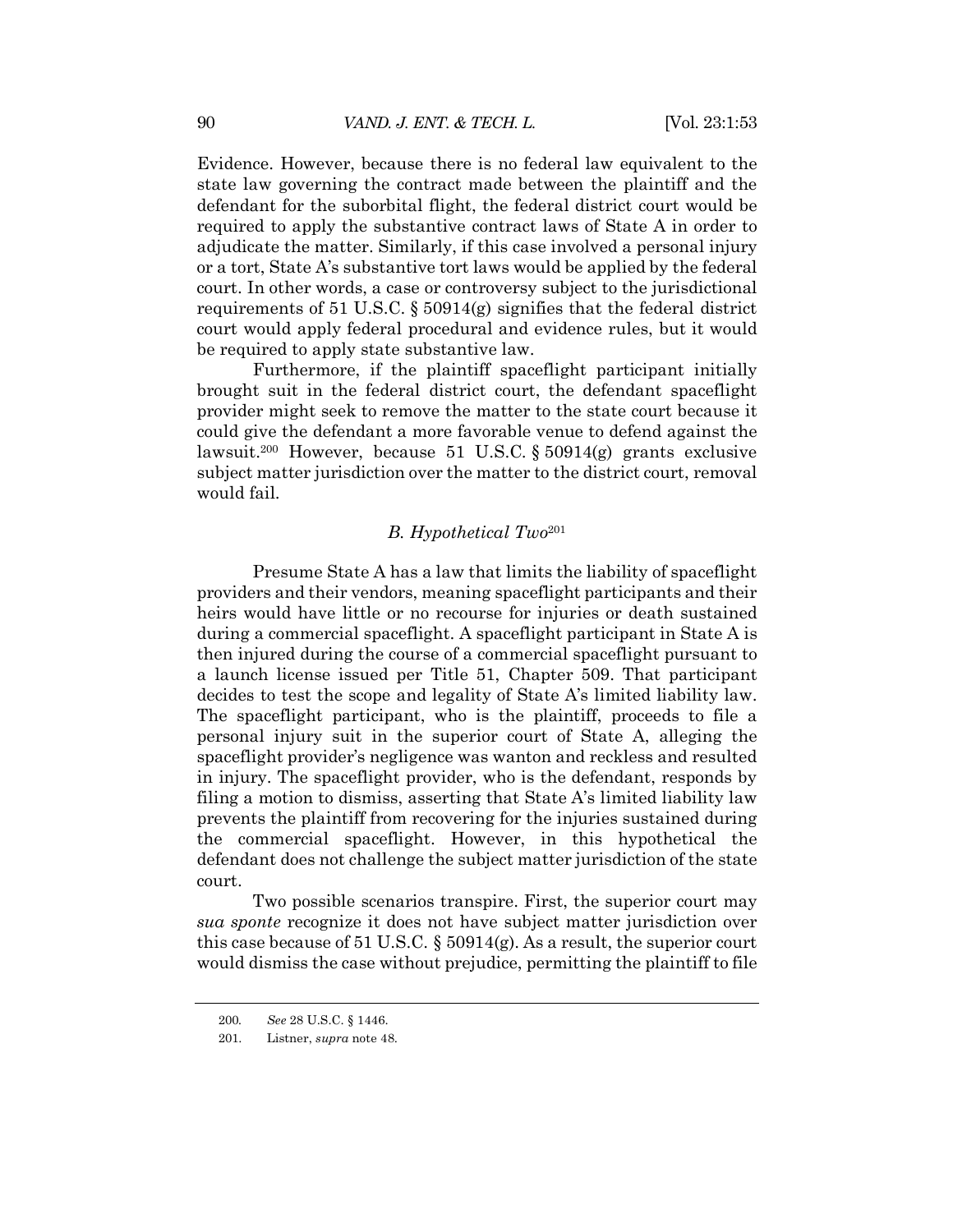Evidence. However, because there is no federal law equivalent to the state law governing the contract made between the plaintiff and the defendant for the suborbital flight, the federal district court would be required to apply the substantive contract laws of State A in order to adjudicate the matter. Similarly, if this case involved a personal injury or a tort, State A's substantive tort laws would be applied by the federal court. In other words, a case or controversy subject to the jurisdictional requirements of 51 U.S.C. § 50914(g) signifies that the federal district court would apply federal procedural and evidence rules, but it would be required to apply state substantive law.

Furthermore, if the plaintiff spaceflight participant initially brought suit in the federal district court, the defendant spaceflight provider might seek to remove the matter to the state court because it could give the defendant a more favorable venue to defend against the lawsuit.[200] However, because 51 U.S.C. § 50914(g) grants exclusive subject matter jurisdiction over the matter to the district court, removal would fail.

### *B. Hypothetical Two*[201]

Presume State A has a law that limits the liability of spaceflight providers and their vendors, meaning spaceflight participants and their heirs would have little or no recourse for injuries or death sustained during a commercial spaceflight. A spaceflight participant in State A is then injured during the course of a commercial spaceflight pursuant to a launch license issued per Title 51, Chapter 509. That participant decides to test the scope and legality of State A's limited liability law. The spaceflight participant, who is the plaintiff, proceeds to file a personal injury suit in the superior court of State A, alleging the spaceflight provider's negligence was wanton and reckless and resulted in injury. The spaceflight provider, who is the defendant, responds by filing a motion to dismiss, asserting that State A's limited liability law prevents the plaintiff from recovering for the injuries sustained during the commercial spaceflight. However, in this hypothetical the defendant does not challenge the subject matter jurisdiction of the state court.

Two possible scenarios transpire. First, the superior court may *sua sponte* recognize it does not have subject matter jurisdiction over this case because of 51 U.S.C. § 50914(g). As a result, the superior court would dismiss the case without prejudice, permitting the plaintiff to file

---

200. *See* 28 U.S.C. § 1446.

201. Listner, *supra* note 48.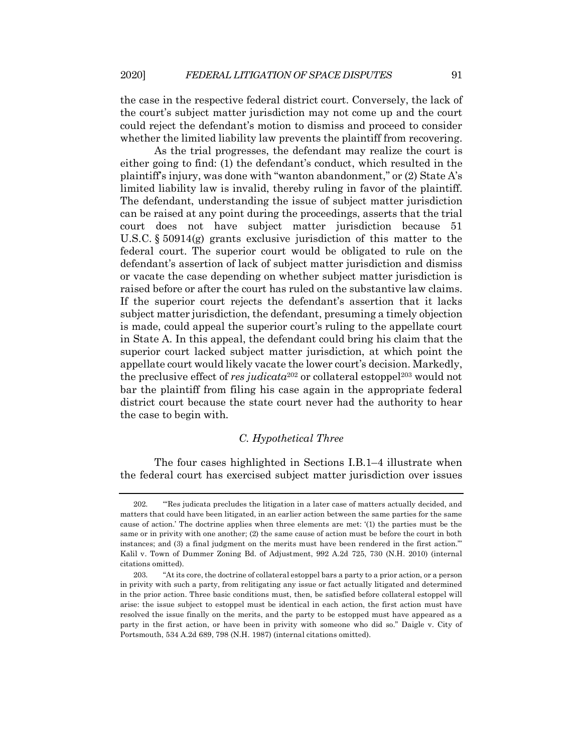the case in the respective federal district court. Conversely, the lack of the court's subject matter jurisdiction may not come up and the court could reject the defendant's motion to dismiss and proceed to consider whether the limited liability law prevents the plaintiff from recovering.

As the trial progresses, the defendant may realize the court is either going to find: (1) the defendant's conduct, which resulted in the plaintiff's injury, was done with "wanton abandonment," or (2) State A's limited liability law is invalid, thereby ruling in favor of the plaintiff. The defendant, understanding the issue of subject matter jurisdiction can be raised at any point during the proceedings, asserts that the trial court does not have subject matter jurisdiction because 51 U.S.C. § 50914(g) grants exclusive jurisdiction of this matter to the federal court. The superior court would be obligated to rule on the defendant's assertion of lack of subject matter jurisdiction and dismiss or vacate the case depending on whether subject matter jurisdiction is raised before or after the court has ruled on the substantive law claims. If the superior court rejects the defendant's assertion that it lacks subject matter jurisdiction, the defendant, presuming a timely objection is made, could appeal the superior court's ruling to the appellate court in State A. In this appeal, the defendant could bring his claim that the superior court lacked subject matter jurisdiction, at which point the appellate court would likely vacate the lower court's decision. Markedly, the preclusive effect of *res judicata*[202] or collateral estoppel[203] would not bar the plaintiff from filing his case again in the appropriate federal district court because the state court never had the authority to hear the case to begin with.

### *C. Hypothetical Three*

The four cases highlighted in Sections I.B.1–4 illustrate when the federal court has exercised subject matter jurisdiction over issues

---

202. "'Res judicata precludes the litigation in a later case of matters actually decided, and matters that could have been litigated, in an earlier action between the same parties for the same cause of action.' The doctrine applies when three elements are met: '(1) the parties must be the same or in privity with one another; (2) the same cause of action must be before the court in both instances; and (3) a final judgment on the merits must have been rendered in the first action.'" Kalil v. Town of Dummer Zoning Bd. of Adjustment, 992 A.2d 725, 730 (N.H. 2010) (internal citations omitted).

203. "At its core, the doctrine of collateral estoppel bars a party to a prior action, or a person in privity with such a party, from relitigating any issue or fact actually litigated and determined in the prior action. Three basic conditions must, then, be satisfied before collateral estoppel will arise: the issue subject to estoppel must be identical in each action, the first action must have resolved the issue finally on the merits, and the party to be estopped must have appeared as a party in the first action, or have been in privity with someone who did so." Daigle v. City of Portsmouth, 534 A.2d 689, 798 (N.H. 1987) (internal citations omitted).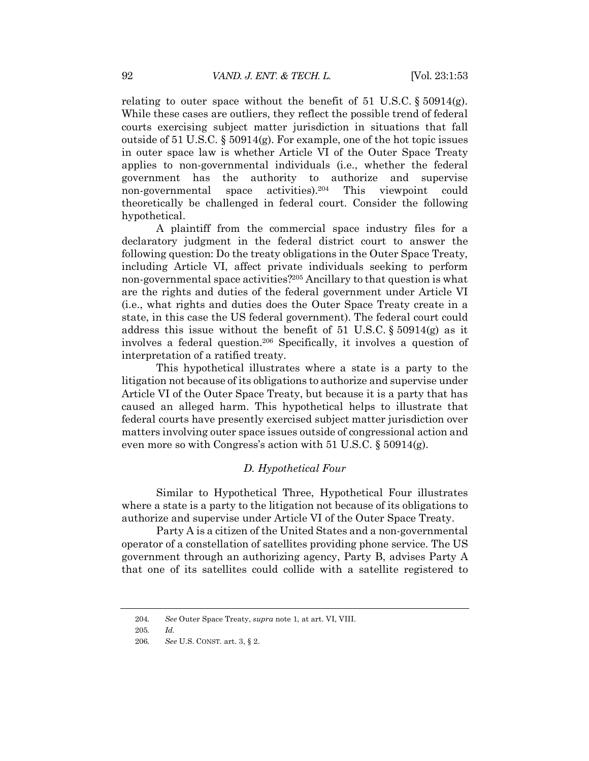relating to outer space without the benefit of 51 U.S.C. § 50914(g). While these cases are outliers, they reflect the possible trend of federal courts exercising subject matter jurisdiction in situations that fall outside of 51 U.S.C. § 50914(g). For example, one of the hot topic issues in outer space law is whether Article VI of the Outer Space Treaty applies to non-governmental individuals (i.e., whether the federal government has the authority to authorize and supervise non-governmental space activities).[204] This viewpoint could theoretically be challenged in federal court. Consider the following hypothetical.

A plaintiff from the commercial space industry files for a declaratory judgment in the federal district court to answer the following question: Do the treaty obligations in the Outer Space Treaty, including Article VI, affect private individuals seeking to perform non-governmental space activities?[205] Ancillary to that question is what are the rights and duties of the federal government under Article VI (i.e., what rights and duties does the Outer Space Treaty create in a state, in this case the US federal government). The federal court could address this issue without the benefit of 51 U.S.C. § 50914(g) as it involves a federal question.[206] Specifically, it involves a question of interpretation of a ratified treaty.

This hypothetical illustrates where a state is a party to the litigation not because of its obligations to authorize and supervise under Article VI of the Outer Space Treaty, but because it is a party that has caused an alleged harm. This hypothetical helps to illustrate that federal courts have presently exercised subject matter jurisdiction over matters involving outer space issues outside of congressional action and even more so with Congress's action with 51 U.S.C. § 50914(g).

### *D. Hypothetical Four*

Similar to Hypothetical Three, Hypothetical Four illustrates where a state is a party to the litigation not because of its obligations to authorize and supervise under Article VI of the Outer Space Treaty.

Party A is a citizen of the United States and a non-governmental operator of a constellation of satellites providing phone service. The US government through an authorizing agency, Party B, advises Party A that one of its satellites could collide with a satellite registered to

---

204. *See* Outer Space Treaty, *supra* note 1, at art. VI, VIII.

205. *Id.*

206. *See* U.S. CONST. art. 3, § 2.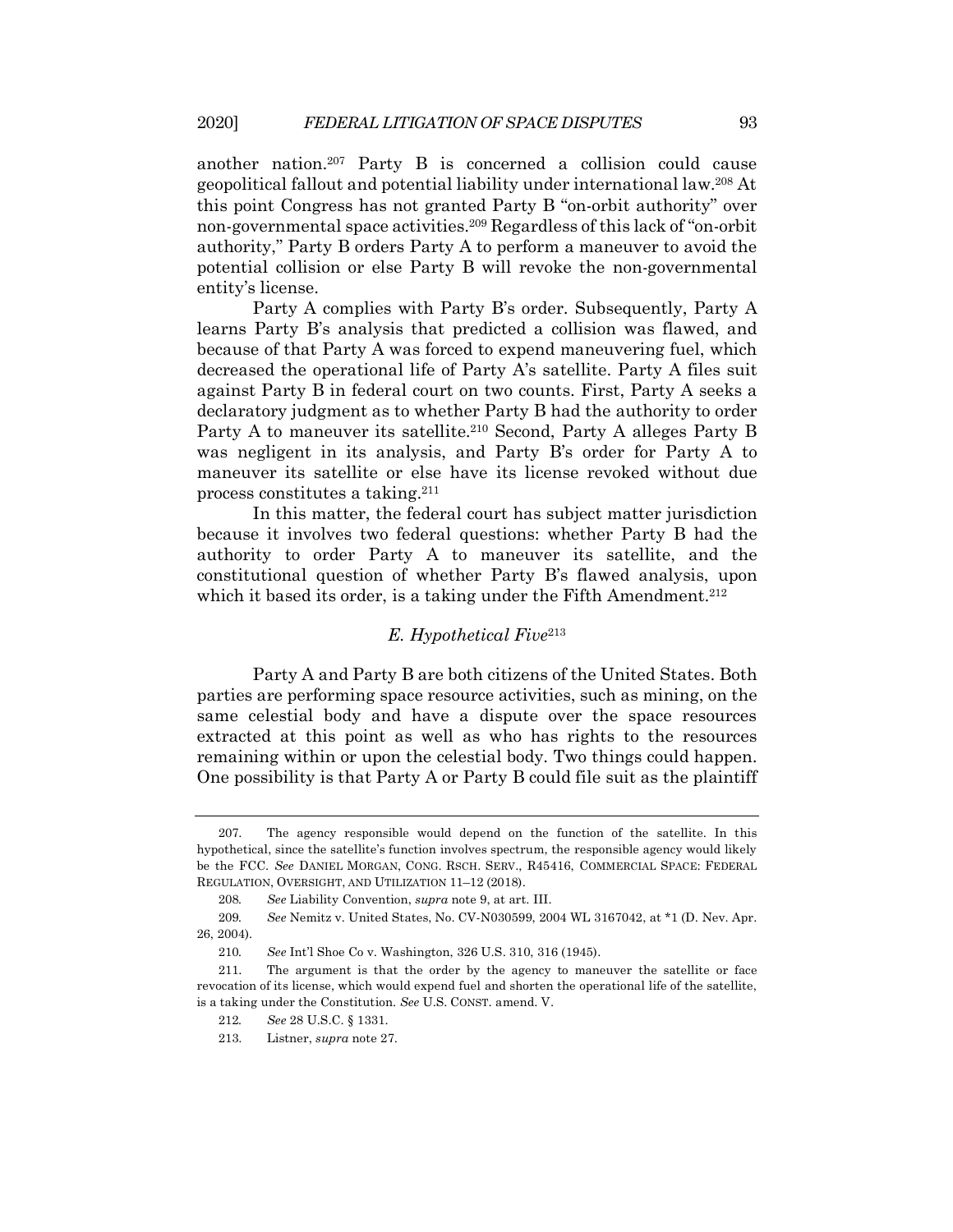another nation.[207] Party B is concerned a collision could cause geopolitical fallout and potential liability under international law.[208] At this point Congress has not granted Party B "on-orbit authority" over non-governmental space activities.[209] Regardless of this lack of "on-orbit authority," Party B orders Party A to perform a maneuver to avoid the potential collision or else Party B will revoke the non-governmental entity's license.

Party A complies with Party B's order. Subsequently, Party A learns Party B's analysis that predicted a collision was flawed, and because of that Party A was forced to expend maneuvering fuel, which decreased the operational life of Party A's satellite. Party A files suit against Party B in federal court on two counts. First, Party A seeks a declaratory judgment as to whether Party B had the authority to order Party A to maneuver its satellite.[210] Second, Party A alleges Party B was negligent in its analysis, and Party B's order for Party A to maneuver its satellite or else have its license revoked without due process constitutes a taking.[211]

In this matter, the federal court has subject matter jurisdiction because it involves two federal questions: whether Party B had the authority to order Party A to maneuver its satellite, and the constitutional question of whether Party B's flawed analysis, upon which it based its order, is a taking under the Fifth Amendment.[212]

### *E. Hypothetical Five*[213]

Party A and Party B are both citizens of the United States. Both parties are performing space resource activities, such as mining, on the same celestial body and have a dispute over the space resources extracted at this point as well as who has rights to the resources remaining within or upon the celestial body. Two things could happen. One possibility is that Party A or Party B could file suit as the plaintiff

---

207. The agency responsible would depend on the function of the satellite. In this hypothetical, since the satellite's function involves spectrum, the responsible agency would likely be the FCC. *See* DANIEL MORGAN, CONG. RSCH. SERV., R45416, COMMERCIAL SPACE: FEDERAL REGULATION, OVERSIGHT, AND UTILIZATION 11–12 (2018).

208. *See* Liability Convention, *supra* note 9, at art. III.

209. *See* Nemitz v. United States, No. CV-N030599, 2004 WL 3167042, at \*1 (D. Nev. Apr. 26, 2004).

210. *See* Int'l Shoe Co v. Washington, 326 U.S. 310, 316 (1945).

211. The argument is that the order by the agency to maneuver the satellite or face revocation of its license, which would expend fuel and shorten the operational life of the satellite, is a taking under the Constitution. *See* U.S. CONST. amend. V.

212. *See* 28 U.S.C. § 1331.

213. Listner, *supra* note 27.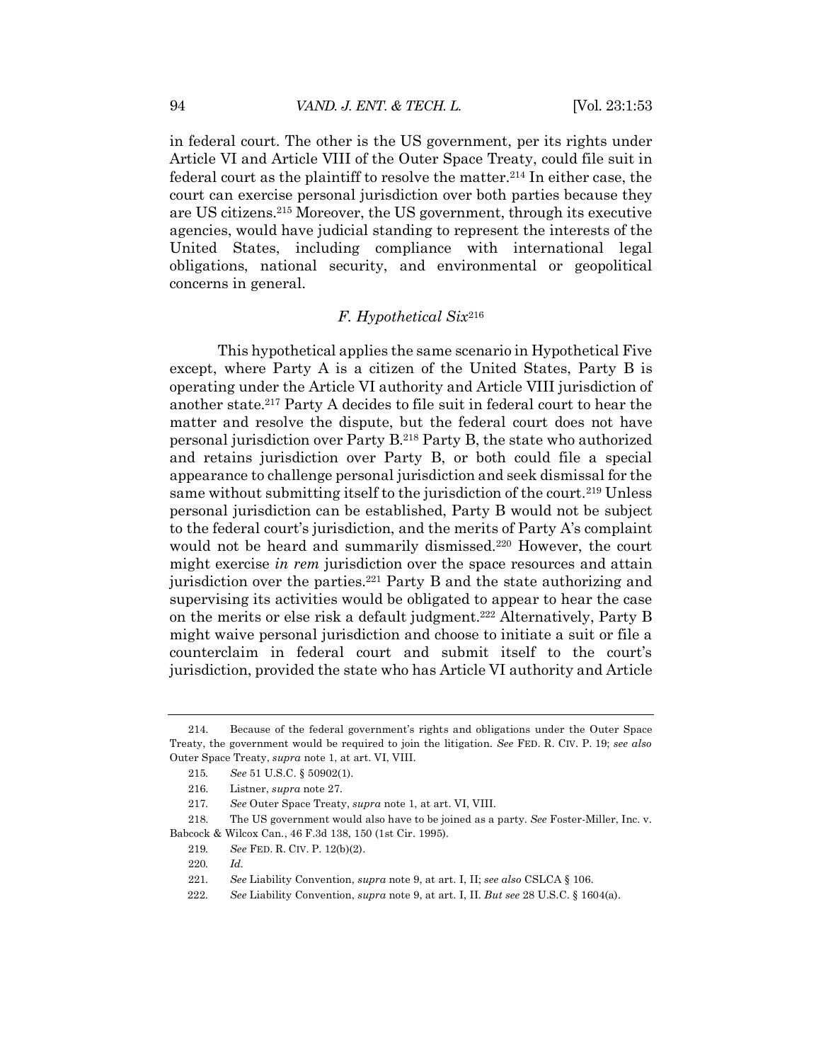in federal court. The other is the US government, per its rights under Article VI and Article VIII of the Outer Space Treaty, could file suit in federal court as the plaintiff to resolve the matter.[214] In either case, the court can exercise personal jurisdiction over both parties because they are US citizens.[215] Moreover, the US government, through its executive agencies, would have judicial standing to represent the interests of the United States, including compliance with international legal obligations, national security, and environmental or geopolitical concerns in general.

### *F. Hypothetical Six*[216]

This hypothetical applies the same scenario in Hypothetical Five except, where Party A is a citizen of the United States, Party B is operating under the Article VI authority and Article VIII jurisdiction of another state.[217] Party A decides to file suit in federal court to hear the matter and resolve the dispute, but the federal court does not have personal jurisdiction over Party B.[218] Party B, the state who authorized and retains jurisdiction over Party B, or both could file a special appearance to challenge personal jurisdiction and seek dismissal for the same without submitting itself to the jurisdiction of the court.[219] Unless personal jurisdiction can be established, Party B would not be subject to the federal court's jurisdiction, and the merits of Party A's complaint would not be heard and summarily dismissed.[220] However, the court might exercise *in rem* jurisdiction over the space resources and attain jurisdiction over the parties.[221] Party B and the state authorizing and supervising its activities would be obligated to appear to hear the case on the merits or else risk a default judgment.[222] Alternatively, Party B might waive personal jurisdiction and choose to initiate a suit or file a counterclaim in federal court and submit itself to the court's jurisdiction, provided the state who has Article VI authority and Article

---

214. Because of the federal government's rights and obligations under the Outer Space Treaty, the government would be required to join the litigation. *See* FED. R. CIV. P. 19; *see also* Outer Space Treaty, *supra* note 1, at art. VI, VIII.

215. *See* 51 U.S.C. § 50902(1).

216. Listner, *supra* note 27.

217. *See* Outer Space Treaty, *supra* note 1, at art. VI, VIII.

218. The US government would also have to be joined as a party. *See* Foster-Miller, Inc. v. Babcock & Wilcox Can., 46 F.3d 138, 150 (1st Cir. 1995).

219. *See* FED. R. CIV. P. 12(b)(2).

220. *Id.*

221. *See* Liability Convention, *supra* note 9, at art. I, II; *see also* CSLCA § 106.

222. *See* Liability Convention, *supra* note 9, at art. I, II. *But see* 28 U.S.C. § 1604(a).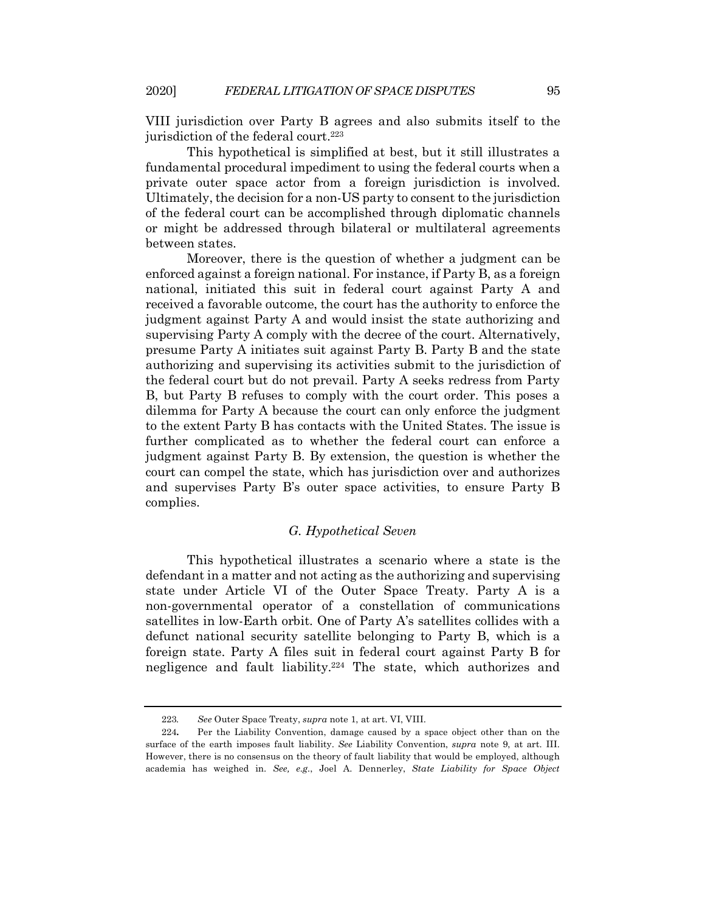VIII jurisdiction over Party B agrees and also submits itself to the jurisdiction of the federal court.[223]

This hypothetical is simplified at best, but it still illustrates a fundamental procedural impediment to using the federal courts when a private outer space actor from a foreign jurisdiction is involved. Ultimately, the decision for a non-US party to consent to the jurisdiction of the federal court can be accomplished through diplomatic channels or might be addressed through bilateral or multilateral agreements between states.

Moreover, there is the question of whether a judgment can be enforced against a foreign national. For instance, if Party B, as a foreign national, initiated this suit in federal court against Party A and received a favorable outcome, the court has the authority to enforce the judgment against Party A and would insist the state authorizing and supervising Party A comply with the decree of the court. Alternatively, presume Party A initiates suit against Party B. Party B and the state authorizing and supervising its activities submit to the jurisdiction of the federal court but do not prevail. Party A seeks redress from Party B, but Party B refuses to comply with the court order. This poses a dilemma for Party A because the court can only enforce the judgment to the extent Party B has contacts with the United States. The issue is further complicated as to whether the federal court can enforce a judgment against Party B. By extension, the question is whether the court can compel the state, which has jurisdiction over and authorizes and supervises Party B's outer space activities, to ensure Party B complies.

### *G. Hypothetical Seven*

This hypothetical illustrates a scenario where a state is the defendant in a matter and not acting as the authorizing and supervising state under Article VI of the Outer Space Treaty. Party A is a non-governmental operator of a constellation of communications satellites in low-Earth orbit. One of Party A's satellites collides with a defunct national security satellite belonging to Party B, which is a foreign state. Party A files suit in federal court against Party B for negligence and fault liability.[224] The state, which authorizes and

---

223. *See* Outer Space Treaty, *supra* note 1, at art. VI, VIII.

224. Per the Liability Convention, damage caused by a space object other than on the surface of the earth imposes fault liability. *See* Liability Convention, *supra* note 9, at art. III. However, there is no consensus on the theory of fault liability that would be employed, although academia has weighed in. *See, e.g.*, Joel A. Dennerley, *State Liability for Space Object*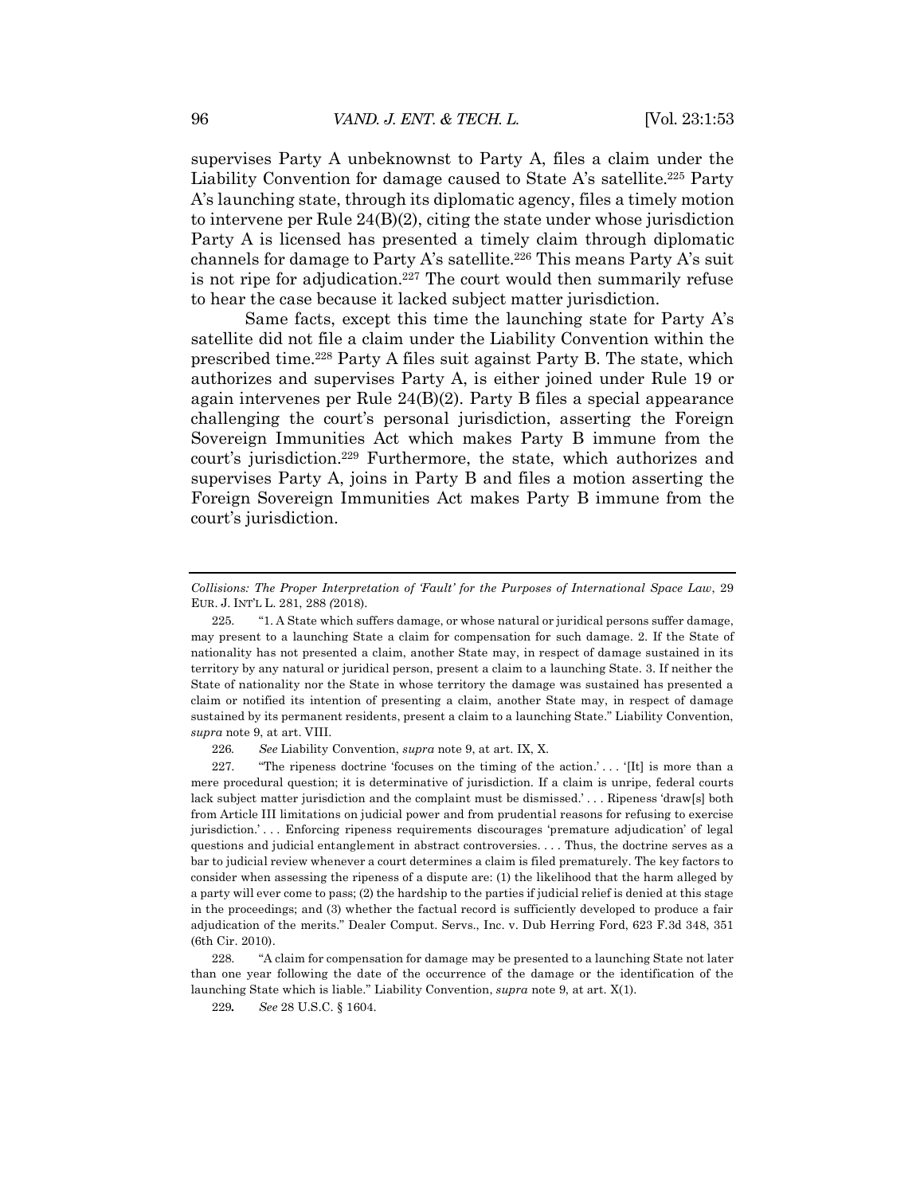supervises Party A unbeknownst to Party A, files a claim under the Liability Convention for damage caused to State A's satellite.[225] Party A's launching state, through its diplomatic agency, files a timely motion to intervene per Rule 24(B)(2), citing the state under whose jurisdiction Party A is licensed has presented a timely claim through diplomatic channels for damage to Party A's satellite.[226] This means Party A's suit is not ripe for adjudication.[227] The court would then summarily refuse to hear the case because it lacked subject matter jurisdiction.

Same facts, except this time the launching state for Party A's satellite did not file a claim under the Liability Convention within the prescribed time.[228] Party A files suit against Party B. The state, which authorizes and supervises Party A, is either joined under Rule 19 or again intervenes per Rule 24(B)(2). Party B files a special appearance challenging the court's personal jurisdiction, asserting the Foreign Sovereign Immunities Act which makes Party B immune from the court's jurisdiction.[229] Furthermore, the state, which authorizes and supervises Party A, joins in Party B and files a motion asserting the Foreign Sovereign Immunities Act makes Party B immune from the court's jurisdiction.

---

*Collisions: The Proper Interpretation of 'Fault' for the Purposes of International Space Law*, 29 EUR. J. INT'L L. 281, 288 (2018).

225. "1. A State which suffers damage, or whose natural or juridical persons suffer damage, may present to a launching State a claim for compensation for such damage. 2. If the State of nationality has not presented a claim, another State may, in respect of damage sustained in its territory by any natural or juridical person, present a claim to a launching State. 3. If neither the State of nationality nor the State in whose territory the damage was sustained has presented a claim or notified its intention of presenting a claim, another State may, in respect of damage sustained by its permanent residents, present a claim to a launching State." Liability Convention, *supra* note 9, at art. VIII.

226. *See* Liability Convention, *supra* note 9, at art. IX, X.

227. "The ripeness doctrine 'focuses on the timing of the action.' . . . '[It] is more than a mere procedural question; it is determinative of jurisdiction. If a claim is unripe, federal courts lack subject matter jurisdiction and the complaint must be dismissed.' . . . Ripeness 'draw[s] both from Article III limitations on judicial power and from prudential reasons for refusing to exercise jurisdiction.' . . . Enforcing ripeness requirements discourages 'premature adjudication' of legal questions and judicial entanglement in abstract controversies. . . . Thus, the doctrine serves as a bar to judicial review whenever a court determines a claim is filed prematurely. The key factors to consider when assessing the ripeness of a dispute are: (1) the likelihood that the harm alleged by a party will ever come to pass; (2) the hardship to the parties if judicial relief is denied at this stage in the proceedings; and (3) whether the factual record is sufficiently developed to produce a fair adjudication of the merits." Dealer Comput. Servs., Inc. v. Dub Herring Ford, 623 F.3d 348, 351 (6th Cir. 2010).

228. "A claim for compensation for damage may be presented to a launching State not later than one year following the date of the occurrence of the damage or the identification of the launching State which is liable." Liability Convention, *supra* note 9, at art. X(1).

229. *See* 28 U.S.C. § 1604.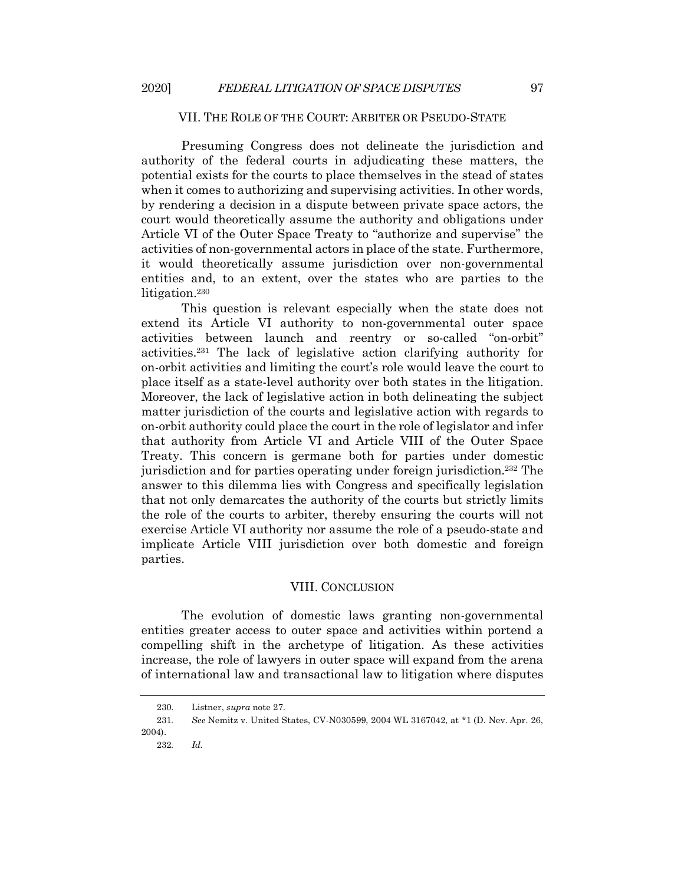## VII. THE ROLE OF THE COURT: ARBITER OR PSEUDO-STATE

Presuming Congress does not delineate the jurisdiction and authority of the federal courts in adjudicating these matters, the potential exists for the courts to place themselves in the stead of states when it comes to authorizing and supervising activities. In other words, by rendering a decision in a dispute between private space actors, the court would theoretically assume the authority and obligations under Article VI of the Outer Space Treaty to "authorize and supervise" the activities of non-governmental actors in place of the state. Furthermore, it would theoretically assume jurisdiction over non-governmental entities and, to an extent, over the states who are parties to the litigation.[230]

This question is relevant especially when the state does not extend its Article VI authority to non-governmental outer space activities between launch and reentry or so-called "on-orbit" activities.[231] The lack of legislative action clarifying authority for on-orbit activities and limiting the court's role would leave the court to place itself as a state-level authority over both states in the litigation. Moreover, the lack of legislative action in both delineating the subject matter jurisdiction of the courts and legislative action with regards to on-orbit authority could place the court in the role of legislator and infer that authority from Article VI and Article VIII of the Outer Space Treaty. This concern is germane both for parties under domestic jurisdiction and for parties operating under foreign jurisdiction.[232] The answer to this dilemma lies with Congress and specifically legislation that not only demarcates the authority of the courts but strictly limits the role of the courts to arbiter, thereby ensuring the courts will not exercise Article VI authority nor assume the role of a pseudo-state and implicate Article VIII jurisdiction over both domestic and foreign parties.

## VIII. CONCLUSION

The evolution of domestic laws granting non-governmental entities greater access to outer space and activities within portend a compelling shift in the archetype of litigation. As these activities increase, the role of lawyers in outer space will expand from the arena of international law and transactional law to litigation where disputes

---

230. Listner, *supra* note 27.

231. *See* Nemitz v. United States, CV-N030599, 2004 WL 3167042, at *1 (D. Nev. Apr. 26, 2004).

232. *Id.*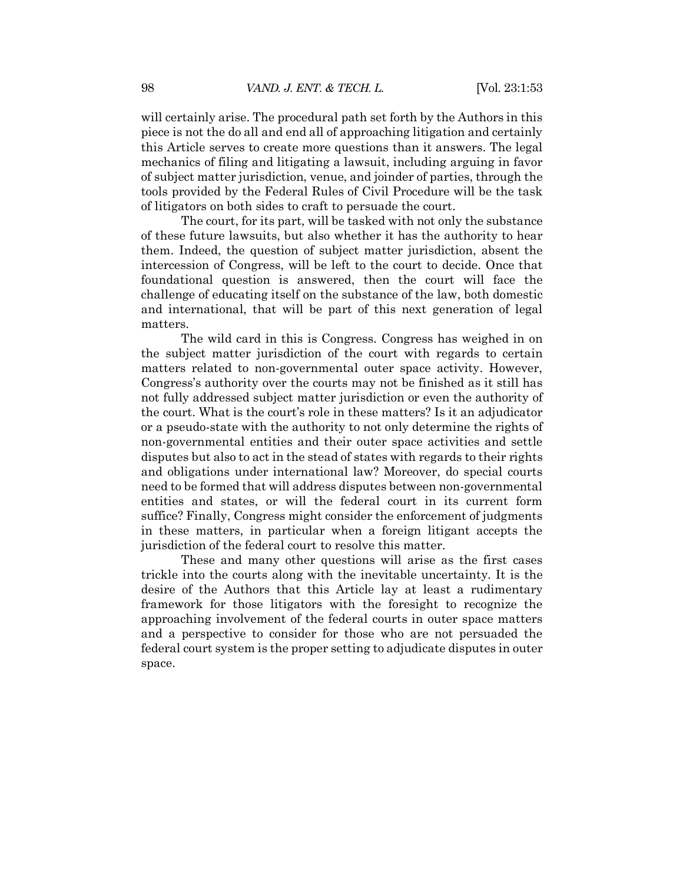will certainly arise. The procedural path set forth by the Authors in this piece is not the do all and end all of approaching litigation and certainly this Article serves to create more questions than it answers. The legal mechanics of filing and litigating a lawsuit, including arguing in favor of subject matter jurisdiction, venue, and joinder of parties, through the tools provided by the Federal Rules of Civil Procedure will be the task of litigators on both sides to craft to persuade the court.

The court, for its part, will be tasked with not only the substance of these future lawsuits, but also whether it has the authority to hear them. Indeed, the question of subject matter jurisdiction, absent the intercession of Congress, will be left to the court to decide. Once that foundational question is answered, then the court will face the challenge of educating itself on the substance of the law, both domestic and international, that will be part of this next generation of legal matters.

The wild card in this is Congress. Congress has weighed in on the subject matter jurisdiction of the court with regards to certain matters related to non-governmental outer space activity. However, Congress's authority over the courts may not be finished as it still has not fully addressed subject matter jurisdiction or even the authority of the court. What is the court's role in these matters? Is it an adjudicator or a pseudo-state with the authority to not only determine the rights of non-governmental entities and their outer space activities and settle disputes but also to act in the stead of states with regards to their rights and obligations under international law? Moreover, do special courts need to be formed that will address disputes between non-governmental entities and states, or will the federal court in its current form suffice? Finally, Congress might consider the enforcement of judgments in these matters, in particular when a foreign litigant accepts the jurisdiction of the federal court to resolve this matter.

These and many other questions will arise as the first cases trickle into the courts along with the inevitable uncertainty. It is the desire of the Authors that this Article lay at least a rudimentary framework for those litigators with the foresight to recognize the approaching involvement of the federal courts in outer space matters and a perspective to consider for those who are not persuaded the federal court system is the proper setting to adjudicate disputes in outer space.